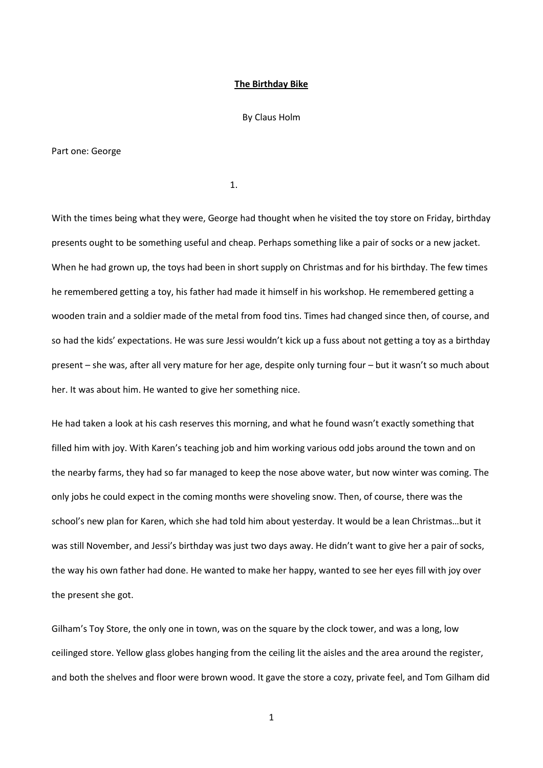# **The Birthday Bike**

By Claus Holm

Part one: George

## 1.

With the times being what they were, George had thought when he visited the toy store on Friday, birthday presents ought to be something useful and cheap. Perhaps something like a pair of socks or a new jacket. When he had grown up, the toys had been in short supply on Christmas and for his birthday. The few times he remembered getting a toy, his father had made it himself in his workshop. He remembered getting a wooden train and a soldier made of the metal from food tins. Times had changed since then, of course, and so had the kids' expectations. He was sure Jessi wouldn't kick up a fuss about not getting a toy as a birthday present – she was, after all very mature for her age, despite only turning four – but it wasn't so much about her. It was about him. He wanted to give her something nice.

He had taken a look at his cash reserves this morning, and what he found wasn't exactly something that filled him with joy. With Karen's teaching job and him working various odd jobs around the town and on the nearby farms, they had so far managed to keep the nose above water, but now winter was coming. The only jobs he could expect in the coming months were shoveling snow. Then, of course, there was the school's new plan for Karen, which she had told him about yesterday. It would be a lean Christmas…but it was still November, and Jessi's birthday was just two days away. He didn't want to give her a pair of socks, the way his own father had done. He wanted to make her happy, wanted to see her eyes fill with joy over the present she got.

Gilham's Toy Store, the only one in town, was on the square by the clock tower, and was a long, low ceilinged store. Yellow glass globes hanging from the ceiling lit the aisles and the area around the register, and both the shelves and floor were brown wood. It gave the store a cozy, private feel, and Tom Gilham did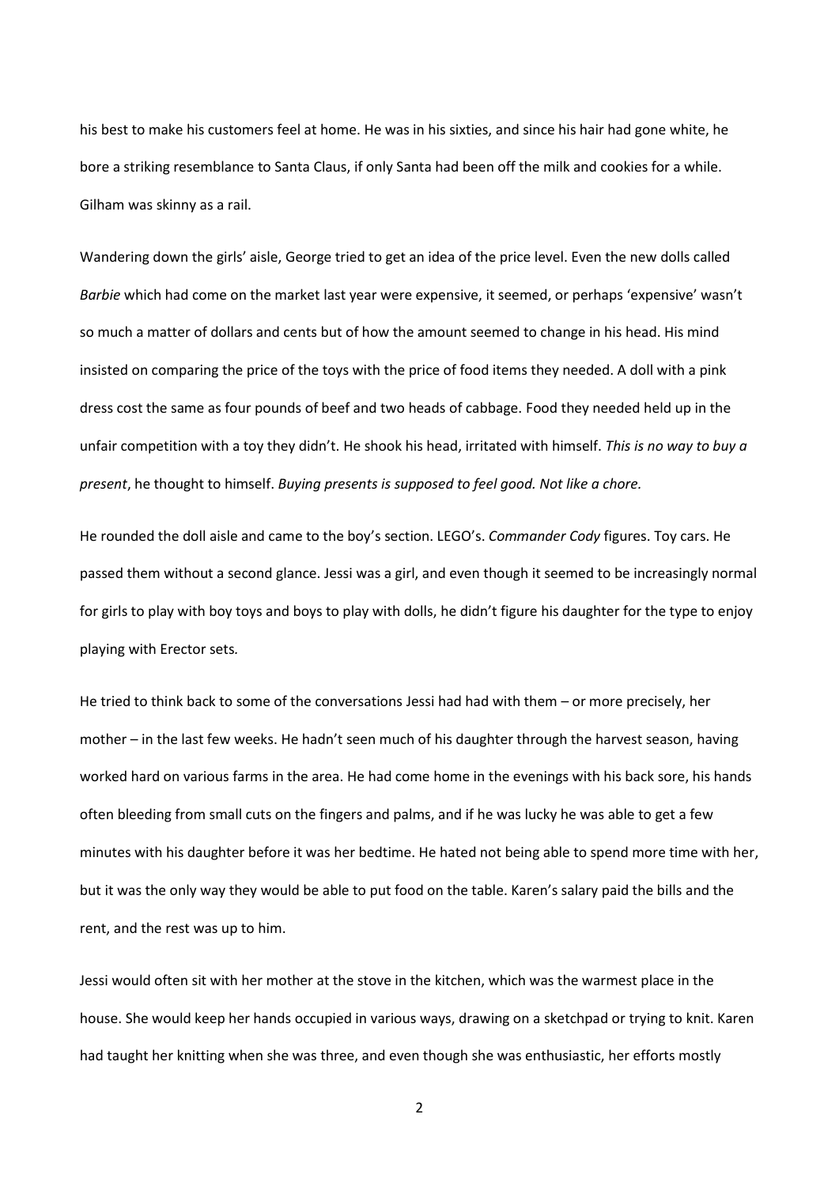his best to make his customers feel at home. He was in his sixties, and since his hair had gone white, he bore a striking resemblance to Santa Claus, if only Santa had been off the milk and cookies for a while. Gilham was skinny as a rail.

Wandering down the girls' aisle, George tried to get an idea of the price level. Even the new dolls called *Barbie* which had come on the market last year were expensive, it seemed, or perhaps 'expensive' wasn't so much a matter of dollars and cents but of how the amount seemed to change in his head. His mind insisted on comparing the price of the toys with the price of food items they needed. A doll with a pink dress cost the same as four pounds of beef and two heads of cabbage. Food they needed held up in the unfair competition with a toy they didn't. He shook his head, irritated with himself. *This is no way to buy a present*, he thought to himself. *Buying presents is supposed to feel good. Not like a chore.*

He rounded the doll aisle and came to the boy's section. LEGO's. *Commander Cody* figures. Toy cars. He passed them without a second glance. Jessi was a girl, and even though it seemed to be increasingly normal for girls to play with boy toys and boys to play with dolls, he didn't figure his daughter for the type to enjoy playing with Erector sets.

He tried to think back to some of the conversations Jessi had had with them – or more precisely, her mother – in the last few weeks. He hadn't seen much of his daughter through the harvest season, having worked hard on various farms in the area. He had come home in the evenings with his back sore, his hands often bleeding from small cuts on the fingers and palms, and if he was lucky he was able to get a few minutes with his daughter before it was her bedtime. He hated not being able to spend more time with her, but it was the only way they would be able to put food on the table. Karen's salary paid the bills and the rent, and the rest was up to him.

Jessi would often sit with her mother at the stove in the kitchen, which was the warmest place in the house. She would keep her hands occupied in various ways, drawing on a sketchpad or trying to knit. Karen had taught her knitting when she was three, and even though she was enthusiastic, her efforts mostly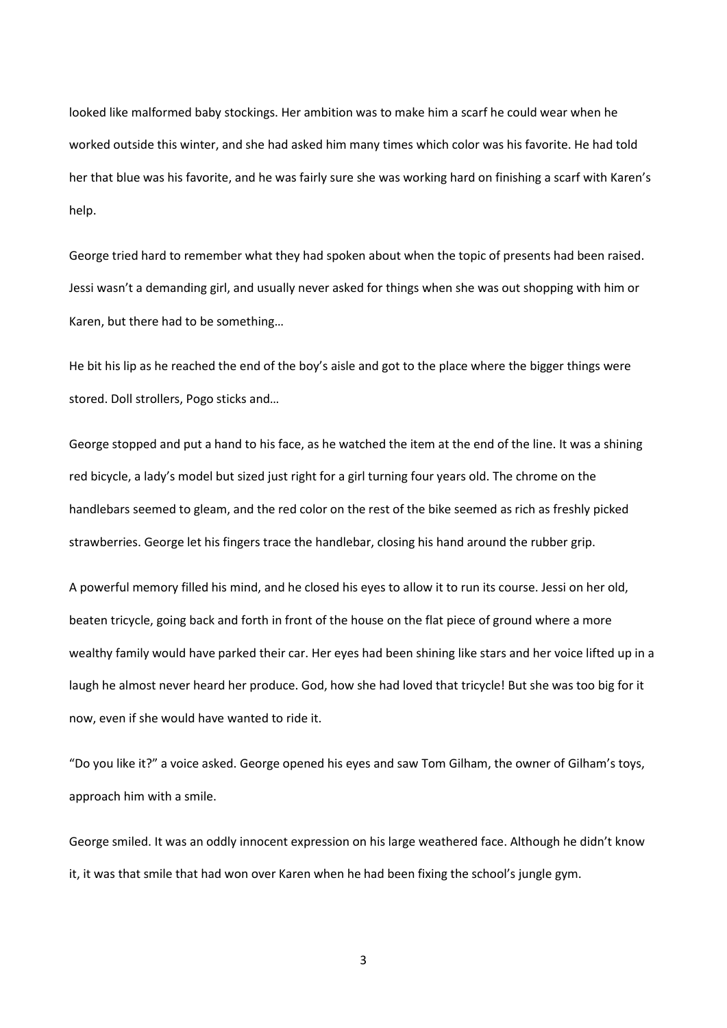looked like malformed baby stockings. Her ambition was to make him a scarf he could wear when he worked outside this winter, and she had asked him many times which color was his favorite. He had told her that blue was his favorite, and he was fairly sure she was working hard on finishing a scarf with Karen's help.

George tried hard to remember what they had spoken about when the topic of presents had been raised. Jessi wasn't a demanding girl, and usually never asked for things when she was out shopping with him or Karen, but there had to be something…

He bit his lip as he reached the end of the boy's aisle and got to the place where the bigger things were stored. Doll strollers, Pogo sticks and…

George stopped and put a hand to his face, as he watched the item at the end of the line. It was a shining red bicycle, a lady's model but sized just right for a girl turning four years old. The chrome on the handlebars seemed to gleam, and the red color on the rest of the bike seemed as rich as freshly picked strawberries. George let his fingers trace the handlebar, closing his hand around the rubber grip.

A powerful memory filled his mind, and he closed his eyes to allow it to run its course. Jessi on her old, beaten tricycle, going back and forth in front of the house on the flat piece of ground where a more wealthy family would have parked their car. Her eyes had been shining like stars and her voice lifted up in a laugh he almost never heard her produce. God, how she had loved that tricycle! But she was too big for it now, even if she would have wanted to ride it.

"Do you like it?" a voice asked. George opened his eyes and saw Tom Gilham, the owner of Gilham's toys, approach him with a smile.

George smiled. It was an oddly innocent expression on his large weathered face. Although he didn't know it, it was that smile that had won over Karen when he had been fixing the school's jungle gym.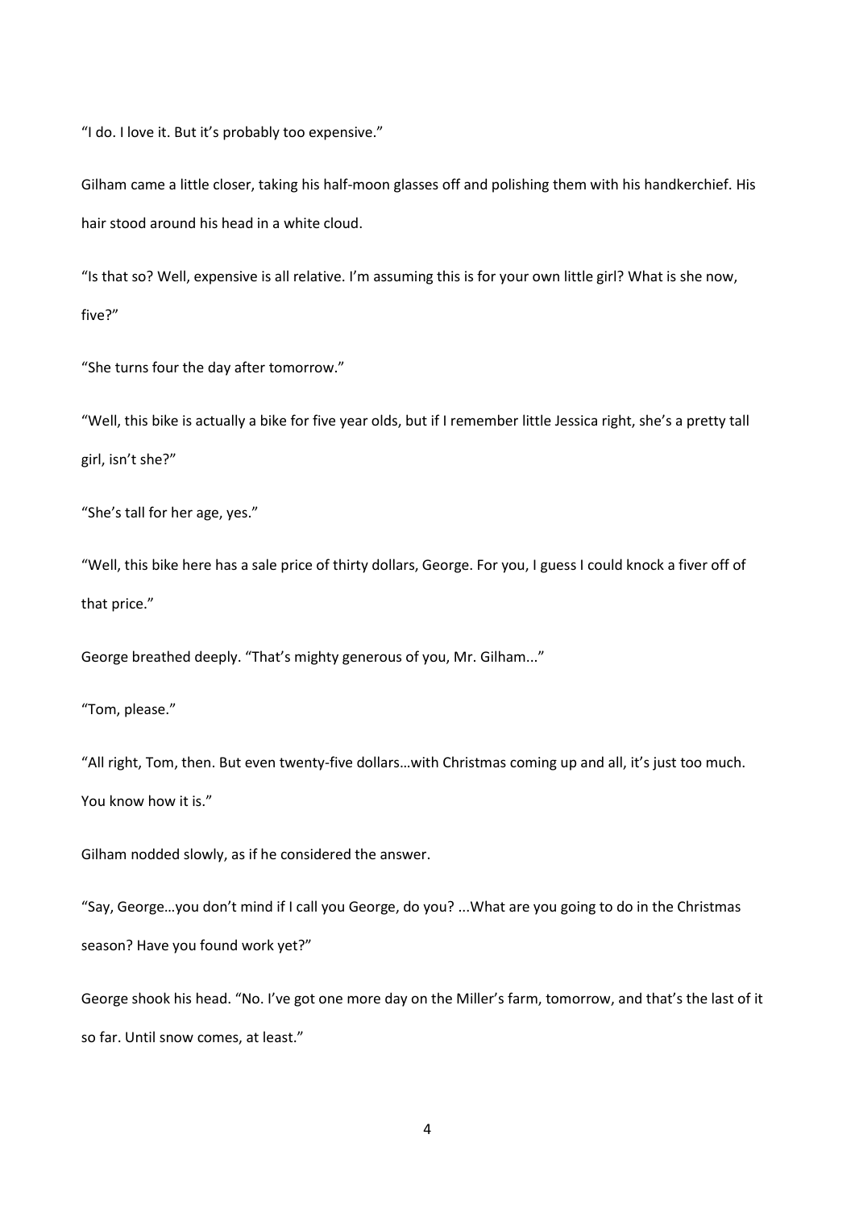“I do. I love it. But it’s probably too expensive.”

Gilham came a little closer, taking his half-moon glasses off and polishing them with his handkerchief. His hair stood around his head in a white cloud.

“Is that so? Well, expensive is all relative. I’m assuming this is for your own little girl? What is she now, five?”

“She turns four the day after tomorrow.”

“Well, this bike is actually a bike for five year olds, but if I remember little Jessica right, she’s a pretty tall girl, isn’t she?”

“She’s tall for her age, yes.”

“Well, this bike here has a sale price of thirty dollars, George. For you, I guess I could knock a fiver off of that price.”

George breathed deeply. “That’s mighty generous of you, Mr. Gilham...”

“Tom, please.”

“All right, Tom, then. But even twenty-five dollars…with Christmas coming up and all, it’s just too much. You know how it is.”

Gilham nodded slowly, as if he considered the answer.

“Say, George…you don’t mind if I call you George, do you? ...What are you going to do in the Christmas season? Have you found work yet?”

George shook his head. “No. I’ve got one more day on the Miller’s farm, tomorrow, and that’s the last of it so far. Until snow comes, at least.”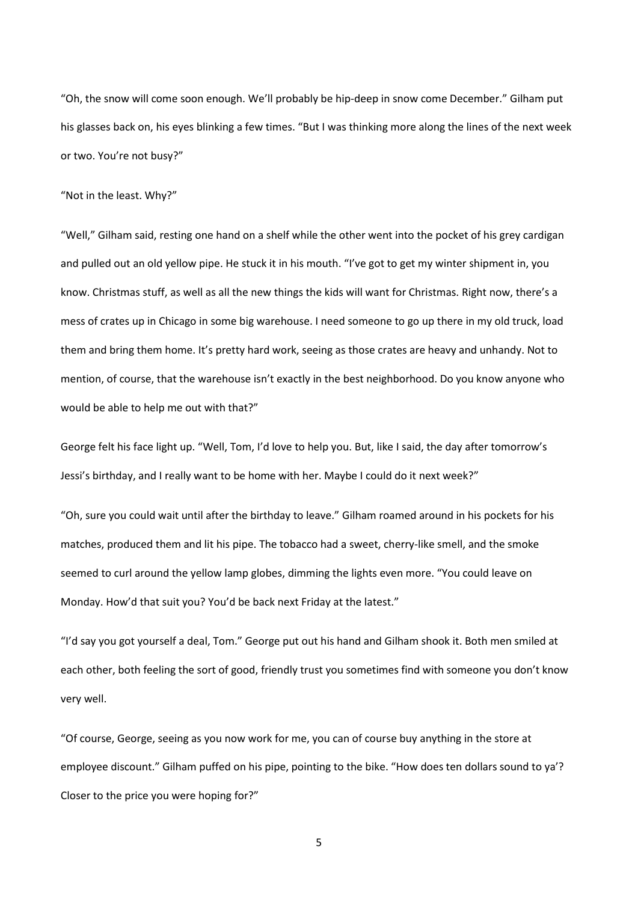"Oh, the snow will come soon enough. We'll probably be hip-deep in snow come December." Gilham put his glasses back on, his eyes blinking a few times. "But I was thinking more along the lines of the next week or two. You're not busy?"

"Not in the least. Why?"

"Well," Gilham said, resting one hand on a shelf while the other went into the pocket of his grey cardigan and pulled out an old yellow pipe. He stuck it in his mouth. "I've got to get my winter shipment in, you know. Christmas stuff, as well as all the new things the kids will want for Christmas. Right now, there's a mess of crates up in Chicago in some big warehouse. I need someone to go up there in my old truck, load them and bring them home. It's pretty hard work, seeing as those crates are heavy and unhandy. Not to mention, of course, that the warehouse isn't exactly in the best neighborhood. Do you know anyone who would be able to help me out with that?"

George felt his face light up. "Well, Tom, I'd love to help you. But, like I said, the day after tomorrow's Jessi's birthday, and I really want to be home with her. Maybe I could do it next week?"

"Oh, sure you could wait until after the birthday to leave." Gilham roamed around in his pockets for his matches, produced them and lit his pipe. The tobacco had a sweet, cherry-like smell, and the smoke seemed to curl around the yellow lamp globes, dimming the lights even more. "You could leave on Monday. How'd that suit you? You'd be back next Friday at the latest."

"I'd say you got yourself a deal, Tom." George put out his hand and Gilham shook it. Both men smiled at each other, both feeling the sort of good, friendly trust you sometimes find with someone you don't know very well.

"Of course, George, seeing as you now work for me, you can of course buy anything in the store at employee discount." Gilham puffed on his pipe, pointing to the bike. "How does ten dollars sound to ya'? Closer to the price you were hoping for?"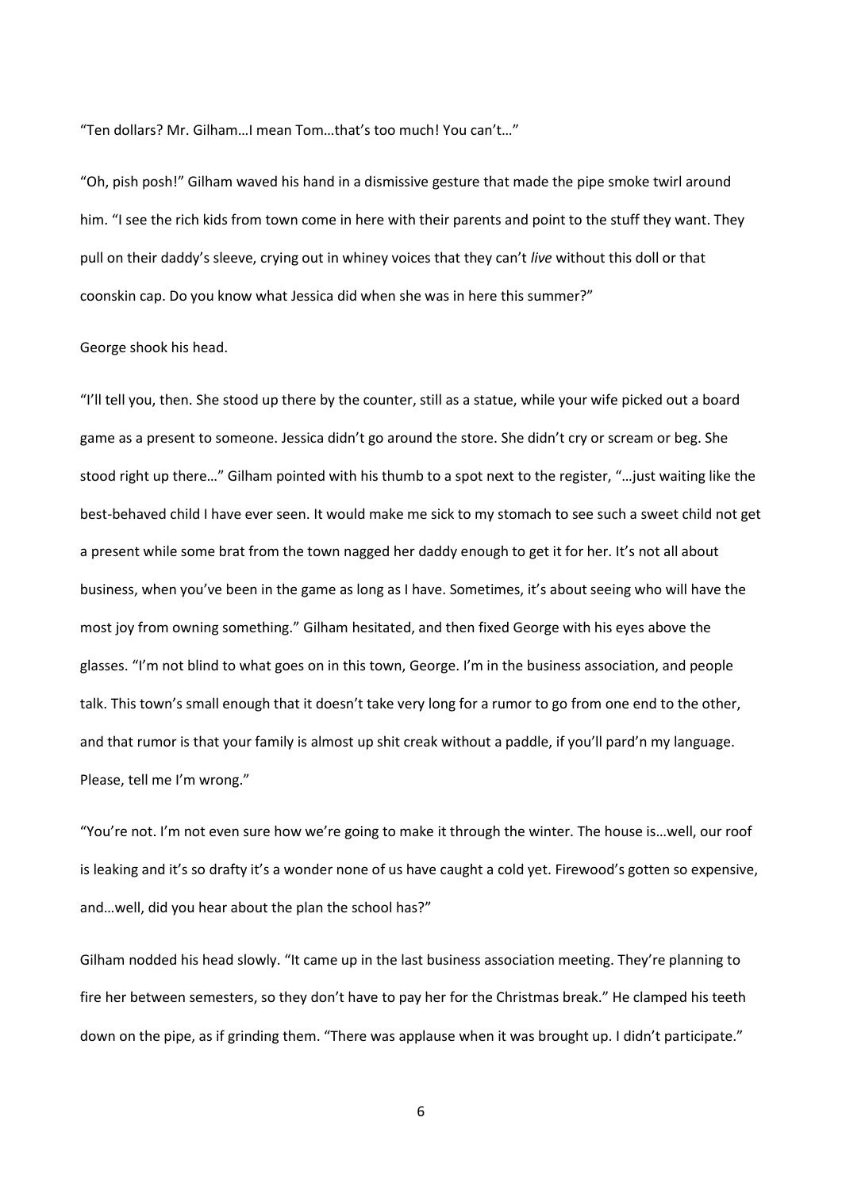"Ten dollars? Mr. Gilham…I mean Tom…that's too much! You can't…"

"Oh, pish posh!" Gilham waved his hand in a dismissive gesture that made the pipe smoke twirl around him. "I see the rich kids from town come in here with their parents and point to the stuff they want. They pull on their daddy's sleeve, crying out in whiney voices that they can't *live* without this doll or that coonskin cap. Do you know what Jessica did when she was in here this summer?"

George shook his head.

"I'll tell you, then. She stood up there by the counter, still as a statue, while your wife picked out a board game as a present to someone. Jessica didn't go around the store. She didn't cry or scream or beg. She stood right up there…" Gilham pointed with his thumb to a spot next to the register, "…just waiting like the best-behaved child I have ever seen. It would make me sick to my stomach to see such a sweet child not get a present while some brat from the town nagged her daddy enough to get it for her. It's not all about business, when you've been in the game as long as I have. Sometimes, it's about seeing who will have the most joy from owning something." Gilham hesitated, and then fixed George with his eyes above the glasses. "I'm not blind to what goes on in this town, George. I'm in the business association, and people talk. This town's small enough that it doesn't take very long for a rumor to go from one end to the other, and that rumor is that your family is almost up shit creek without a paddle, if you'll pard'n my language. Please, tell me I'm wrong."

"You're not. I'm not even sure how we're going to make it through the winter. The house is…well, our roof is leaking and it's so drafty it's a wonder none of us have caught a cold yet. Firewood's gotten so expensive, and…well, did you hear about the plan the school has?"

Gilham nodded his head slowly. "It came up in the last business association meeting. They're planning to fire her between semesters, so they don't have to pay her for the Christmas break." He clamped his teeth down on the pipe, as if grinding them. "There was applause when it was brought up. I didn't participate."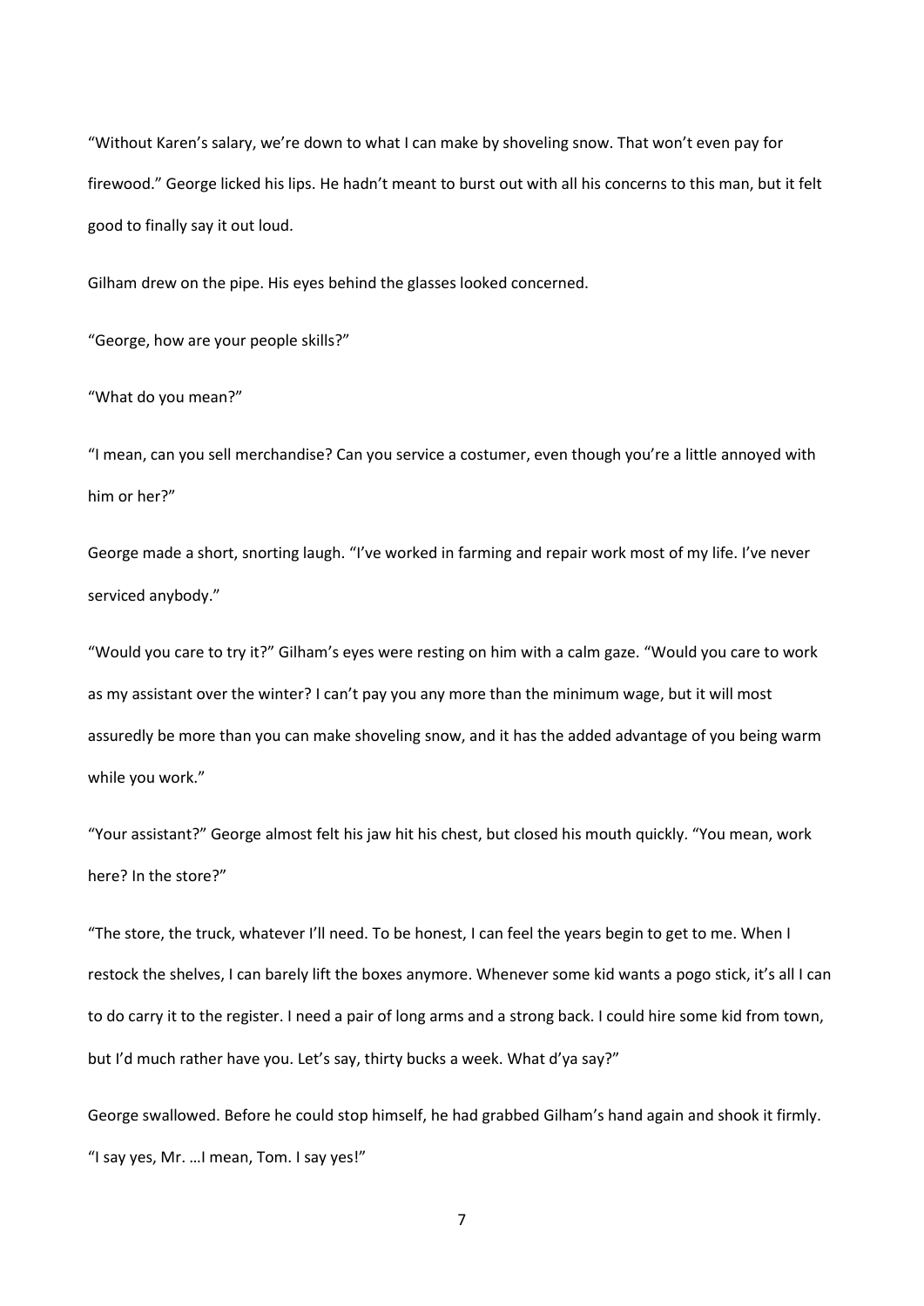"Without Karen's salary, we're down to what I can make by shoveling snow. That won't even pay for firewood." George licked his lips. He hadn't meant to burst out with all his concerns to this man, but it felt good to finally say it out loud.

Gilham drew on the pipe. His eyes behind the glasses looked concerned.

"George, how are your people skills?"

"What do you mean?"

"I mean, can you sell merchandise? Can you service a costumer, even though you're a little annoyed with him or her?"

George made a short, snorting laugh. "I've worked in farming and repair work most of my life. I've never serviced anybody."

"Would you care to try it?" Gilham's eyes were resting on him with a calm gaze. "Would you care to work as my assistant over the winter? I can't pay you any more than the minimum wage, but it will most assuredly be more than you can make shoveling snow, and it has the added advantage of you being warm while you work."

"Your assistant?" George almost felt his jaw hit his chest, but closed his mouth quickly. "You mean, work here? In the store?"

"The store, the truck, whatever I'll need. To be honest, I can feel the years begin to get to me. When I restock the shelves, I can barely lift the boxes anymore. Whenever some kid wants a pogo stick, it's all I can to do carry it to the register. I need a pair of long arms and a strong back. I could hire some kid from town, but I'd much rather have you. Let's say, thirty bucks a week. What d'ya say?"

George swallowed. Before he could stop himself, he had grabbed Gilham's hand again and shook it firmly. "I say yes, Mr. …I mean, Tom. I say yes!"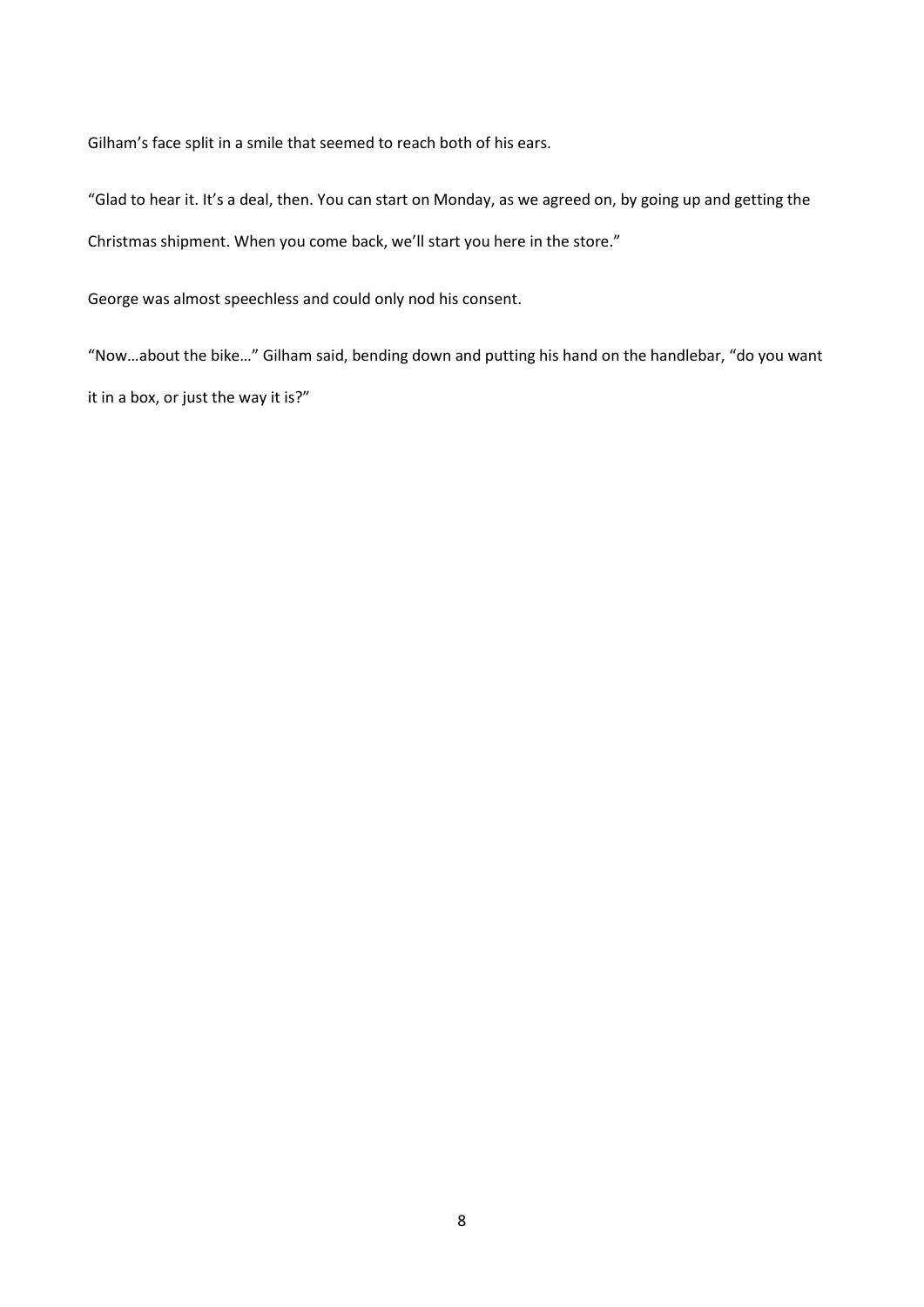Gilham's face split in a smile that seemed to reach both of his ears.

"Glad to hear it. It's a deal, then. You can start on Monday, as we agreed on, by going up and getting the Christmas shipment. When you come back, we'll start you here in the store."

George was almost speechless and could only nod his consent.

"Now…about the bike…" Gilham said, bending down and putting his hand on the handlebar, "do you want it in a box, or just the way it is?"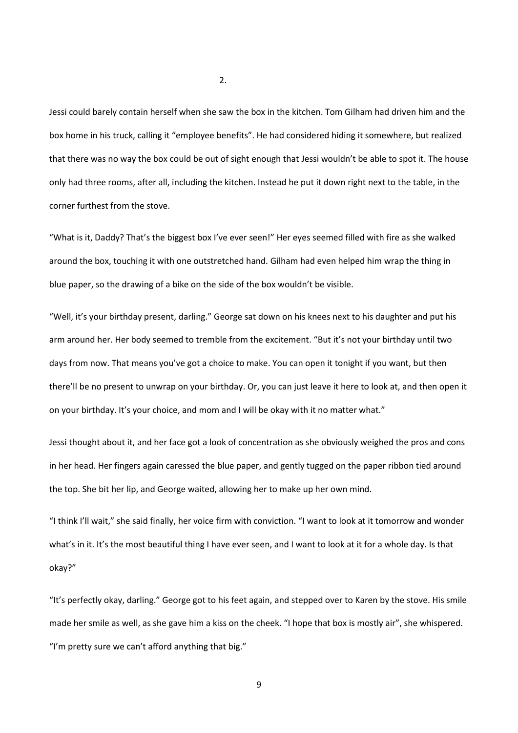## 2.

Jessi could barely contain herself when she saw the box in the kitchen. Tom Gilham had driven him and the box home in his truck, calling it "employee benefits". He had considered hiding it somewhere, but realized that there was no way the box could be out of sight enough that Jessi wouldn't be able to spot it. The house only had three rooms, after all, including the kitchen. Instead he put it down right next to the table, in the corner furthest from the stove.

"What is it, Daddy? That's the biggest box I've ever seen!" Her eyes seemed filled with fire as she walked around the box, touching it with one outstretched hand. Gilham had even helped him wrap the thing in blue paper, so the drawing of a bike on the side of the box wouldn't be visible.

"Well, it's your birthday present, darling." George sat down on his knees next to his daughter and put his arm around her. Her body seemed to tremble from the excitement. "But it's not your birthday until two days from now. That means you've got a choice to make. You can open it tonight if you want, but then there'll be no present to unwrap on your birthday. Or, you can just leave it here to look at, and then open it on your birthday. It's your choice, and mom and I will be okay with it no matter what."

Jessi thought about it, and her face got a look of concentration as she obviously weighed the pros and cons in her head. Her fingers again caressed the blue paper, and gently tugged on the paper ribbon tied around the top. She bit her lip, and George waited, allowing her to make up her own mind.

"I think I'll wait," she said finally, her voice firm with conviction. "I want to look at it tomorrow and wonder what's in it. It's the most beautiful thing I have ever seen, and I want to look at it for a whole day. Is that okay?"

"It's perfectly okay, darling." George got to his feet again, and stepped over to Karen by the stove. His smile made her smile as well, as she gave him a kiss on the cheek. "I hope that box is mostly air", she whispered. "I'm pretty sure we can't afford anything that big."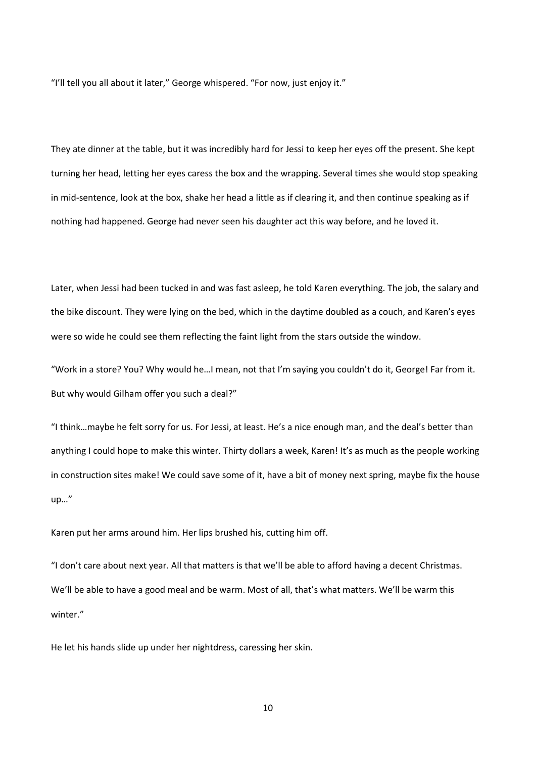"I'll tell you all about it later," George whispered. "For now, just enjoy it."

They ate dinner at the table, but it was incredibly hard for Jessi to keep her eyes off the present. She kept turning her head, letting her eyes caress the box and the wrapping. Several times she would stop speaking in mid-sentence, look at the box, shake her head a little as if clearing it, and then continue speaking as if nothing had happened. George had never seen his daughter act this way before, and he loved it.

Later, when Jessi had been tucked in and was fast asleep, he told Karen everything. The job, the salary and the bike discount. They were lying on the bed, which in the daytime doubled as a couch, and Karen's eyes were so wide he could see them reflecting the faint light from the stars outside the window.

"Work in a store? You? Why would he…I mean, not that I'm saying you couldn't do it, George! Far from it. But why would Gilham offer you such a deal?"

"I think…maybe he felt sorry for us. For Jessi, at least. He's a nice enough man, and the deal's better than anything I could hope to make this winter. Thirty dollars a week, Karen! It's as much as the people working in construction sites make! We could save some of it, have a bit of money next spring, maybe fix the house up…"

Karen put her arms around him. Her lips brushed his, cutting him off.

"I don't care about next year. All that matters is that we'll be able to afford having a decent Christmas. We'll be able to have a good meal and be warm. Most of all, that's what matters. We'll be warm this winter."

He let his hands slide up under her nightdress, caressing her skin.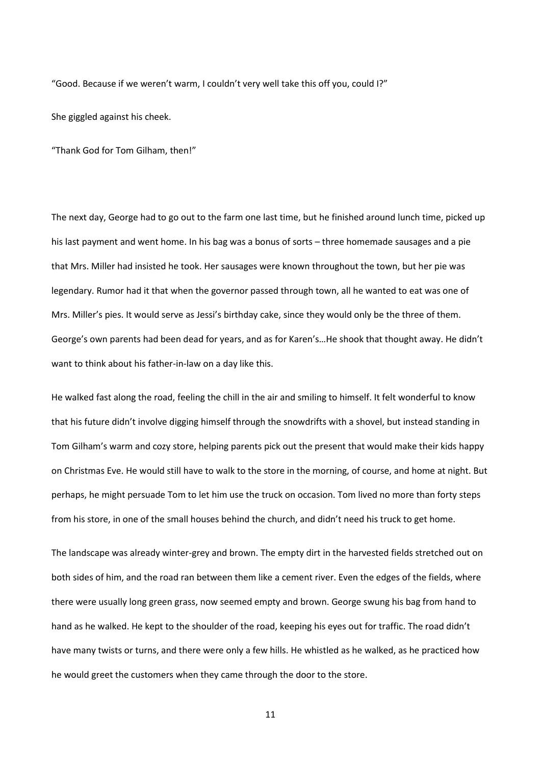"Good. Because if we weren't warm, I couldn't very well take this off you, could I?"

She giggled against his cheek.

"Thank God for Tom Gilham, then!"

The next day, George had to go out to the farm one last time, but he finished around lunch time, picked up his last payment and went home. In his bag was a bonus of sorts – three homemade sausages and a pie that Mrs. Miller had insisted he took. Her sausages were known throughout the town, but her pie was legendary. Rumor had it that when the governor passed through town, all he wanted to eat was one of Mrs. Miller's pies. It would serve as Jessi's birthday cake, since they would only be the three of them. George's own parents had been dead for years, and as for Karen's…He shook that thought away. He didn't want to think about his father-in-law on a day like this.

He walked fast along the road, feeling the chill in the air and smiling to himself. It felt wonderful to know that his future didn't involve digging himself through the snowdrifts with a shovel, but instead standing in Tom Gilham's warm and cozy store, helping parents pick out the present that would make their kids happy on Christmas Eve. He would still have to walk to the store in the morning, of course, and home at night. But perhaps, he might persuade Tom to let him use the truck on occasion. Tom lived no more than forty steps from his store, in one of the small houses behind the church, and didn't need his truck to get home.

The landscape was already winter-grey and brown. The empty dirt in the harvested fields stretched out on both sides of him, and the road ran between them like a cement river. Even the edges of the fields, where there were usually long green grass, now seemed empty and brown. George swung his bag from hand to hand as he walked. He kept to the shoulder of the road, keeping his eyes out for traffic. The road didn't have many twists or turns, and there were only a few hills. He whistled as he walked, as he practiced how he would greet the customers when they came through the door to the store.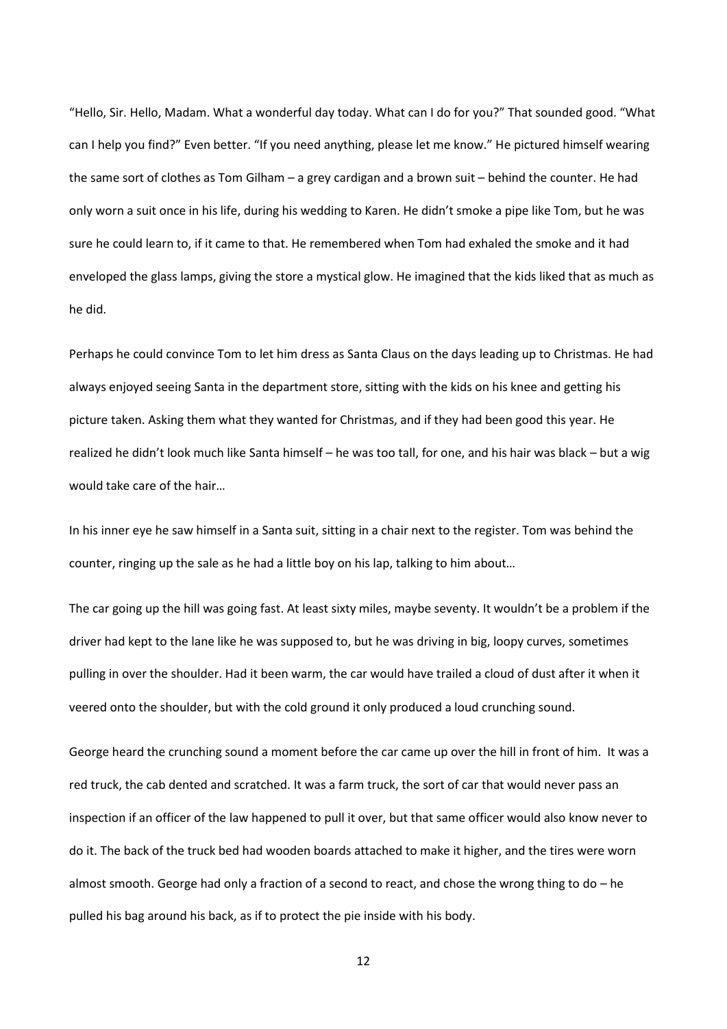"Hello, Sir. Hello, Madam. What a wonderful day today. What can I do for you?" That sounded good. "What can I help you find?" Even better. "If you need anything, please let me know." He pictured himself wearing the same sort of clothes as Tom Gilham – a grey cardigan and a brown suit – behind the counter. He had only worn a suit once in his life, during his wedding to Karen. He didn't smoke a pipe like Tom, but he was sure he could learn to, if it came to that. He remembered when Tom had exhaled the smoke and it had enveloped the glass lamps, giving the store a mystical glow. He imagined that the kids liked that as much as he did.

Perhaps he could convince Tom to let him dress as Santa Claus on the days leading up to Christmas. He had always enjoyed seeing Santa in the department store, sitting with the kids on his knee and getting his picture taken. Asking them what they wanted for Christmas, and if they had been good this year. He realized he didn't look much like Santa himself – he was too tall, for one, and his hair was black – but a wig would take care of the hair…

In his inner eye he saw himself in a Santa suit, sitting in a chair next to the register. Tom was behind the counter, ringing up the sale as he had a little boy on his lap, talking to him about…

The car going up the hill was going fast. At least sixty miles, maybe seventy. It wouldn't be a problem if the driver had kept to the lane like he was supposed to, but he was driving in big, loopy curves, sometimes pulling in over the shoulder. Had it been warm, the car would have trailed a cloud of dust after it when it veered onto the shoulder, but with the cold ground it only produced a loud crunching sound.

George heard the crunching sound a moment before the car came up over the hill in front of him. It was a red truck, the cab dented and scratched. It was a farm truck, the sort of car that would never pass an inspection if an officer of the law happened to pull it over, but that same officer would also know never to do it. The back of the truck bed had wooden boards attached to make it higher, and the tires were worn almost smooth. George had only a fraction of a second to react, and chose the wrong thing to do – he pulled his bag around his back, as if to protect the pie inside with his body.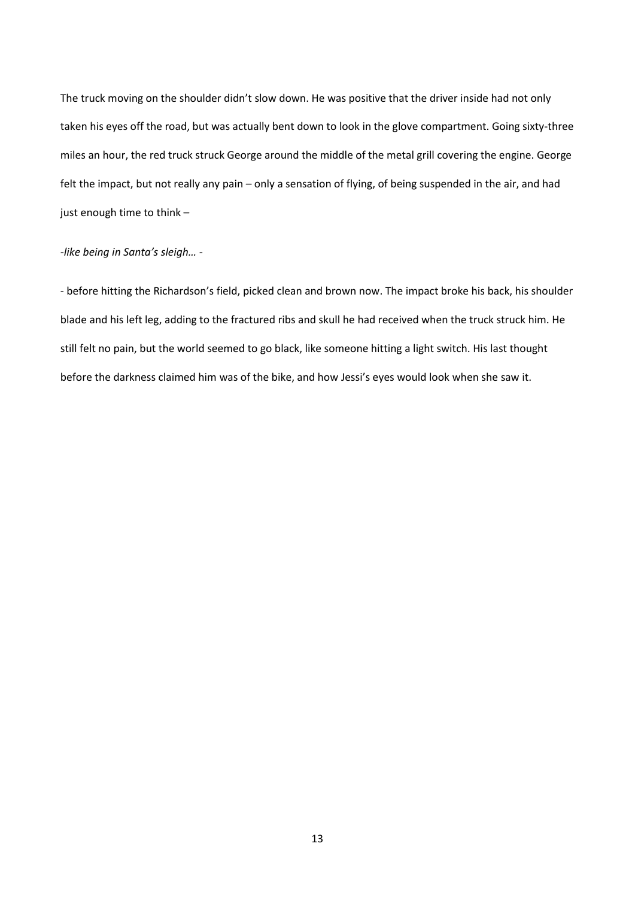The truck moving on the shoulder didn't slow down. He was positive that the driver inside had not only taken his eyes off the road, but was actually bent down to look in the glove compartment. Going sixty-three miles an hour, the red truck struck George around the middle of the metal grill covering the engine. George felt the impact, but not really any pain – only a sensation of flying, of being suspended in the air, and had just enough time to think –

*-like being in Santa's sleigh…* -

- before hitting the Richardson's field, picked clean and brown now. The impact broke his back, his shoulder blade and his left leg, adding to the fractured ribs and skull he had received when the truck struck him. He still felt no pain, but the world seemed to go black, like someone hitting a light switch. His last thought before the darkness claimed him was of the bike, and how Jessi's eyes would look when she saw it.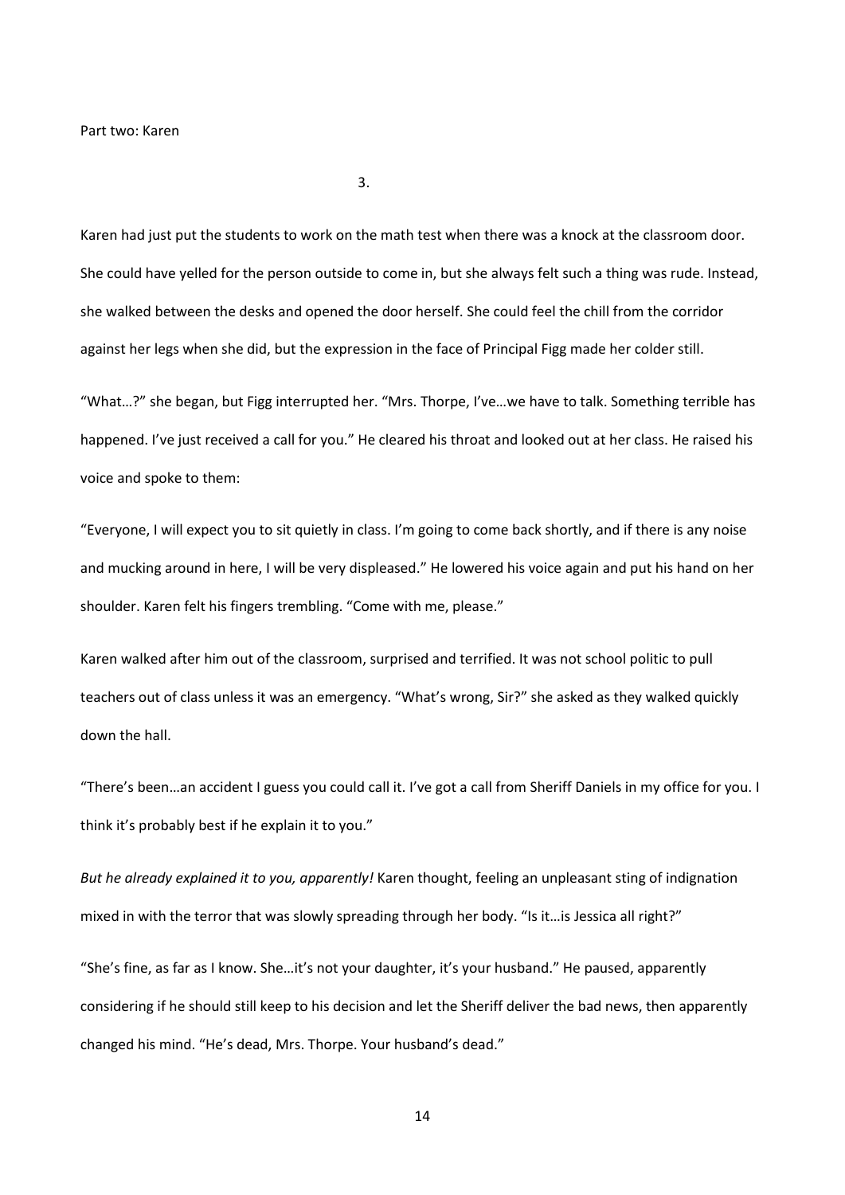Part two: Karen

3.

Karen had just put the students to work on the math test when there was a knock at the classroom door. She could have yelled for the person outside to come in, but she always felt such a thing was rude. Instead, she walked between the desks and opened the door herself. She could feel the chill from the corridor against her legs when she did, but the expression in the face of Principal Figg made her colder still.

"What…?" she began, but Figg interrupted her. "Mrs. Thorpe, I've…we have to talk. Something terrible has happened. I've just received a call for you." He cleared his throat and looked out at her class. He raised his voice and spoke to them:

"Everyone, I will expect you to sit quietly in class. I'm going to come back shortly, and if there is any noise and mucking around in here, I will be very displeased." He lowered his voice again and put his hand on her shoulder. Karen felt his fingers trembling. "Come with me, please."

Karen walked after him out of the classroom, surprised and terrified. It was not school politic to pull teachers out of class unless it was an emergency. "What's wrong, Sir?" she asked as they walked quickly down the hall.

"There's been…an accident I guess you could call it. I've got a call from Sheriff Daniels in my office for you. I think it's probably best if he explain it to you."

*But he already explained it to you, apparently!* Karen thought, feeling an unpleasant sting of indignation mixed in with the terror that was slowly spreading through her body. "Is it…is Jessica all right?"

"She's fine, as far as I know. She…it's not your daughter, it's your husband." He paused, apparently considering if he should still keep to his decision and let the Sheriff deliver the bad news, then apparently changed his mind. "He's dead, Mrs. Thorpe. Your husband's dead."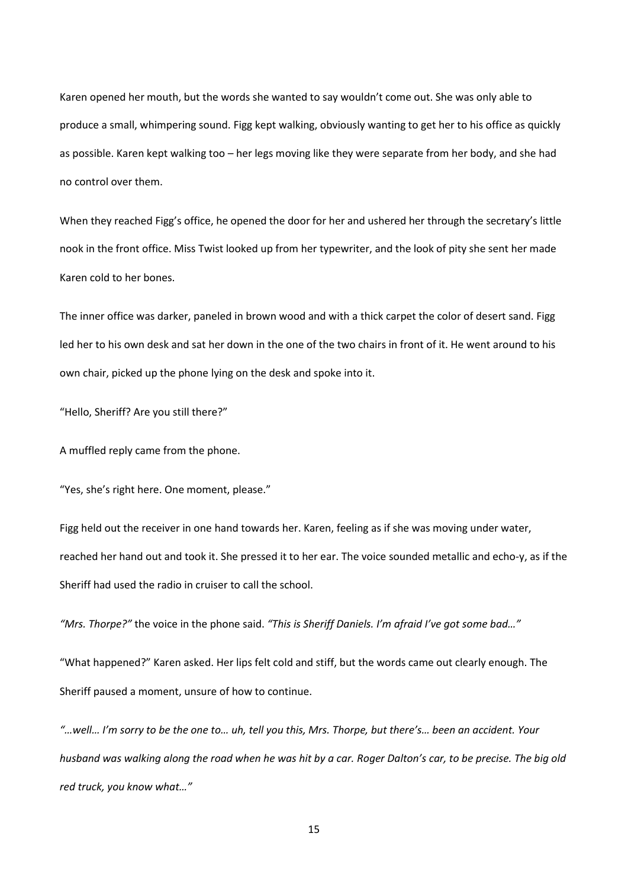Karen opened her mouth, but the words she wanted to say wouldn't come out. She was only able to produce a small, whimpering sound. Figg kept walking, obviously wanting to get her to his office as quickly as possible. Karen kept walking too – her legs moving like they were separate from her body, and she had no control over them.

When they reached Figg's office, he opened the door for her and ushered her through the secretary's little nook in the front office. Miss Twist looked up from her typewriter, and the look of pity she sent her made Karen cold to her bones.

The inner office was darker, paneled in brown wood and with a thick carpet the color of desert sand. Figg led her to his own desk and sat her down in the one of the two chairs in front of it. He went around to his own chair, picked up the phone lying on the desk and spoke into it.

"Hello, Sheriff? Are you still there?"

A muffled reply came from the phone.

"Yes, she's right here. One moment, please."

Figg held out the receiver in one hand towards her. Karen, feeling as if she was moving under water, reached her hand out and took it. She pressed it to her ear. The voice sounded metallic and echo-y, as if the Sheriff had used the radio in cruiser to call the school.

*"Mrs. Thorpe?"* the voice in the phone said. *"This is Sheriff Daniels. I'm afraid I've got some bad…"*

"What happened?" Karen asked. Her lips felt cold and stiff, but the words came out clearly enough. The Sheriff paused a moment, unsure of how to continue.

*"…well… I'm sorry to be the one to… uh, tell you this, Mrs. Thorpe, but there's… been an accident. Your husband was walking along the road when he was hit by a car. Roger Dalton's car, to be precise. The big old red truck, you know what…"*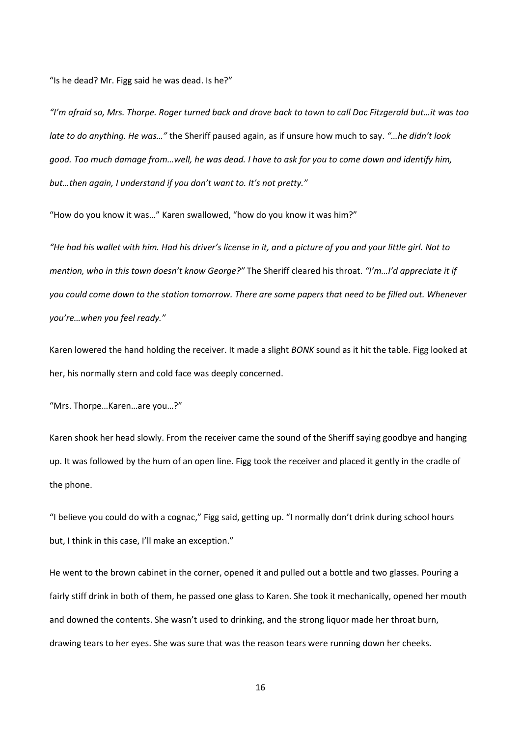"Is he dead? Mr. Figg said he was dead. Is he?"

*"I'm afraid so, Mrs. Thorpe. Roger turned back and drove back to town to call Doc Fitzgerald but…it was too late to do anything. He was…"* the Sheriff paused again, as if unsure how much to say. *"…he didn't look good. Too much damage from…well, he was dead. I have to ask for you to come down and identify him, but…then again, I understand if you don't want to. It's not pretty."*

"How do you know it was…" Karen swallowed, "how do you know it was him?"

*"He had his wallet with him. Had his driver's license in it, and a picture of you and your little girl. Not to mention, who in this town doesn't know George?"* The Sheriff cleared his throat. *"I'm…I'd appreciate it if you could come down to the station tomorrow. There are some papers that need to be filled out. Whenever you're…when you feel ready."*

Karen lowered the hand holding the receiver. It made a slight *BONK* sound as it hit the table. Figg looked at her, his normally stern and cold face was deeply concerned.

"Mrs. Thorpe…Karen…are you…?"

Karen shook her head slowly. From the receiver came the sound of the Sheriff saying goodbye and hanging up. It was followed by the hum of an open line. Figg took the receiver and placed it gently in the cradle of the phone.

"I believe you could do with a cognac," Figg said, getting up. "I normally don't drink during school hours but, I think in this case, I'll make an exception."

He went to the brown cabinet in the corner, opened it and pulled out a bottle and two glasses. Pouring a fairly stiff drink in both of them, he passed one glass to Karen. She took it mechanically, opened her mouth and downed the contents. She wasn't used to drinking, and the strong liquor made her throat burn, drawing tears to her eyes. She was sure that was the reason tears were running down her cheeks.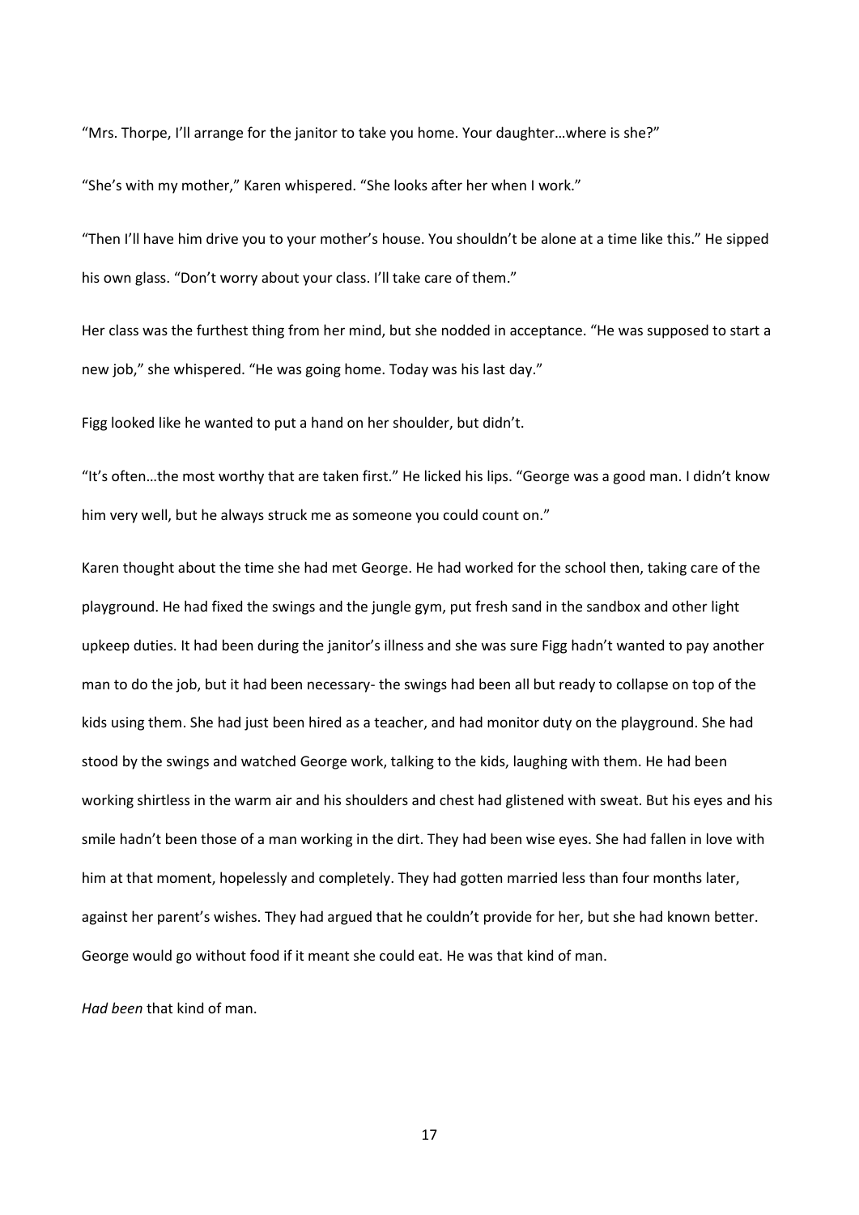"Mrs. Thorpe, I'll arrange for the janitor to take you home. Your daughter…where is she?"

"She's with my mother," Karen whispered. "She looks after her when I work."

"Then I'll have him drive you to your mother's house. You shouldn't be alone at a time like this." He sipped his own glass. "Don't worry about your class. I'll take care of them."

Her class was the furthest thing from her mind, but she nodded in acceptance. "He was supposed to start a new job," she whispered. "He was going home. Today was his last day."

Figg looked like he wanted to put a hand on her shoulder, but didn't.

"It's often…the most worthy that are taken first." He licked his lips. "George was a good man. I didn't know him very well, but he always struck me as someone you could count on."

Karen thought about the time she had met George. He had worked for the school then, taking care of the playground. He had fixed the swings and the jungle gym, put fresh sand in the sandbox and other light upkeep duties. It had been during the janitor's illness and she was sure Figg hadn't wanted to pay another man to do the job, but it had been necessary- the swings had been all but ready to collapse on top of the kids using them. She had just been hired as a teacher, and had monitor duty on the playground. She had stood by the swings and watched George work, talking to the kids, laughing with them. He had been working shirtless in the warm air and his shoulders and chest had glistened with sweat. But his eyes and his smile hadn't been those of a man working in the dirt. They had been wise eyes. She had fallen in love with him at that moment, hopelessly and completely. They had gotten married less than four months later, against her parent's wishes. They had argued that he couldn't provide for her, but she had known better. George would go without food if it meant she could eat. He was that kind of man.

*Had been* that kind of man.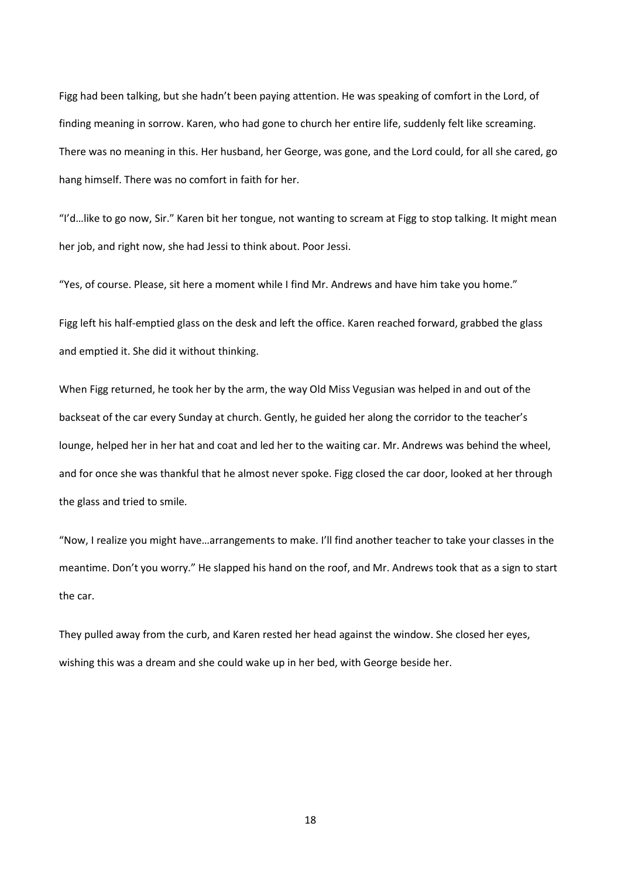Figg had been talking, but she hadn't been paying attention. He was speaking of comfort in the Lord, of finding meaning in sorrow. Karen, who had gone to church her entire life, suddenly felt like screaming. There was no meaning in this. Her husband, her George, was gone, and the Lord could, for all she cared, go hang himself. There was no comfort in faith for her.

"I'd…like to go now, Sir." Karen bit her tongue, not wanting to scream at Figg to stop talking. It might mean her job, and right now, she had Jessi to think about. Poor Jessi.

"Yes, of course. Please, sit here a moment while I find Mr. Andrews and have him take you home."

Figg left his half-emptied glass on the desk and left the office. Karen reached forward, grabbed the glass and emptied it. She did it without thinking.

When Figg returned, he took her by the arm, the way Old Miss Vegusian was helped in and out of the backseat of the car every Sunday at church. Gently, he guided her along the corridor to the teacher's lounge, helped her in her hat and coat and led her to the waiting car. Mr. Andrews was behind the wheel, and for once she was thankful that he almost never spoke. Figg closed the car door, looked at her through the glass and tried to smile.

"Now, I realize you might have…arrangements to make. I'll find another teacher to take your classes in the meantime. Don't you worry." He slapped his hand on the roof, and Mr. Andrews took that as a sign to start the car.

They pulled away from the curb, and Karen rested her head against the window. She closed her eyes, wishing this was a dream and she could wake up in her bed, with George beside her.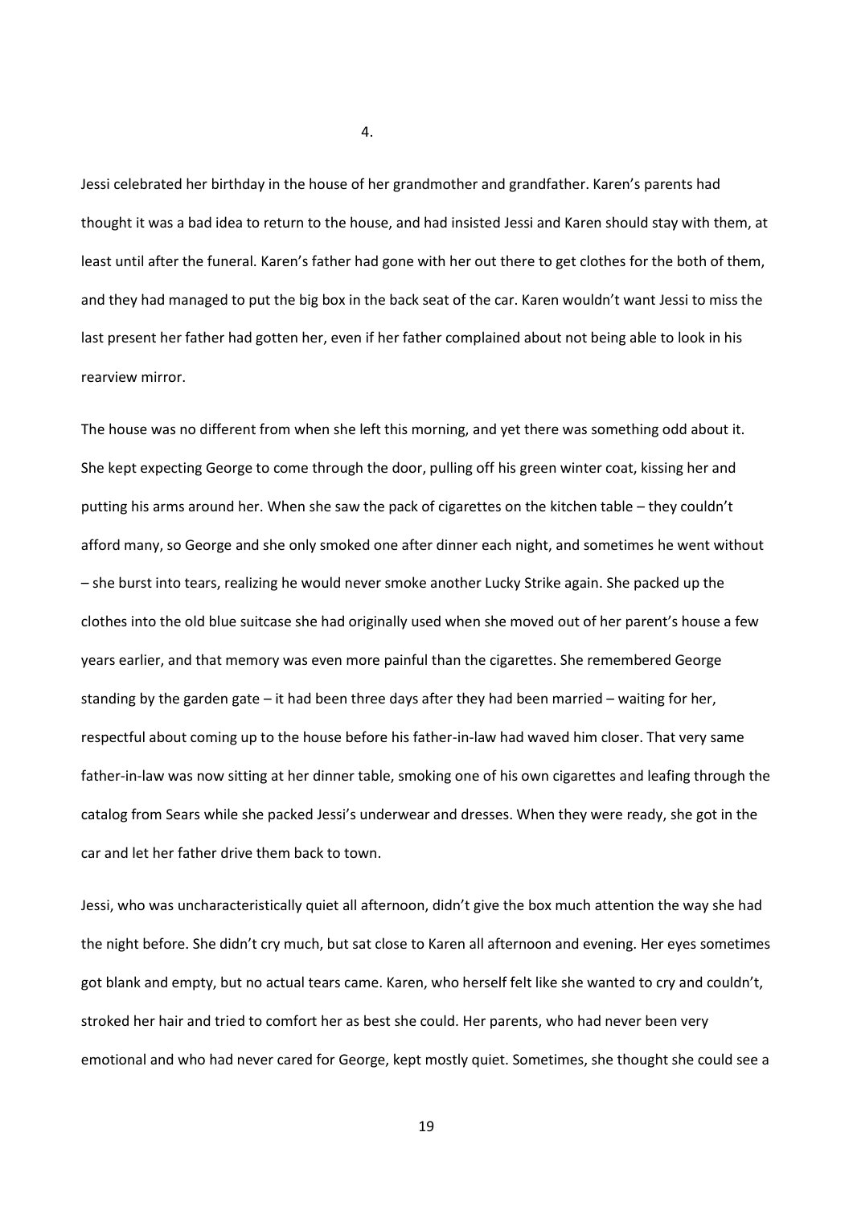4.

Jessi celebrated her birthday in the house of her grandmother and grandfather. Karen's parents had thought it was a bad idea to return to the house, and had insisted Jessi and Karen should stay with them, at least until after the funeral. Karen's father had gone with her out there to get clothes for the both of them, and they had managed to put the big box in the back seat of the car. Karen wouldn't want Jessi to miss the last present her father had gotten her, even if her father complained about not being able to look in his rearview mirror.

The house was no different from when she left this morning, and yet there was something odd about it. She kept expecting George to come through the door, pulling off his green winter coat, kissing her and putting his arms around her. When she saw the pack of cigarettes on the kitchen table – they couldn't afford many, so George and she only smoked one after dinner each night, and sometimes he went without – she burst into tears, realizing he would never smoke another Lucky Strike again. She packed up the clothes into the old blue suitcase she had originally used when she moved out of her parent's house a few years earlier, and that memory was even more painful than the cigarettes. She remembered George standing by the garden gate – it had been three days after they had been married – waiting for her, respectful about coming up to the house before his father-in-law had waved him closer. That very same father-in-law was now sitting at her dinner table, smoking one of his own cigarettes and leafing through the catalog from Sears while she packed Jessi's underwear and dresses. When they were ready, she got in the car and let her father drive them back to town.

Jessi, who was uncharacteristically quiet all afternoon, didn't give the box much attention the way she had the night before. She didn't cry much, but sat close to Karen all afternoon and evening. Her eyes sometimes got blank and empty, but no actual tears came. Karen, who herself felt like she wanted to cry and couldn't, stroked her hair and tried to comfort her as best she could. Her parents, who had never been very emotional and who had never cared for George, kept mostly quiet. Sometimes, she thought she could see a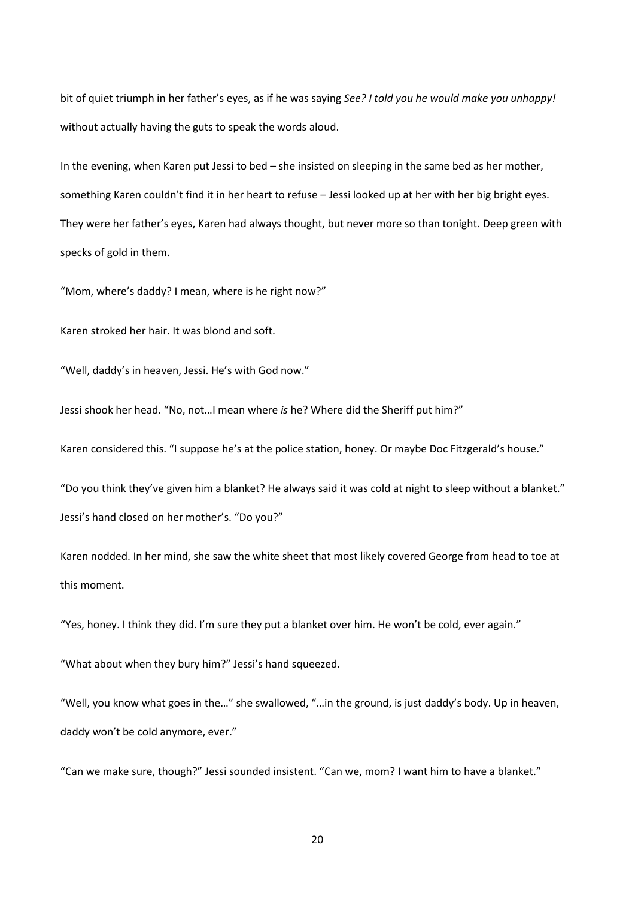bit of quiet triumph in her father's eyes, as if he was saying *See? I told you he would make you unhappy!* without actually having the guts to speak the words aloud.

In the evening, when Karen put Jessi to bed – she insisted on sleeping in the same bed as her mother, something Karen couldn't find it in her heart to refuse – Jessi looked up at her with her big bright eyes. They were her father's eyes, Karen had always thought, but never more so than tonight. Deep green with specks of gold in them.

"Mom, where's daddy? I mean, where is he right now?"

Karen stroked her hair. It was blond and soft.

"Well, daddy's in heaven, Jessi. He's with God now."

Jessi shook her head. "No, not…I mean where *is* he? Where did the Sheriff put him?"

Karen considered this. "I suppose he's at the police station, honey. Or maybe Doc Fitzgerald's house."

"Do you think they've given him a blanket? He always said it was cold at night to sleep without a blanket." Jessi's hand closed on her mother's. "Do you?"

Karen nodded. In her mind, she saw the white sheet that most likely covered George from head to toe at this moment.

"Yes, honey. I think they did. I'm sure they put a blanket over him. He won't be cold, ever again."

"What about when they bury him?" Jessi's hand squeezed.

"Well, you know what goes in the…" she swallowed, "…in the ground, is just daddy's body. Up in heaven, daddy won't be cold anymore, ever."

"Can we make sure, though?" Jessi sounded insistent. "Can we, mom? I want him to have a blanket."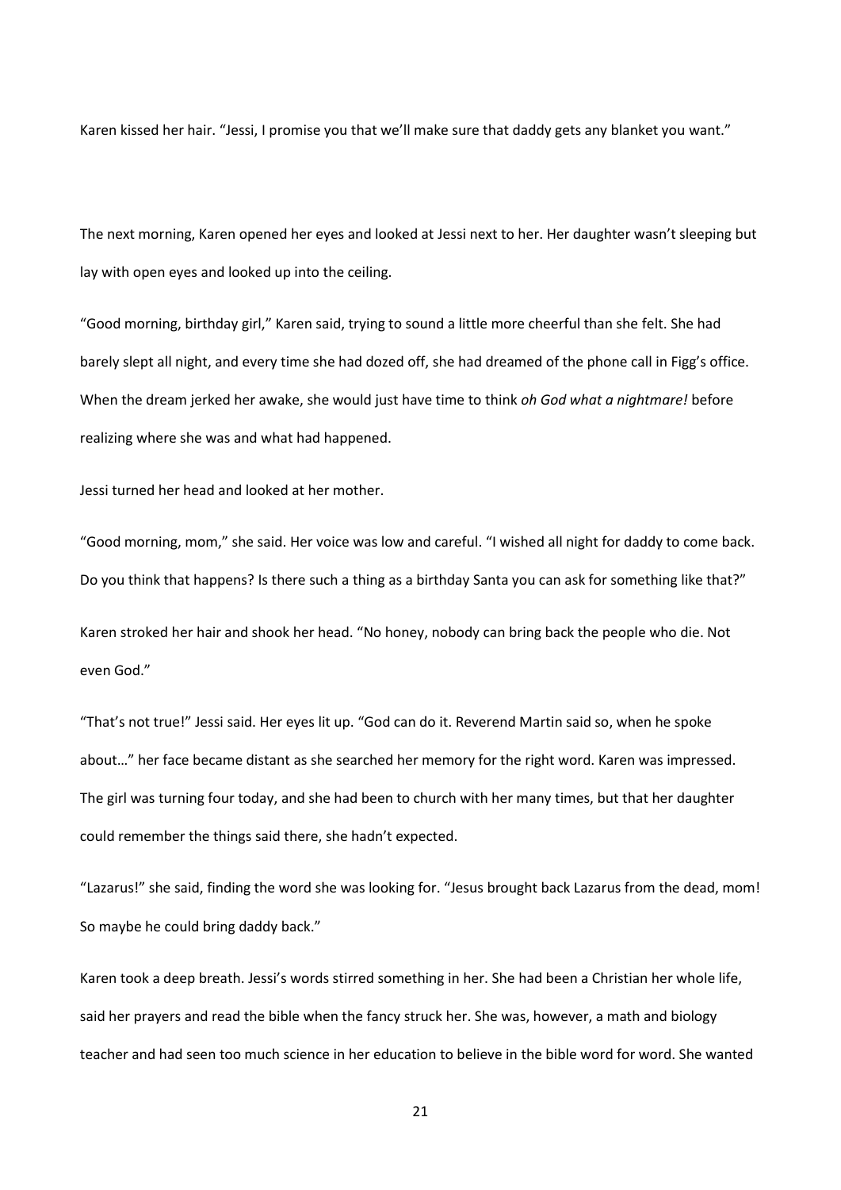Karen kissed her hair. “Jessi, I promise you that we’ll make sure that daddy gets any blanket you want.”

The next morning, Karen opened her eyes and looked at Jessi next to her. Her daughter wasn’t sleeping but lay with open eyes and looked up into the ceiling.

“Good morning, birthday girl,” Karen said, trying to sound a little more cheerful than she felt. She had barely slept all night, and every time she had dozed off, she had dreamed of the phone call in Figg’s office. When the dream jerked her awake, she would just have time to think *oh God what a nightmare!* before realizing where she was and what had happened.

Jessi turned her head and looked at her mother.

“Good morning, mom,” she said. Her voice was low and careful. “I wished all night for daddy to come back. Do you think that happens? Is there such a thing as a birthday Santa you can ask for something like that?”

Karen stroked her hair and shook her head. “No honey, nobody can bring back the people who die. Not even God.”

“That’s not true!” Jessi said. Her eyes lit up. “God can do it. Reverend Martin said so, when he spoke about…” her face became distant as she searched her memory for the right word. Karen was impressed. The girl was turning four today, and she had been to church with her many times, but that her daughter could remember the things said there, she hadn’t expected.

“Lazarus!” she said, finding the word she was looking for. “Jesus brought back Lazarus from the dead, mom! So maybe he could bring daddy back.”

Karen took a deep breath. Jessi’s words stirred something in her. She had been a Christian her whole life, said her prayers and read the bible when the fancy struck her. She was, however, a math and biology teacher and had seen too much science in her education to believe in the bible word for word. She wanted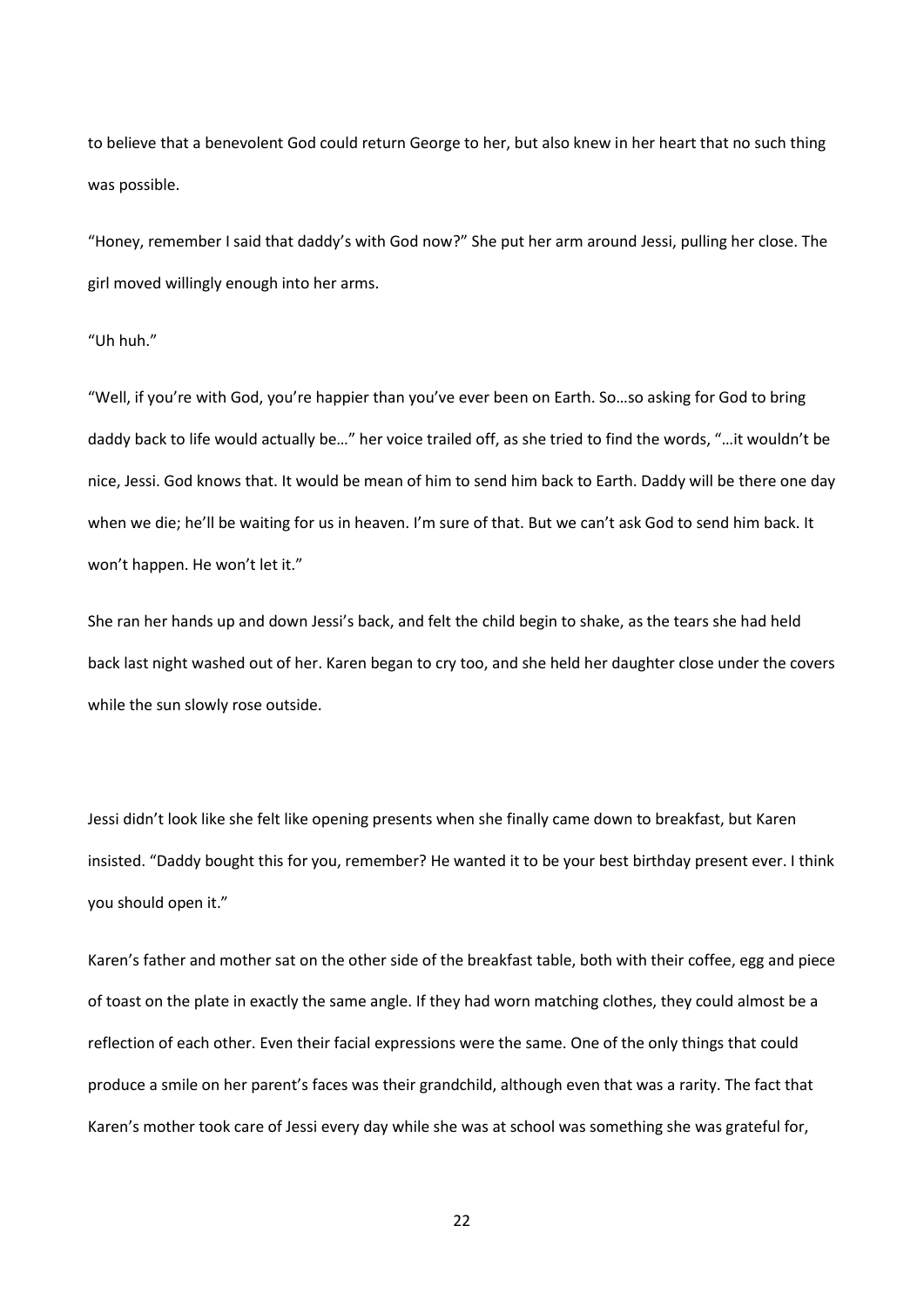to believe that a benevolent God could return George to her, but also knew in her heart that no such thing was possible.

"Honey, remember I said that daddy's with God now?" She put her arm around Jessi, pulling her close. The girl moved willingly enough into her arms.

"Uh huh."

"Well, if you're with God, you're happier than you've ever been on Earth. So…so asking for God to bring daddy back to life would actually be…" her voice trailed off, as she tried to find the words, "…it wouldn't be nice, Jessi. God knows that. It would be mean of him to send him back to Earth. Daddy will be there one day when we die; he'll be waiting for us in heaven. I'm sure of that. But we can't ask God to send him back. It won't happen. He won't let it."

She ran her hands up and down Jessi's back, and felt the child begin to shake, as the tears she had held back last night washed out of her. Karen began to cry too, and she held her daughter close under the covers while the sun slowly rose outside.

Jessi didn't look like she felt like opening presents when she finally came down to breakfast, but Karen insisted. "Daddy bought this for you, remember? He wanted it to be your best birthday present ever. I think you should open it."

Karen's father and mother sat on the other side of the breakfast table, both with their coffee, egg and piece of toast on the plate in exactly the same angle. If they had worn matching clothes, they could almost be a reflection of each other. Even their facial expressions were the same. One of the only things that could produce a smile on her parent's faces was their grandchild, although even that was a rarity. The fact that Karen's mother took care of Jessi every day while she was at school was something she was grateful for,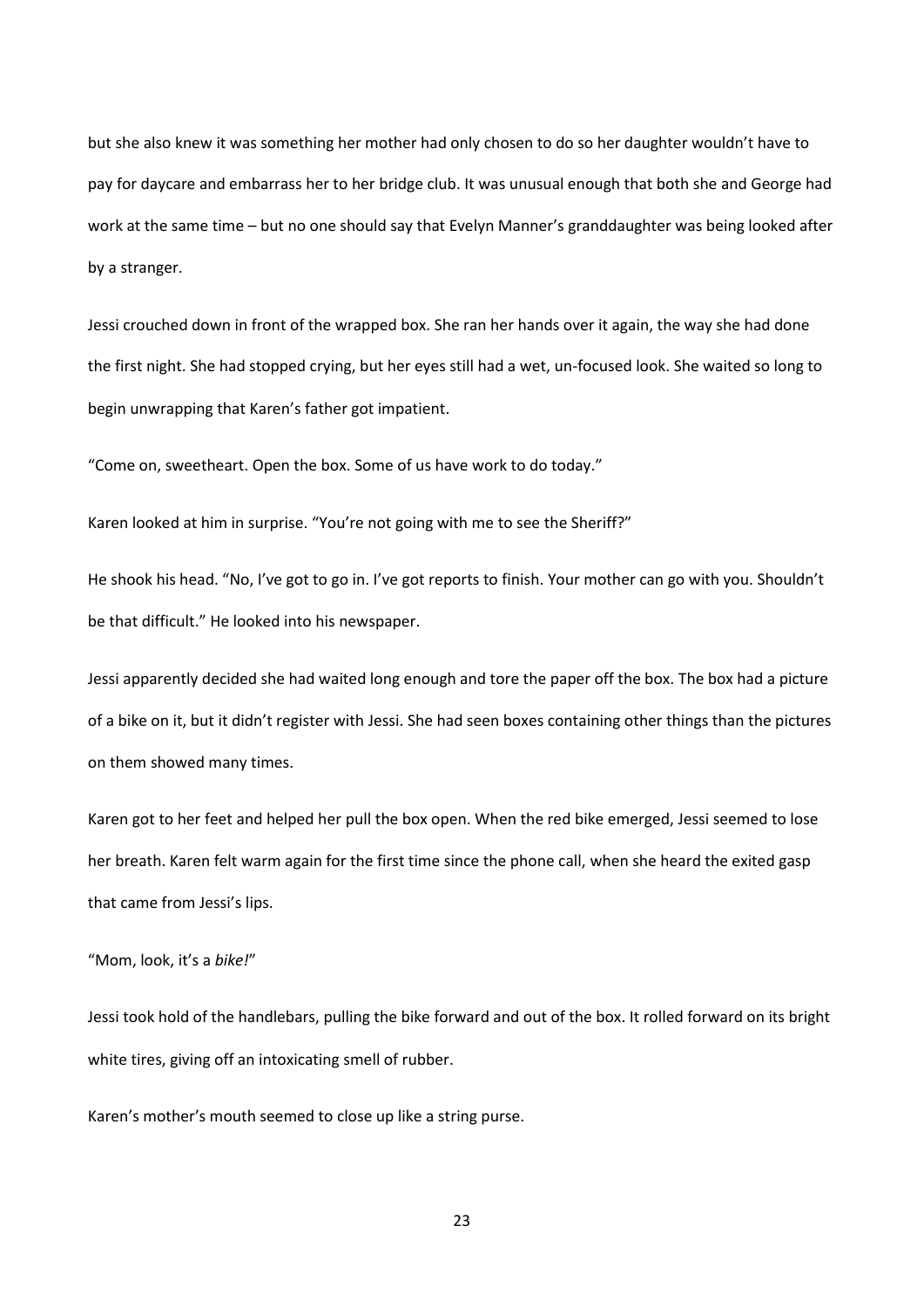but she also knew it was something her mother had only chosen to do so her daughter wouldn't have to pay for daycare and embarrass her to her bridge club. It was unusual enough that both she and George had work at the same time – but no one should say that Evelyn Manner's granddaughter was being looked after by a stranger.

Jessi crouched down in front of the wrapped box. She ran her hands over it again, the way she had done the first night. She had stopped crying, but her eyes still had a wet, un-focused look. She waited so long to begin unwrapping that Karen's father got impatient.

"Come on, sweetheart. Open the box. Some of us have work to do today."

Karen looked at him in surprise. "You're not going with me to see the Sheriff?"

He shook his head. "No, I've got to go in. I've got reports to finish. Your mother can go with you. Shouldn't be that difficult." He looked into his newspaper.

Jessi apparently decided she had waited long enough and tore the paper off the box. The box had a picture of a bike on it, but it didn't register with Jessi. She had seen boxes containing other things than the pictures on them showed many times.

Karen got to her feet and helped her pull the box open. When the red bike emerged, Jessi seemed to lose her breath. Karen felt warm again for the first time since the phone call, when she heard the exited gasp that came from Jessi's lips.

"Mom, look, it's a *bike!*"

Jessi took hold of the handlebars, pulling the bike forward and out of the box. It rolled forward on its bright white tires, giving off an intoxicating smell of rubber.

Karen's mother's mouth seemed to close up like a string purse.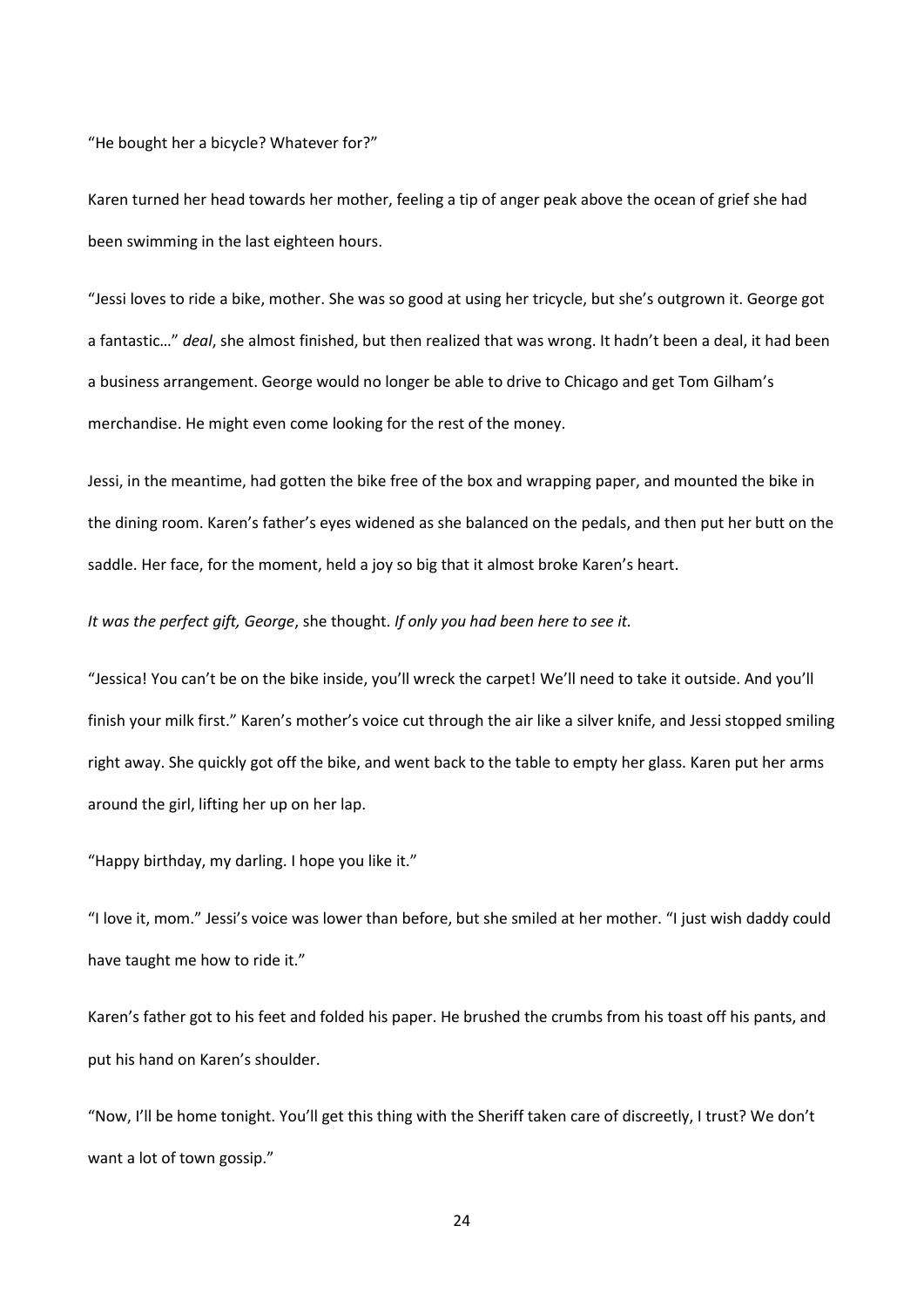"He bought her a bicycle? Whatever for?"

Karen turned her head towards her mother, feeling a tip of anger peak above the ocean of grief she had been swimming in the last eighteen hours.

"Jessi loves to ride a bike, mother. She was so good at using her tricycle, but she's outgrown it. George got a fantastic…" *deal*, she almost finished, but then realized that was wrong. It hadn't been a deal, it had been a business arrangement. George would no longer be able to drive to Chicago and get Tom Gilham's merchandise. He might even come looking for the rest of the money.

Jessi, in the meantime, had gotten the bike free of the box and wrapping paper, and mounted the bike in the dining room. Karen's father's eyes widened as she balanced on the pedals, and then put her butt on the saddle. Her face, for the moment, held a joy so big that it almost broke Karen's heart.

*It was the perfect gift, George*, she thought. *If only you had been here to see it.*

"Jessica! You can't be on the bike inside, you'll wreck the carpet! We'll need to take it outside. And you'll finish your milk first." Karen's mother's voice cut through the air like a silver knife, and Jessi stopped smiling right away. She quickly got off the bike, and went back to the table to empty her glass. Karen put her arms around the girl, lifting her up on her lap.

"Happy birthday, my darling. I hope you like it."

"I love it, mom." Jessi's voice was lower than before, but she smiled at her mother. "I just wish daddy could have taught me how to ride it."

Karen's father got to his feet and folded his paper. He brushed the crumbs from his toast off his pants, and put his hand on Karen's shoulder.

"Now, I'll be home tonight. You'll get this thing with the Sheriff taken care of discreetly, I trust? We don't want a lot of town gossip."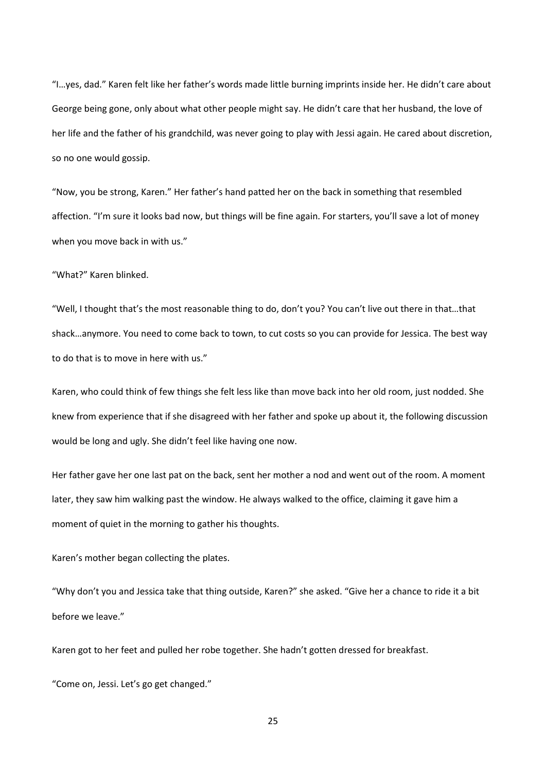"I…yes, dad." Karen felt like her father's words made little burning imprints inside her. He didn't care about George being gone, only about what other people might say. He didn't care that her husband, the love of her life and the father of his grandchild, was never going to play with Jessi again. He cared about discretion, so no one would gossip.

"Now, you be strong, Karen." Her father's hand patted her on the back in something that resembled affection. "I'm sure it looks bad now, but things will be fine again. For starters, you'll save a lot of money when you move back in with us."

"What?" Karen blinked.

"Well, I thought that's the most reasonable thing to do, don't you? You can't live out there in that…that shack…anymore. You need to come back to town, to cut costs so you can provide for Jessica. The best way to do that is to move in here with us."

Karen, who could think of few things she felt less like than move back into her old room, just nodded. She knew from experience that if she disagreed with her father and spoke up about it, the following discussion would be long and ugly. She didn't feel like having one now.

Her father gave her one last pat on the back, sent her mother a nod and went out of the room. A moment later, they saw him walking past the window. He always walked to the office, claiming it gave him a moment of quiet in the morning to gather his thoughts.

Karen's mother began collecting the plates.

"Why don't you and Jessica take that thing outside, Karen?" she asked. "Give her a chance to ride it a bit before we leave."

Karen got to her feet and pulled her robe together. She hadn't gotten dressed for breakfast.

"Come on, Jessi. Let's go get changed."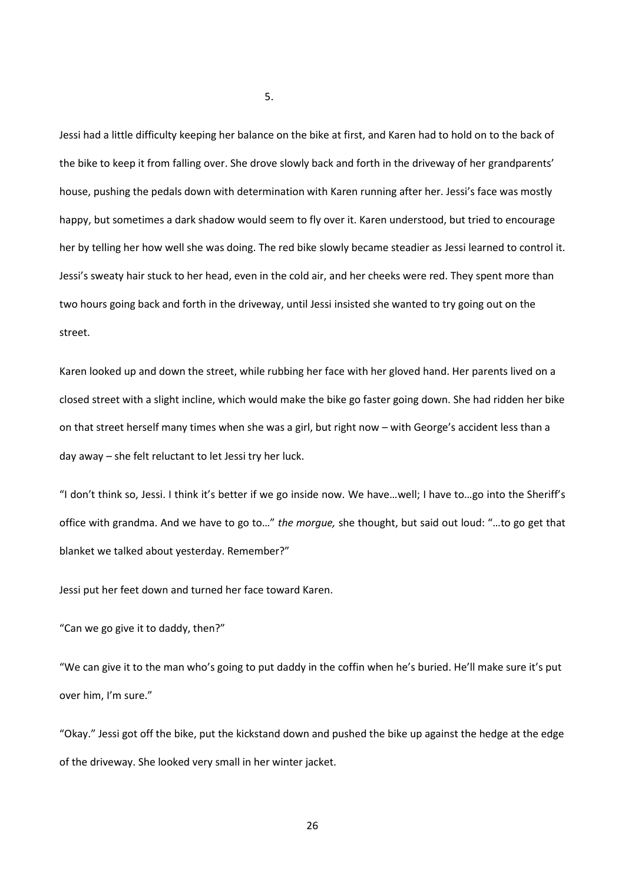5.

Jessi had a little difficulty keeping her balance on the bike at first, and Karen had to hold on to the back of the bike to keep it from falling over. She drove slowly back and forth in the driveway of her grandparents' house, pushing the pedals down with determination with Karen running after her. Jessi's face was mostly happy, but sometimes a dark shadow would seem to fly over it. Karen understood, but tried to encourage her by telling her how well she was doing. The red bike slowly became steadier as Jessi learned to control it. Jessi's sweaty hair stuck to her head, even in the cold air, and her cheeks were red. They spent more than two hours going back and forth in the driveway, until Jessi insisted she wanted to try going out on the street.

Karen looked up and down the street, while rubbing her face with her gloved hand. Her parents lived on a closed street with a slight incline, which would make the bike go faster going down. She had ridden her bike on that street herself many times when she was a girl, but right now – with George's accident less than a day away – she felt reluctant to let Jessi try her luck.

"I don't think so, Jessi. I think it's better if we go inside now. We have…well; I have to…go into the Sheriff's office with grandma. And we have to go to…" *the morgue,* she thought, but said out loud: "…to go get that blanket we talked about yesterday. Remember?"

Jessi put her feet down and turned her face toward Karen.

"Can we go give it to daddy, then?"

"We can give it to the man who's going to put daddy in the coffin when he's buried. He'll make sure it's put over him, I'm sure."

"Okay." Jessi got off the bike, put the kickstand down and pushed the bike up against the hedge at the edge of the driveway. She looked very small in her winter jacket.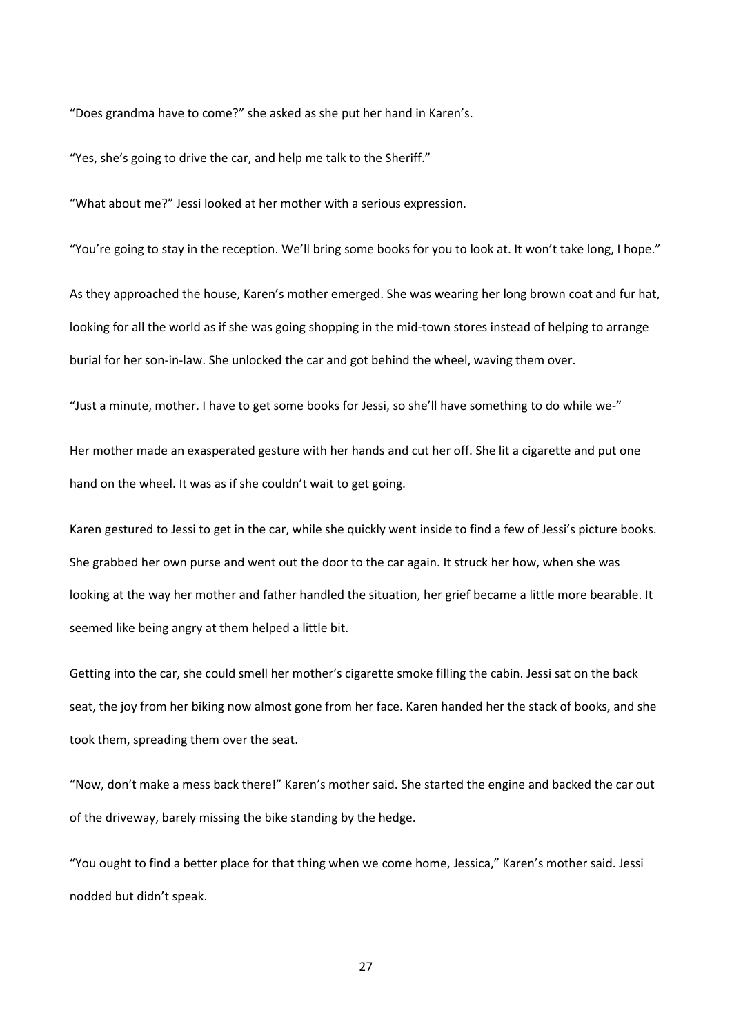"Does grandma have to come?" she asked as she put her hand in Karen's.

"Yes, she's going to drive the car, and help me talk to the Sheriff."

"What about me?" Jessi looked at her mother with a serious expression.

"You're going to stay in the reception. We'll bring some books for you to look at. It won't take long, I hope."

As they approached the house, Karen's mother emerged. She was wearing her long brown coat and fur hat, looking for all the world as if she was going shopping in the mid-town stores instead of helping to arrange burial for her son-in-law. She unlocked the car and got behind the wheel, waving them over.

"Just a minute, mother. I have to get some books for Jessi, so she'll have something to do while we-"

Her mother made an exasperated gesture with her hands and cut her off. She lit a cigarette and put one hand on the wheel. It was as if she couldn't wait to get going.

Karen gestured to Jessi to get in the car, while she quickly went inside to find a few of Jessi's picture books. She grabbed her own purse and went out the door to the car again. It struck her how, when she was looking at the way her mother and father handled the situation, her grief became a little more bearable. It seemed like being angry at them helped a little bit.

Getting into the car, she could smell her mother's cigarette smoke filling the cabin. Jessi sat on the back seat, the joy from her biking now almost gone from her face. Karen handed her the stack of books, and she took them, spreading them over the seat.

"Now, don't make a mess back there!" Karen's mother said. She started the engine and backed the car out of the driveway, barely missing the bike standing by the hedge.

"You ought to find a better place for that thing when we come home, Jessica," Karen's mother said. Jessi nodded but didn't speak.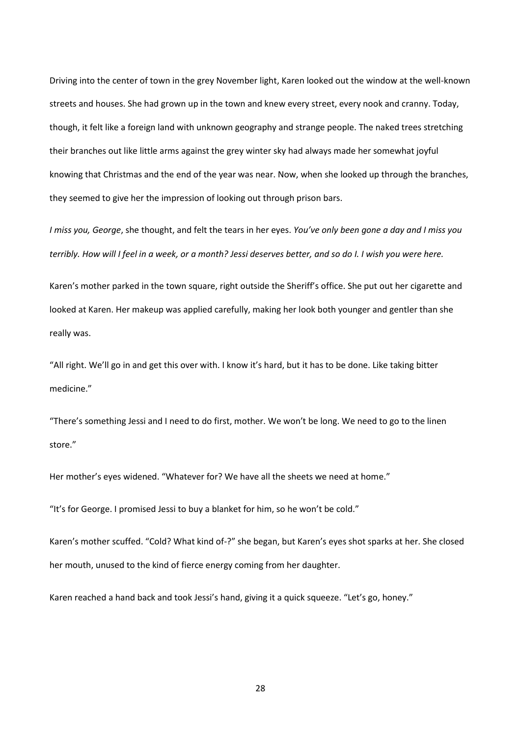Driving into the center of town in the grey November light, Karen looked out the window at the well-known streets and houses. She had grown up in the town and knew every street, every nook and cranny. Today, though, it felt like a foreign land with unknown geography and strange people. The naked trees stretching their branches out like little arms against the grey winter sky had always made her somewhat joyful knowing that Christmas and the end of the year was near. Now, when she looked up through the branches, they seemed to give her the impression of looking out through prison bars.

*I miss you, George*, she thought, and felt the tears in her eyes. *You've only been gone a day and I miss you terribly. How will I feel in a week, or a month? Jessi deserves better, and so do I. I wish you were here.*

Karen's mother parked in the town square, right outside the Sheriff's office. She put out her cigarette and looked at Karen. Her makeup was applied carefully, making her look both younger and gentler than she really was.

"All right. We'll go in and get this over with. I know it's hard, but it has to be done. Like taking bitter medicine."

"There's something Jessi and I need to do first, mother. We won't be long. We need to go to the linen store."

Her mother's eyes widened. "Whatever for? We have all the sheets we need at home."

"It's for George. I promised Jessi to buy a blanket for him, so he won't be cold."

Karen's mother scuffed. "Cold? What kind of-?" she began, but Karen's eyes shot sparks at her. She closed her mouth, unused to the kind of fierce energy coming from her daughter.

Karen reached a hand back and took Jessi's hand, giving it a quick squeeze. "Let's go, honey."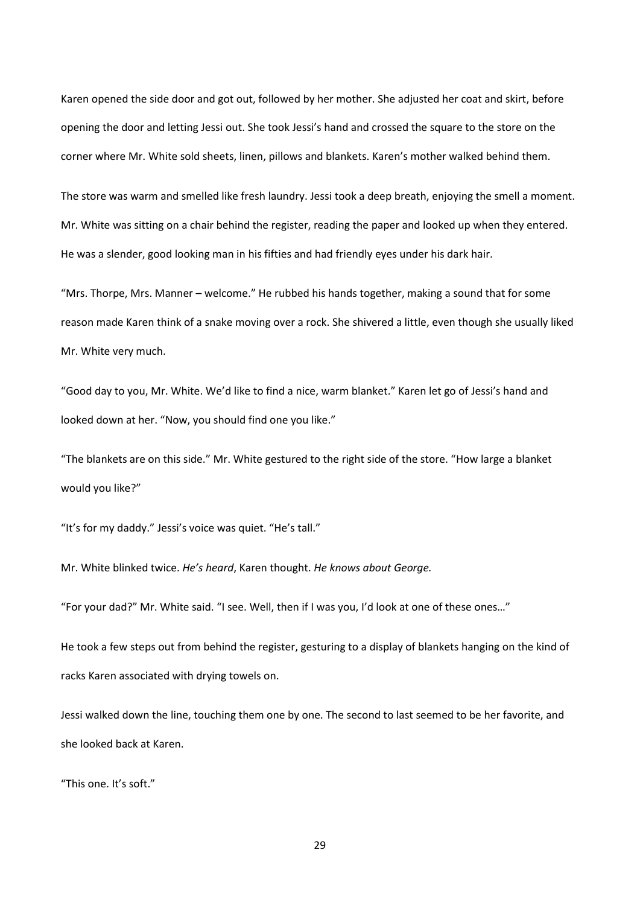Karen opened the side door and got out, followed by her mother. She adjusted her coat and skirt, before opening the door and letting Jessi out. She took Jessi's hand and crossed the square to the store on the corner where Mr. White sold sheets, linen, pillows and blankets. Karen's mother walked behind them.

The store was warm and smelled like fresh laundry. Jessi took a deep breath, enjoying the smell a moment. Mr. White was sitting on a chair behind the register, reading the paper and looked up when they entered. He was a slender, good looking man in his fifties and had friendly eyes under his dark hair.

"Mrs. Thorpe, Mrs. Manner – welcome." He rubbed his hands together, making a sound that for some reason made Karen think of a snake moving over a rock. She shivered a little, even though she usually liked Mr. White very much.

"Good day to you, Mr. White. We'd like to find a nice, warm blanket." Karen let go of Jessi's hand and looked down at her. "Now, you should find one you like."

"The blankets are on this side." Mr. White gestured to the right side of the store. "How large a blanket would you like?"

"It's for my daddy." Jessi's voice was quiet. "He's tall."

Mr. White blinked twice. *He's heard*, Karen thought. *He knows about George.*

"For your dad?" Mr. White said. "I see. Well, then if I was you, I'd look at one of these ones…"

He took a few steps out from behind the register, gesturing to a display of blankets hanging on the kind of racks Karen associated with drying towels on.

Jessi walked down the line, touching them one by one. The second to last seemed to be her favorite, and she looked back at Karen.

"This one. It's soft."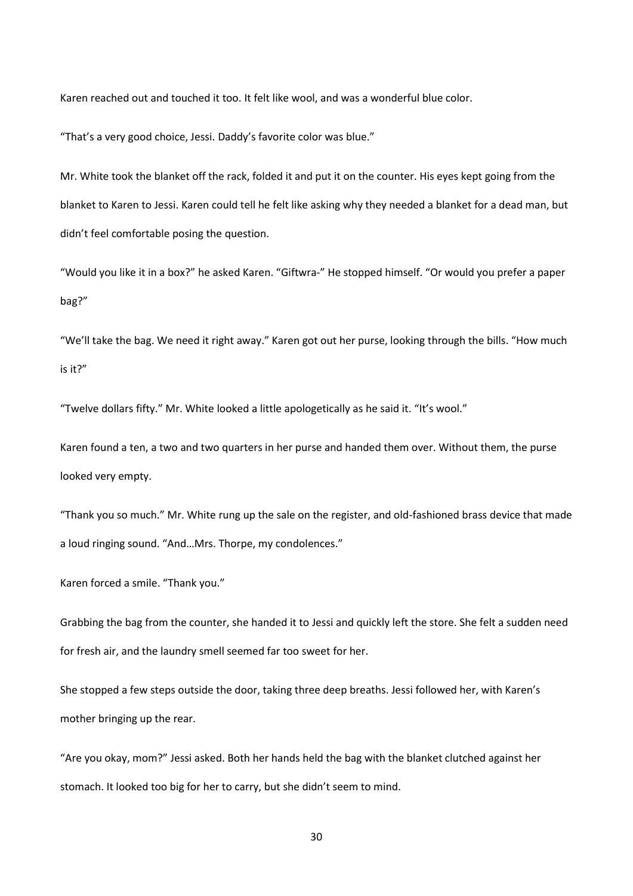Karen reached out and touched it too. It felt like wool, and was a wonderful blue color.

"That's a very good choice, Jessi. Daddy's favorite color was blue."

Mr. White took the blanket off the rack, folded it and put it on the counter. His eyes kept going from the blanket to Karen to Jessi. Karen could tell he felt like asking why they needed a blanket for a dead man, but didn't feel comfortable posing the question.

"Would you like it in a box?" he asked Karen. "Giftwra-" He stopped himself. "Or would you prefer a paper bag?"

"We'll take the bag. We need it right away." Karen got out her purse, looking through the bills. "How much is it?"

"Twelve dollars fifty." Mr. White looked a little apologetically as he said it. "It's wool."

Karen found a ten, a two and two quarters in her purse and handed them over. Without them, the purse looked very empty.

"Thank you so much." Mr. White rung up the sale on the register, and old-fashioned brass device that made a loud ringing sound. "And…Mrs. Thorpe, my condolences."

Karen forced a smile. "Thank you."

Grabbing the bag from the counter, she handed it to Jessi and quickly left the store. She felt a sudden need for fresh air, and the laundry smell seemed far too sweet for her.

She stopped a few steps outside the door, taking three deep breaths. Jessi followed her, with Karen's mother bringing up the rear.

"Are you okay, mom?" Jessi asked. Both her hands held the bag with the blanket clutched against her stomach. It looked too big for her to carry, but she didn't seem to mind.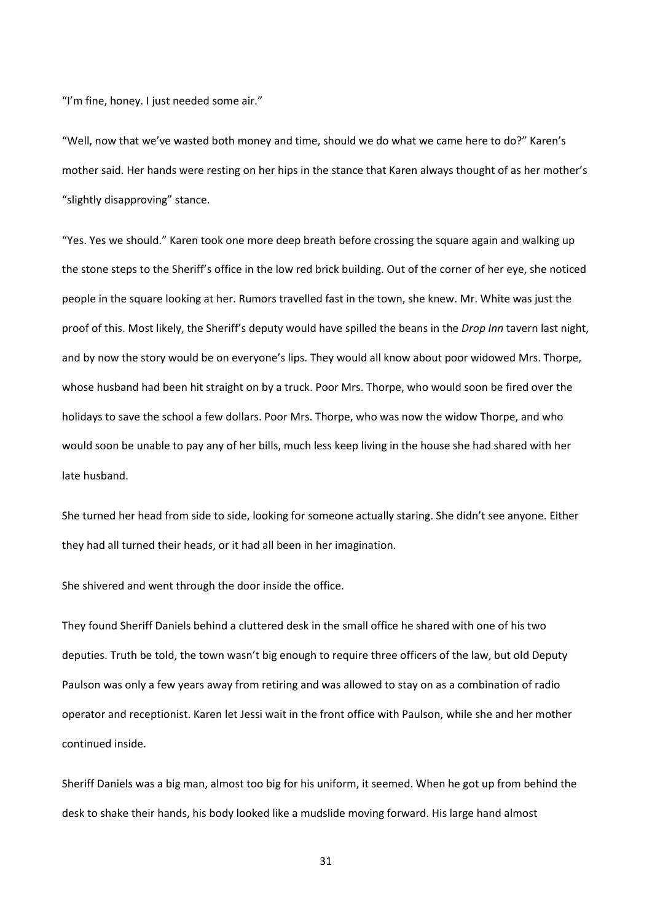"I'm fine, honey. I just needed some air."

"Well, now that we've wasted both money and time, should we do what we came here to do?" Karen's mother said. Her hands were resting on her hips in the stance that Karen always thought of as her mother's "slightly disapproving" stance.

"Yes. Yes we should." Karen took one more deep breath before crossing the square again and walking up the stone steps to the Sheriff's office in the low red brick building. Out of the corner of her eye, she noticed people in the square looking at her. Rumors travelled fast in the town, she knew. Mr. White was just the proof of this. Most likely, the Sheriff's deputy would have spilled the beans in the *Drop Inn* tavern last night, and by now the story would be on everyone's lips. They would all know about poor widowed Mrs. Thorpe, whose husband had been hit straight on by a truck. Poor Mrs. Thorpe, who would soon be fired over the holidays to save the school a few dollars. Poor Mrs. Thorpe, who was now the widow Thorpe, and who would soon be unable to pay any of her bills, much less keep living in the house she had shared with her late husband.

She turned her head from side to side, looking for someone actually staring. She didn't see anyone. Either they had all turned their heads, or it had all been in her imagination.

She shivered and went through the door inside the office.

They found Sheriff Daniels behind a cluttered desk in the small office he shared with one of his two deputies. Truth be told, the town wasn't big enough to require three officers of the law, but old Deputy Paulson was only a few years away from retiring and was allowed to stay on as a combination of radio operator and receptionist. Karen let Jessi wait in the front office with Paulson, while she and her mother continued inside.

Sheriff Daniels was a big man, almost too big for his uniform, it seemed. When he got up from behind the desk to shake their hands, his body looked like a mudslide moving forward. His large hand almost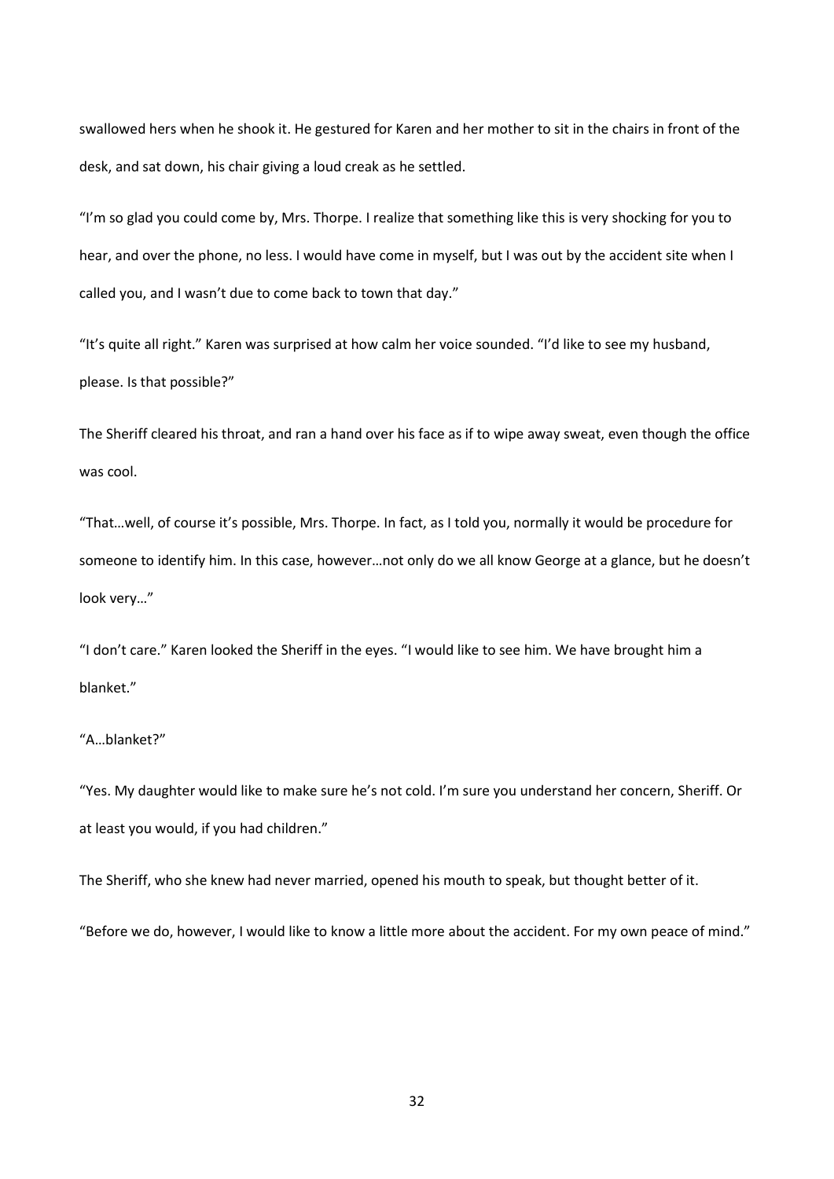swallowed hers when he shook it. He gestured for Karen and her mother to sit in the chairs in front of the desk, and sat down, his chair giving a loud creak as he settled.

"I'm so glad you could come by, Mrs. Thorpe. I realize that something like this is very shocking for you to hear, and over the phone, no less. I would have come in myself, but I was out by the accident site when I called you, and I wasn't due to come back to town that day."

"It's quite all right." Karen was surprised at how calm her voice sounded. "I'd like to see my husband, please. Is that possible?"

The Sheriff cleared his throat, and ran a hand over his face as if to wipe away sweat, even though the office was cool.

"That…well, of course it's possible, Mrs. Thorpe. In fact, as I told you, normally it would be procedure for someone to identify him. In this case, however…not only do we all know George at a glance, but he doesn't look very…"

"I don't care." Karen looked the Sheriff in the eyes. "I would like to see him. We have brought him a blanket."

"A…blanket?"

"Yes. My daughter would like to make sure he's not cold. I'm sure you understand her concern, Sheriff. Or at least you would, if you had children."

The Sheriff, who she knew had never married, opened his mouth to speak, but thought better of it.

"Before we do, however, I would like to know a little more about the accident. For my own peace of mind."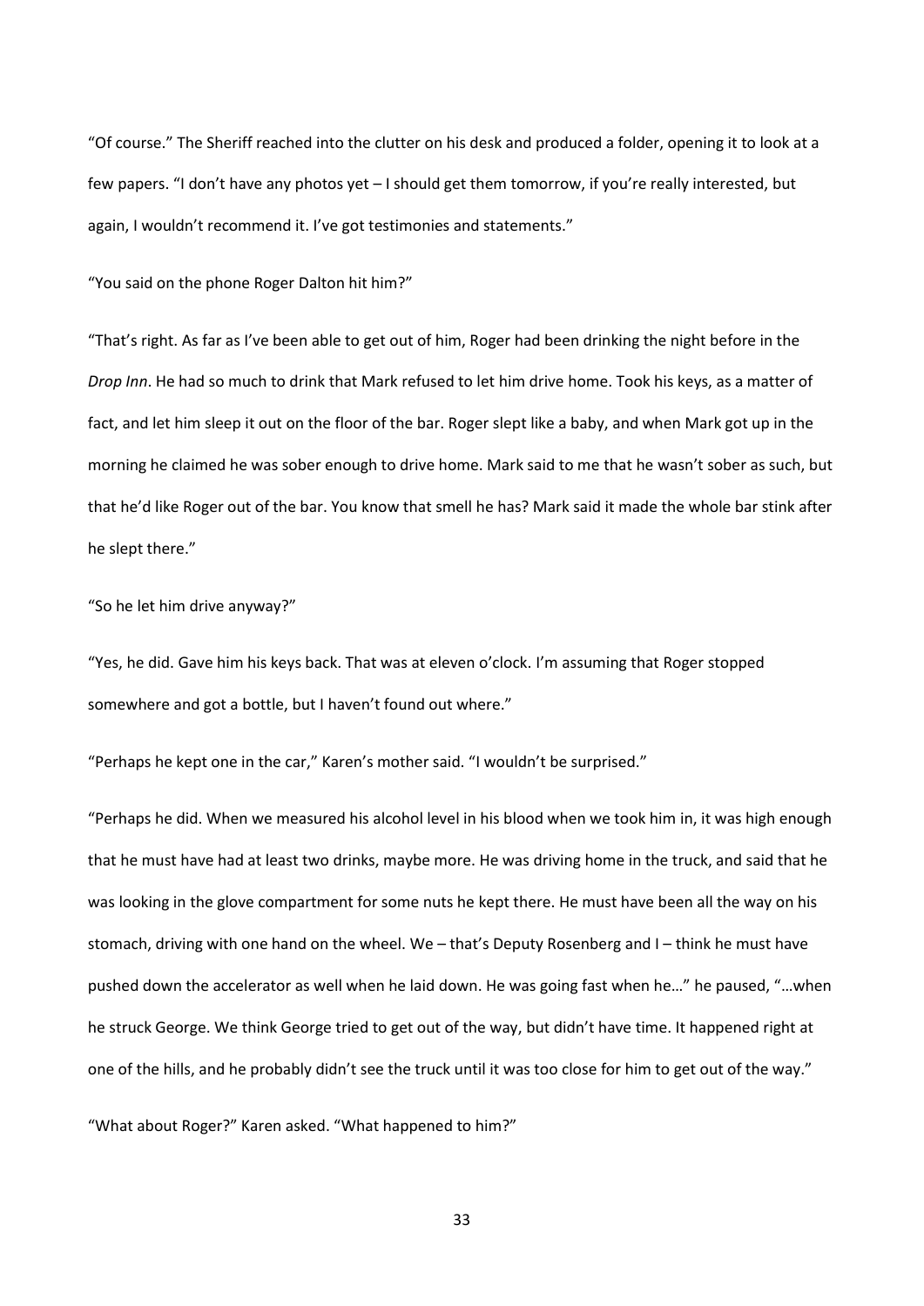"Of course." The Sheriff reached into the clutter on his desk and produced a folder, opening it to look at a few papers. "I don't have any photos yet – I should get them tomorrow, if you're really interested, but again, I wouldn't recommend it. I've got testimonies and statements."

"You said on the phone Roger Dalton hit him?"

"That's right. As far as I've been able to get out of him, Roger had been drinking the night before in the *Drop Inn*. He had so much to drink that Mark refused to let him drive home. Took his keys, as a matter of fact, and let him sleep it out on the floor of the bar. Roger slept like a baby, and when Mark got up in the morning he claimed he was sober enough to drive home. Mark said to me that he wasn't sober as such, but that he'd like Roger out of the bar. You know that smell he has? Mark said it made the whole bar stink after he slept there."

"So he let him drive anyway?"

"Yes, he did. Gave him his keys back. That was at eleven o'clock. I'm assuming that Roger stopped somewhere and got a bottle, but I haven't found out where."

"Perhaps he kept one in the car," Karen's mother said. "I wouldn't be surprised."

"Perhaps he did. When we measured his alcohol level in his blood when we took him in, it was high enough that he must have had at least two drinks, maybe more. He was driving home in the truck, and said that he was looking in the glove compartment for some nuts he kept there. He must have been all the way on his stomach, driving with one hand on the wheel. We – that's Deputy Rosenberg and I – think he must have pushed down the accelerator as well when he laid down. He was going fast when he…" he paused, "…when he struck George. We think George tried to get out of the way, but didn't have time. It happened right at one of the hills, and he probably didn't see the truck until it was too close for him to get out of the way."

"What about Roger?" Karen asked. "What happened to him?"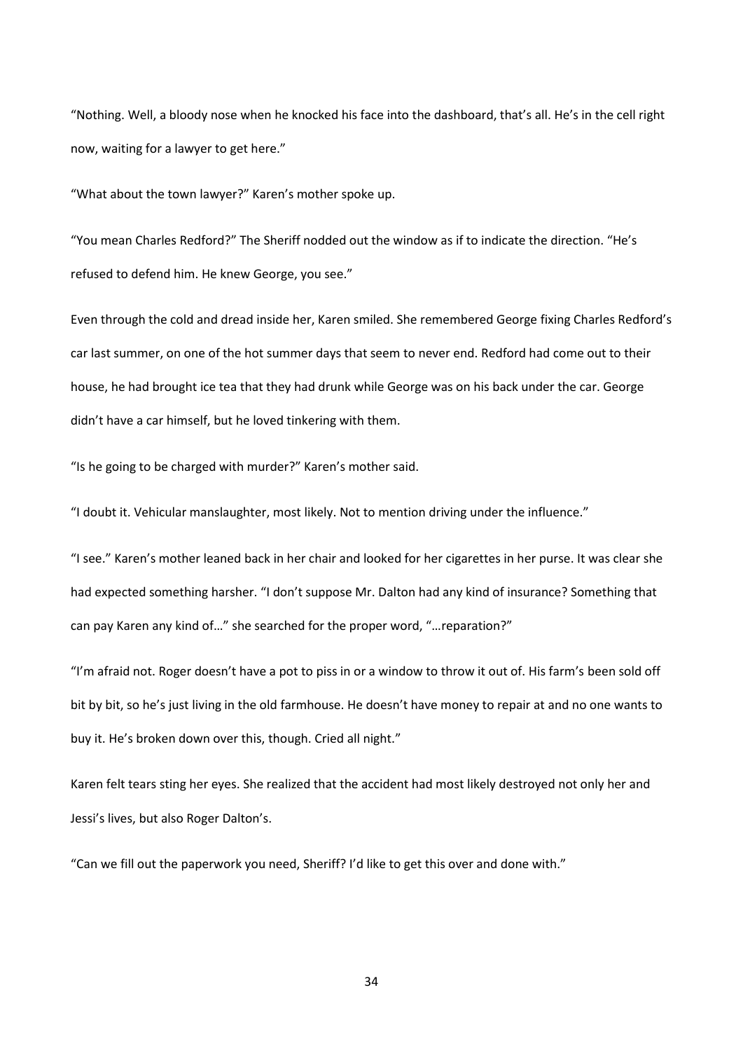"Nothing. Well, a bloody nose when he knocked his face into the dashboard, that's all. He's in the cell right now, waiting for a lawyer to get here."

"What about the town lawyer?" Karen's mother spoke up.

"You mean Charles Redford?" The Sheriff nodded out the window as if to indicate the direction. "He's refused to defend him. He knew George, you see."

Even through the cold and dread inside her, Karen smiled. She remembered George fixing Charles Redford's car last summer, on one of the hot summer days that seem to never end. Redford had come out to their house, he had brought ice tea that they had drunk while George was on his back under the car. George didn't have a car himself, but he loved tinkering with them.

"Is he going to be charged with murder?" Karen's mother said.

"I doubt it. Vehicular manslaughter, most likely. Not to mention driving under the influence."

"I see." Karen's mother leaned back in her chair and looked for her cigarettes in her purse. It was clear she had expected something harsher. "I don't suppose Mr. Dalton had any kind of insurance? Something that can pay Karen any kind of…" she searched for the proper word, "…reparation?"

"I'm afraid not. Roger doesn't have a pot to piss in or a window to throw it out of. His farm's been sold off bit by bit, so he's just living in the old farmhouse. He doesn't have money to repair at and no one wants to buy it. He's broken down over this, though. Cried all night."

Karen felt tears sting her eyes. She realized that the accident had most likely destroyed not only her and Jessi's lives, but also Roger Dalton's.

"Can we fill out the paperwork you need, Sheriff? I'd like to get this over and done with."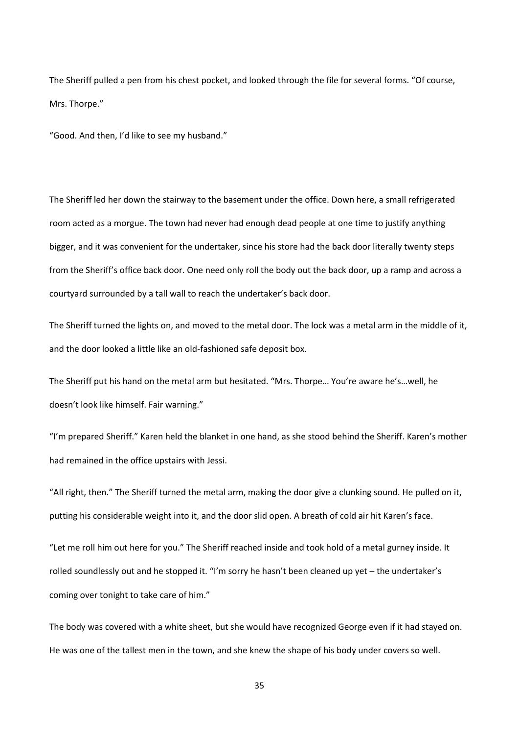The Sheriff pulled a pen from his chest pocket, and looked through the file for several forms. "Of course, Mrs. Thorpe."

"Good. And then, I'd like to see my husband."

The Sheriff led her down the stairway to the basement under the office. Down here, a small refrigerated room acted as a morgue. The town had never had enough dead people at one time to justify anything bigger, and it was convenient for the undertaker, since his store had the back door literally twenty steps from the Sheriff's office back door. One need only roll the body out the back door, up a ramp and across a courtyard surrounded by a tall wall to reach the undertaker's back door.

The Sheriff turned the lights on, and moved to the metal door. The lock was a metal arm in the middle of it, and the door looked a little like an old-fashioned safe deposit box.

The Sheriff put his hand on the metal arm but hesitated. "Mrs. Thorpe… You're aware he's…well, he doesn't look like himself. Fair warning."

"I'm prepared Sheriff." Karen held the blanket in one hand, as she stood behind the Sheriff. Karen's mother had remained in the office upstairs with Jessi.

"All right, then." The Sheriff turned the metal arm, making the door give a clunking sound. He pulled on it, putting his considerable weight into it, and the door slid open. A breath of cold air hit Karen's face.

"Let me roll him out here for you." The Sheriff reached inside and took hold of a metal gurney inside. It rolled soundlessly out and he stopped it. "I'm sorry he hasn't been cleaned up yet – the undertaker's coming over tonight to take care of him."

The body was covered with a white sheet, but she would have recognized George even if it had stayed on. He was one of the tallest men in the town, and she knew the shape of his body under covers so well.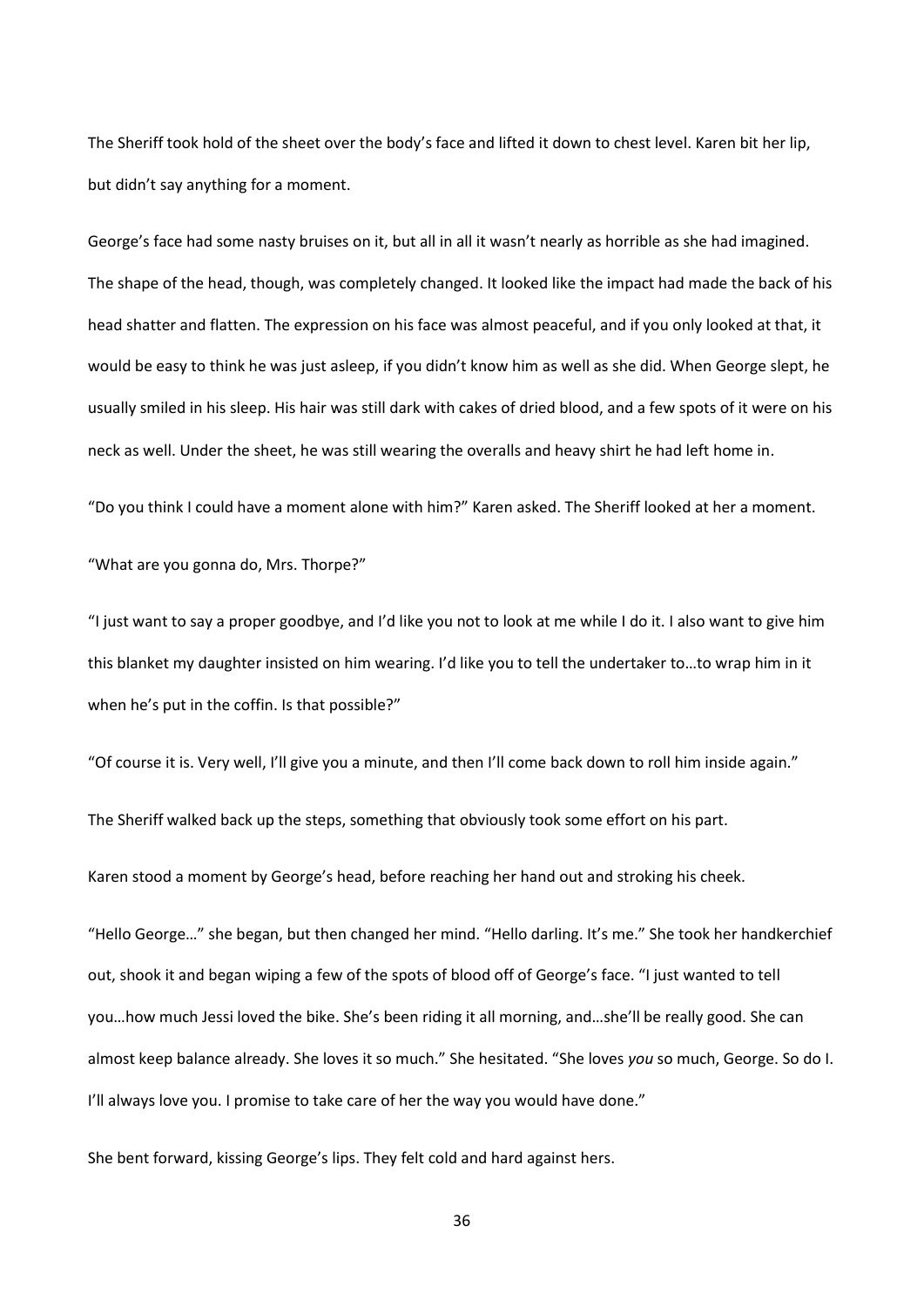The Sheriff took hold of the sheet over the body's face and lifted it down to chest level. Karen bit her lip, but didn't say anything for a moment.

George's face had some nasty bruises on it, but all in all it wasn't nearly as horrible as she had imagined. The shape of the head, though, was completely changed. It looked like the impact had made the back of his head shatter and flatten. The expression on his face was almost peaceful, and if you only looked at that, it would be easy to think he was just asleep, if you didn't know him as well as she did. When George slept, he usually smiled in his sleep. His hair was still dark with cakes of dried blood, and a few spots of it were on his neck as well. Under the sheet, he was still wearing the overalls and heavy shirt he had left home in.

"Do you think I could have a moment alone with him?" Karen asked. The Sheriff looked at her a moment.

"What are you gonna do, Mrs. Thorpe?"

"I just want to say a proper goodbye, and I'd like you not to look at me while I do it. I also want to give him this blanket my daughter insisted on him wearing. I'd like you to tell the undertaker to…to wrap him in it when he's put in the coffin. Is that possible?"

"Of course it is. Very well, I'll give you a minute, and then I'll come back down to roll him inside again."

The Sheriff walked back up the steps, something that obviously took some effort on his part.

Karen stood a moment by George's head, before reaching her hand out and stroking his cheek.

"Hello George…" she began, but then changed her mind. "Hello darling. It's me." She took her handkerchief out, shook it and began wiping a few of the spots of blood off of George's face. "I just wanted to tell you…how much Jessi loved the bike. She's been riding it all morning, and…she'll be really good. She can almost keep balance already. She loves it so much." She hesitated. "She loves *you* so much, George. So do I. I'll always love you. I promise to take care of her the way you would have done."

She bent forward, kissing George's lips. They felt cold and hard against hers.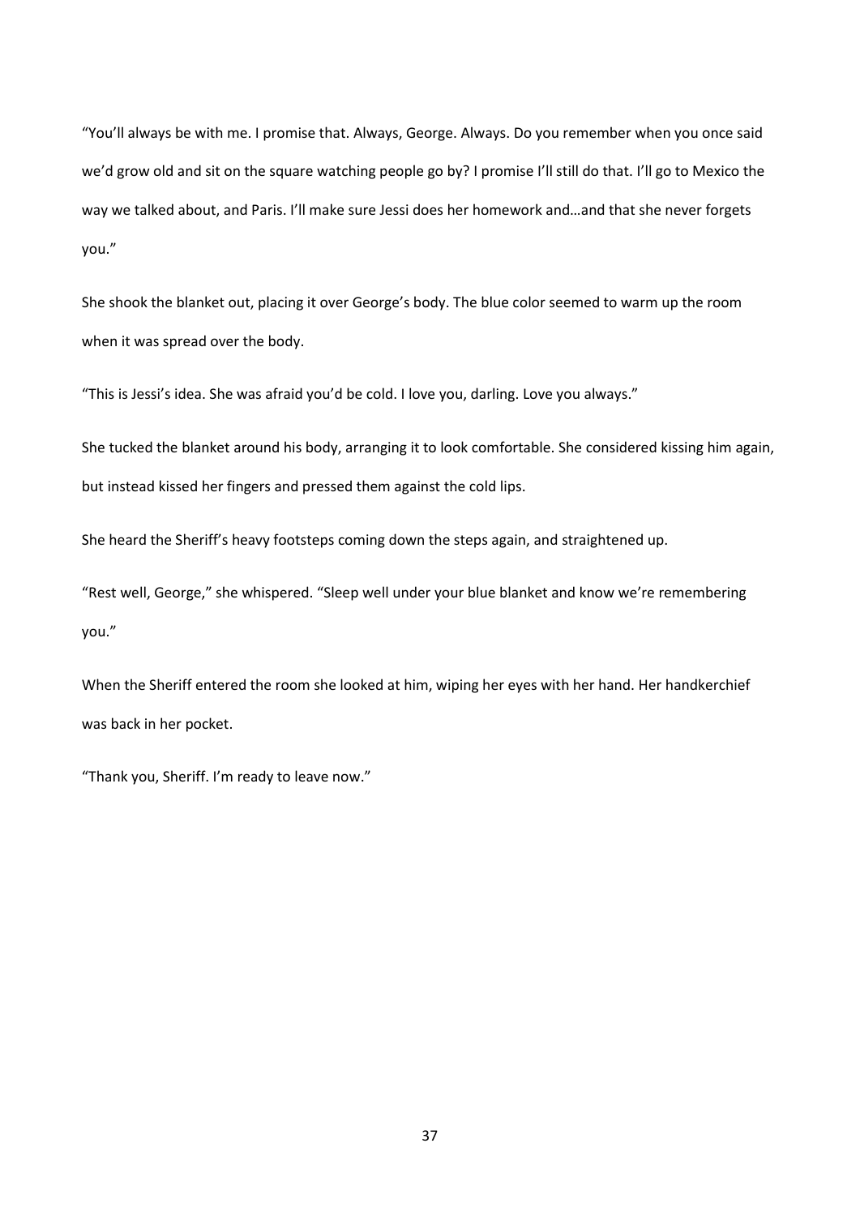"You'll always be with me. I promise that. Always, George. Always. Do you remember when you once said we'd grow old and sit on the square watching people go by? I promise I'll still do that. I'll go to Mexico the way we talked about, and Paris. I'll make sure Jessi does her homework and…and that she never forgets you."

She shook the blanket out, placing it over George's body. The blue color seemed to warm up the room when it was spread over the body.

"This is Jessi's idea. She was afraid you'd be cold. I love you, darling. Love you always."

She tucked the blanket around his body, arranging it to look comfortable. She considered kissing him again, but instead kissed her fingers and pressed them against the cold lips.

She heard the Sheriff's heavy footsteps coming down the steps again, and straightened up.

"Rest well, George," she whispered. "Sleep well under your blue blanket and know we're remembering you."

When the Sheriff entered the room she looked at him, wiping her eyes with her hand. Her handkerchief was back in her pocket.

"Thank you, Sheriff. I'm ready to leave now."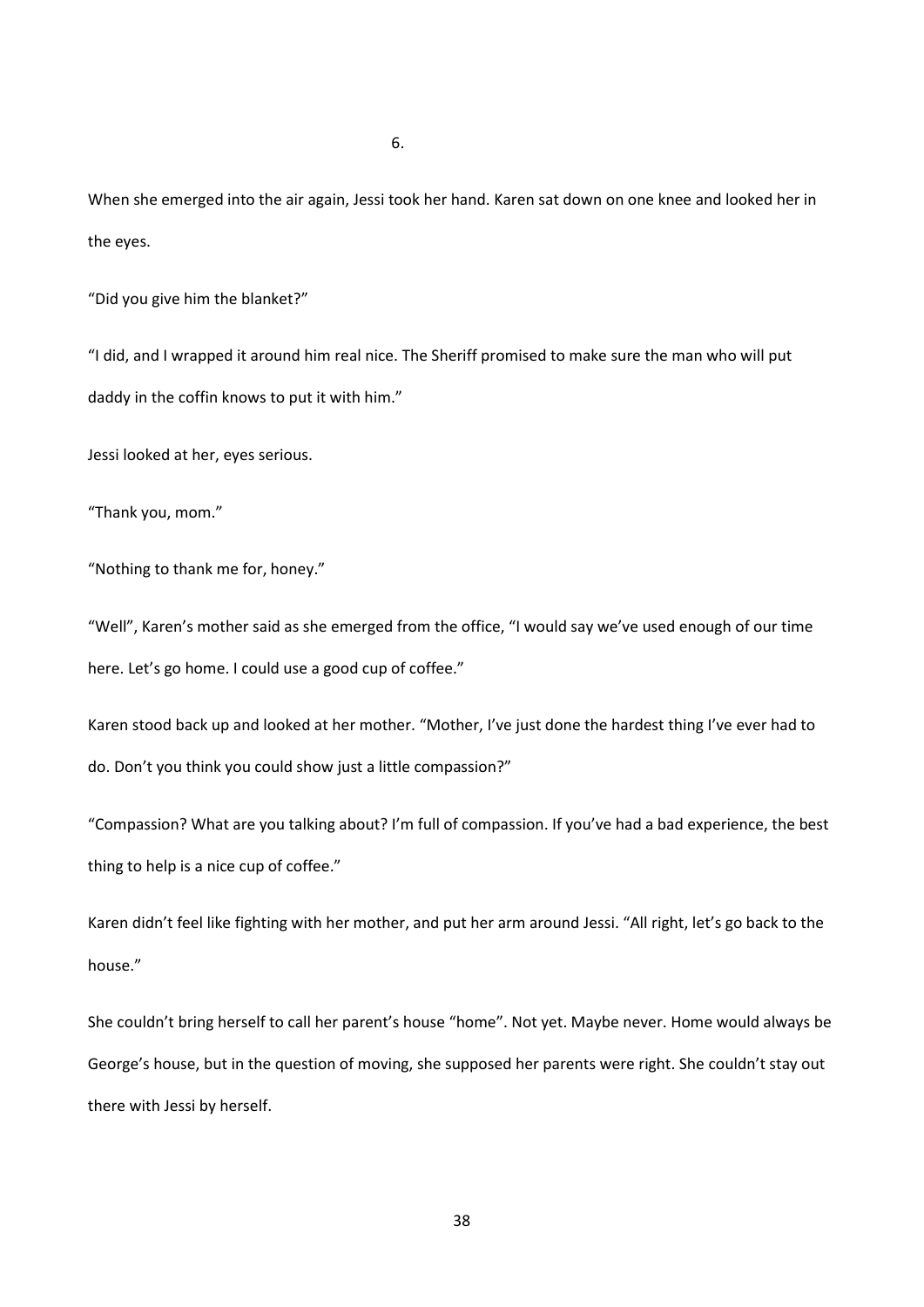6.

When she emerged into the air again, Jessi took her hand. Karen sat down on one knee and looked her in the eyes.

"Did you give him the blanket?"

"I did, and I wrapped it around him real nice. The Sheriff promised to make sure the man who will put daddy in the coffin knows to put it with him."

Jessi looked at her, eyes serious.

"Thank you, mom."

"Nothing to thank me for, honey."

"Well", Karen's mother said as she emerged from the office, "I would say we've used enough of our time here. Let's go home. I could use a good cup of coffee."

Karen stood back up and looked at her mother. "Mother, I've just done the hardest thing I've ever had to do. Don't you think you could show just a little compassion?"

"Compassion? What are you talking about? I'm full of compassion. If you've had a bad experience, the best thing to help is a nice cup of coffee."

Karen didn't feel like fighting with her mother, and put her arm around Jessi. "All right, let's go back to the house."

She couldn't bring herself to call her parent's house "home". Not yet. Maybe never. Home would always be George's house, but in the question of moving, she supposed her parents were right. She couldn't stay out there with Jessi by herself.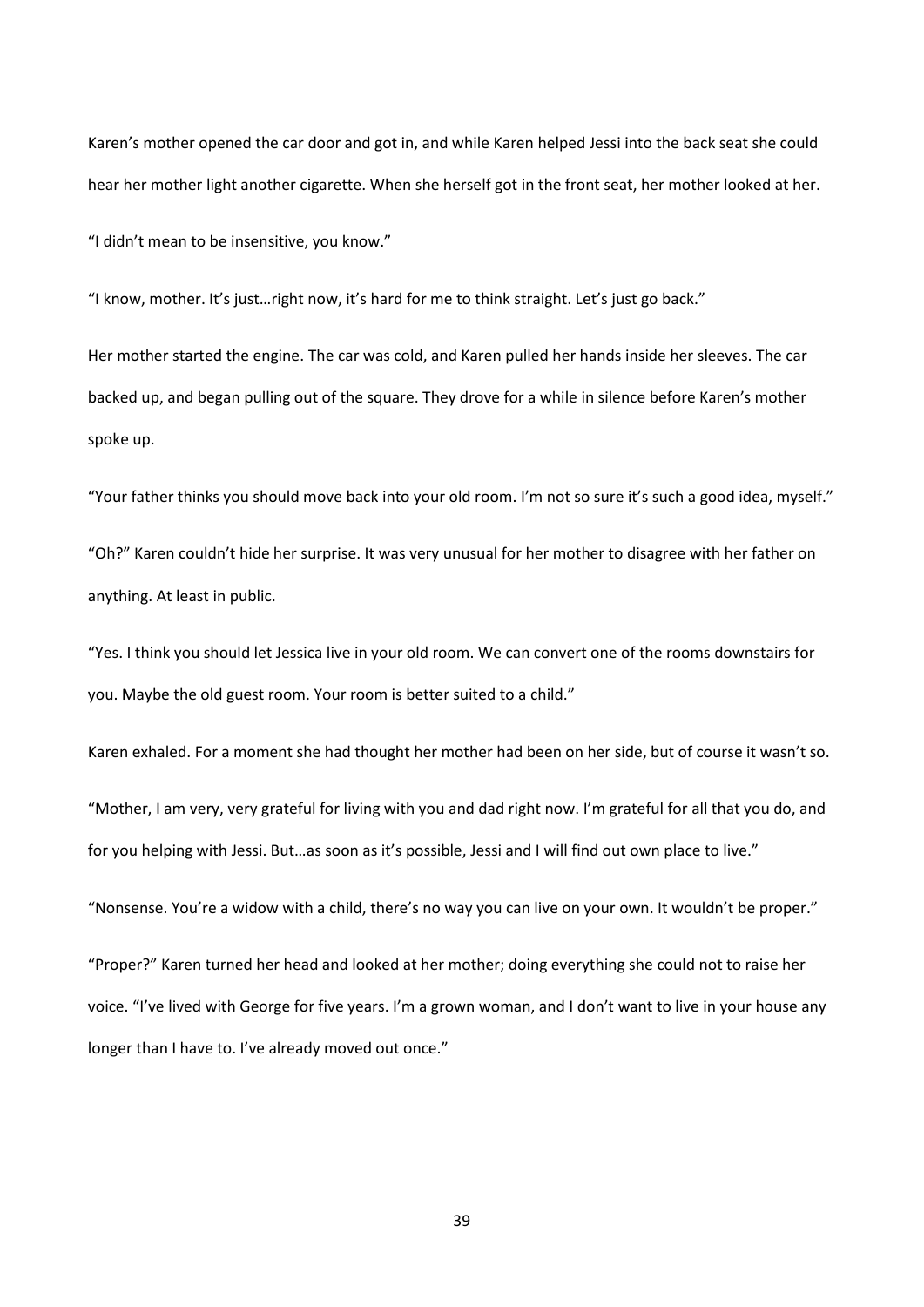Karen's mother opened the car door and got in, and while Karen helped Jessi into the back seat she could hear her mother light another cigarette. When she herself got in the front seat, her mother looked at her.

"I didn't mean to be insensitive, you know."

"I know, mother. It's just…right now, it's hard for me to think straight. Let's just go back."

Her mother started the engine. The car was cold, and Karen pulled her hands inside her sleeves. The car backed up, and began pulling out of the square. They drove for a while in silence before Karen's mother spoke up.

"Your father thinks you should move back into your old room. I'm not so sure it's such a good idea, myself."

"Oh?" Karen couldn't hide her surprise. It was very unusual for her mother to disagree with her father on anything. At least in public.

"Yes. I think you should let Jessica live in your old room. We can convert one of the rooms downstairs for you. Maybe the old guest room. Your room is better suited to a child."

Karen exhaled. For a moment she had thought her mother had been on her side, but of course it wasn't so.

"Mother, I am very, very grateful for living with you and dad right now. I'm grateful for all that you do, and for you helping with Jessi. But…as soon as it's possible, Jessi and I will find out own place to live."

"Nonsense. You're a widow with a child, there's no way you can live on your own. It wouldn't be proper."

"Proper?" Karen turned her head and looked at her mother; doing everything she could not to raise her voice. "I've lived with George for five years. I'm a grown woman, and I don't want to live in your house any longer than I have to. I've already moved out once."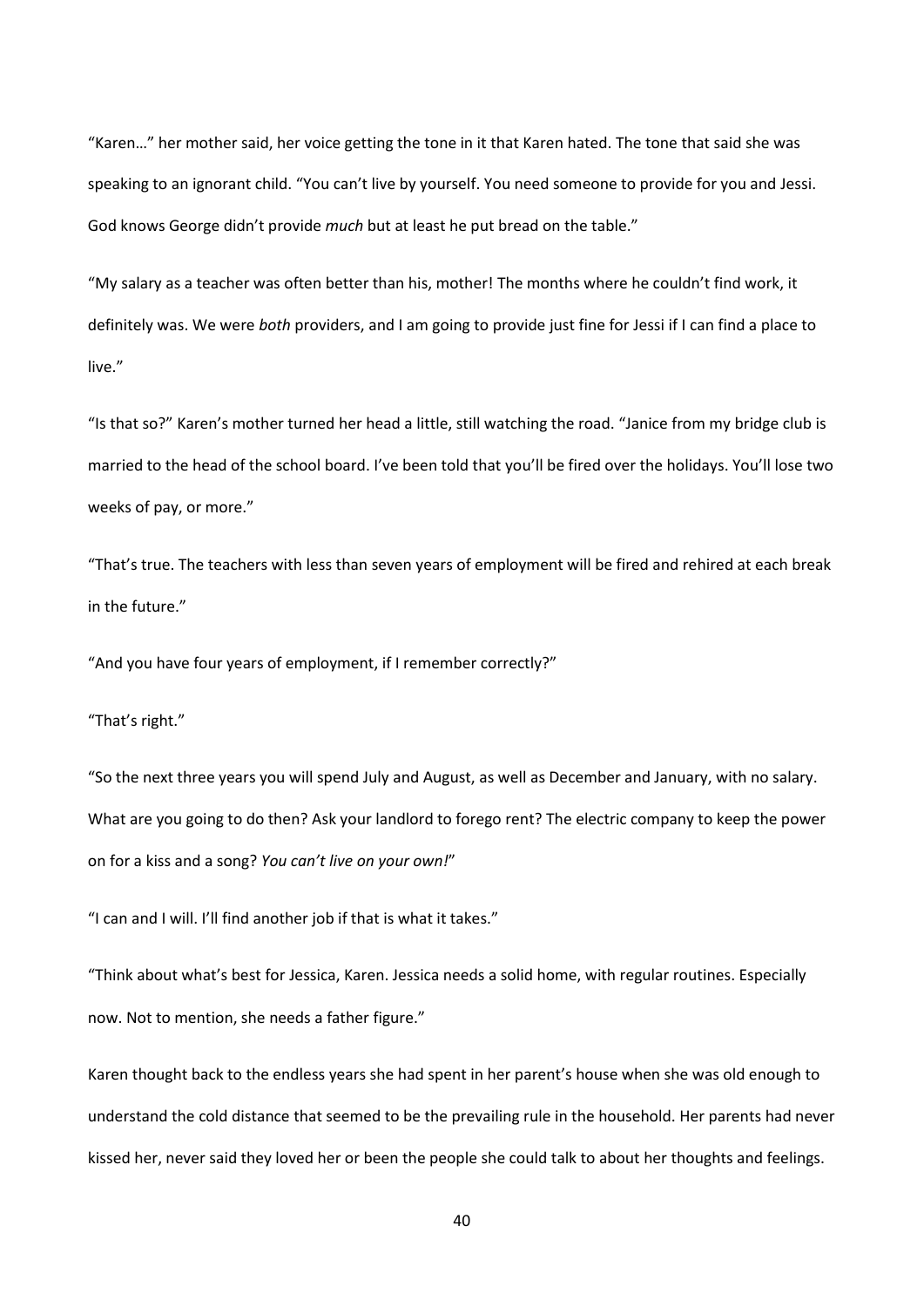"Karen…" her mother said, her voice getting the tone in it that Karen hated. The tone that said she was speaking to an ignorant child. "You can't live by yourself. You need someone to provide for you and Jessi. God knows George didn't provide *much* but at least he put bread on the table."

"My salary as a teacher was often better than his, mother! The months where he couldn't find work, it definitely was. We were *both* providers, and I am going to provide just fine for Jessi if I can find a place to live."

"Is that so?" Karen's mother turned her head a little, still watching the road. "Janice from my bridge club is married to the head of the school board. I've been told that you'll be fired over the holidays. You'll lose two weeks of pay, or more."

"That's true. The teachers with less than seven years of employment will be fired and rehired at each break in the future."

"And you have four years of employment, if I remember correctly?"

"That's right."

"So the next three years you will spend July and August, as well as December and January, with no salary. What are you going to do then? Ask your landlord to forego rent? The electric company to keep the power on for a kiss and a song? *You can't live on your own!*"

"I can and I will. I'll find another job if that is what it takes."

"Think about what's best for Jessica, Karen. Jessica needs a solid home, with regular routines. Especially now. Not to mention, she needs a father figure."

Karen thought back to the endless years she had spent in her parent's house when she was old enough to understand the cold distance that seemed to be the prevailing rule in the household. Her parents had never kissed her, never said they loved her or been the people she could talk to about her thoughts and feelings.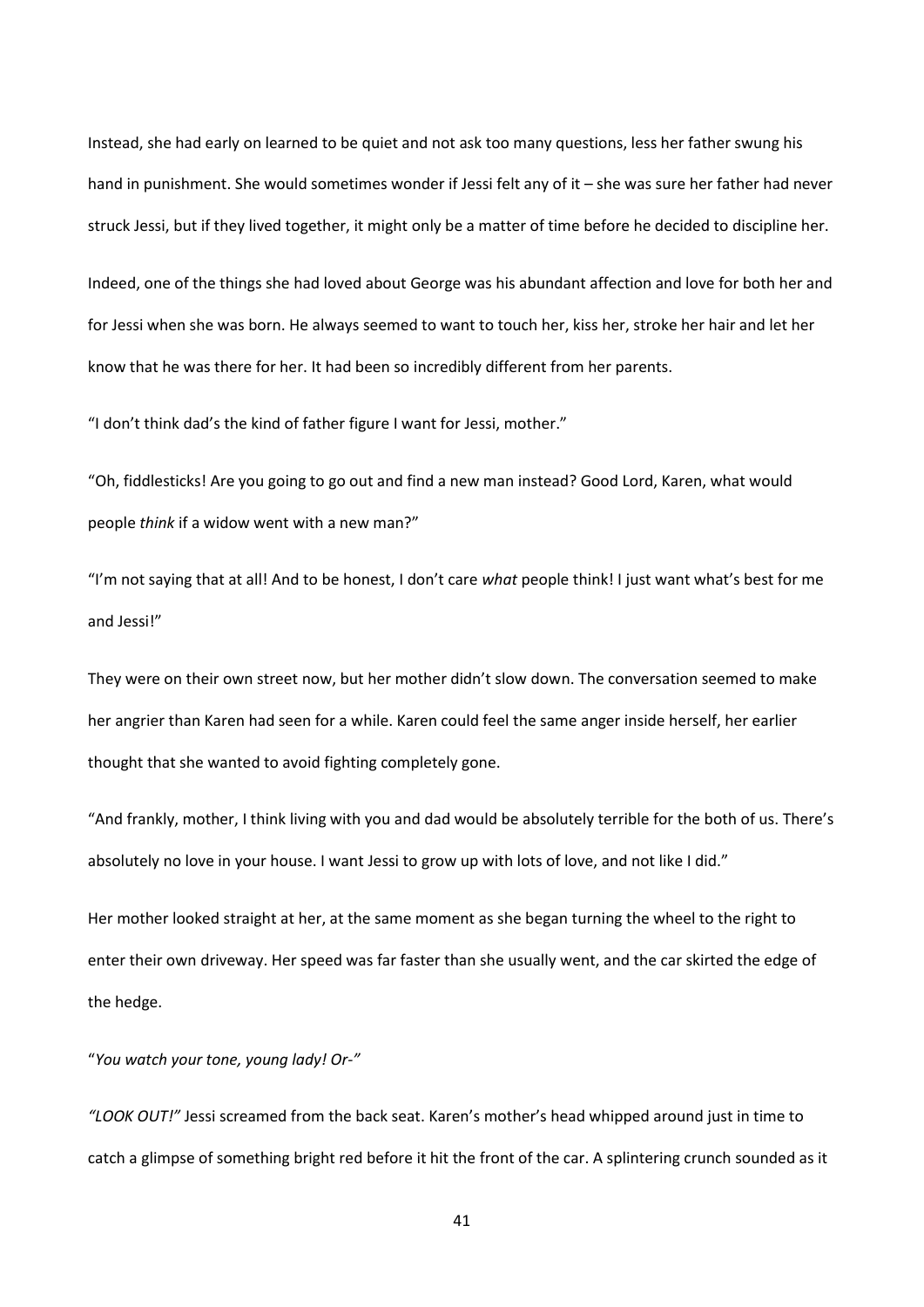Instead, she had early on learned to be quiet and not ask too many questions, less her father swung his hand in punishment. She would sometimes wonder if Jessi felt any of it – she was sure her father had never struck Jessi, but if they lived together, it might only be a matter of time before he decided to discipline her.

Indeed, one of the things she had loved about George was his abundant affection and love for both her and for Jessi when she was born. He always seemed to want to touch her, kiss her, stroke her hair and let her know that he was there for her. It had been so incredibly different from her parents.

"I don't think dad's the kind of father figure I want for Jessi, mother."

"Oh, fiddlesticks! Are you going to go out and find a new man instead? Good Lord, Karen, what would people *think* if a widow went with a new man?"

"I'm not saying that at all! And to be honest, I don't care *what* people think! I just want what's best for me and Jessi!"

They were on their own street now, but her mother didn't slow down. The conversation seemed to make her angrier than Karen had seen for a while. Karen could feel the same anger inside herself, her earlier thought that she wanted to avoid fighting completely gone.

"And frankly, mother, I think living with you and dad would be absolutely terrible for the both of us. There's absolutely no love in your house. I want Jessi to grow up with lots of love, and not like I did."

Her mother looked straight at her, at the same moment as she began turning the wheel to the right to enter their own driveway. Her speed was far faster than she usually went, and the car skirted the edge of the hedge.

"*You watch your tone, young lady! Or-"*

*"LOOK OUT!"* Jessi screamed from the back seat. Karen's mother's head whipped around just in time to catch a glimpse of something bright red before it hit the front of the car. A splintering crunch sounded as it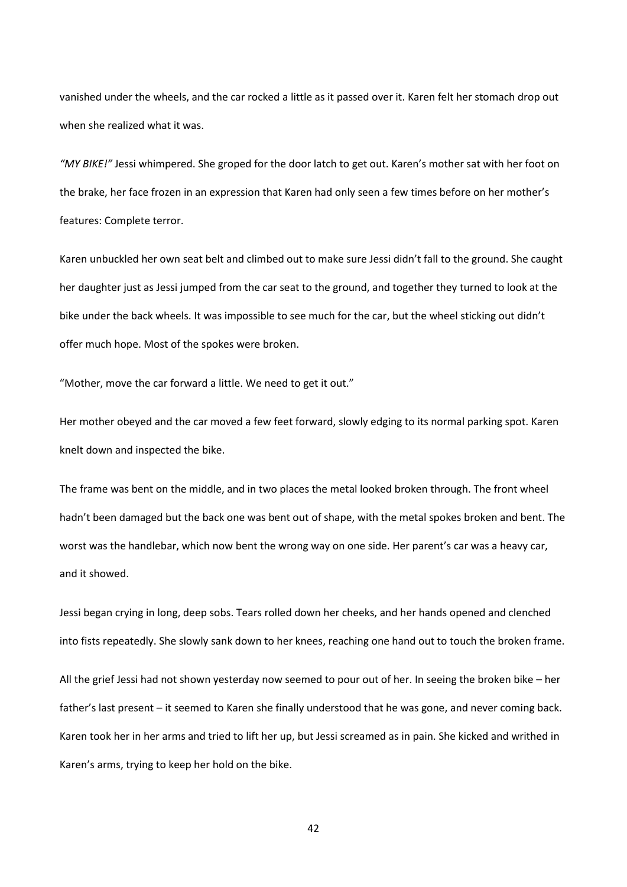vanished under the wheels, and the car rocked a little as it passed over it. Karen felt her stomach drop out when she realized what it was.

*"MY BIKE!"* Jessi whimpered. She groped for the door latch to get out. Karen's mother sat with her foot on the brake, her face frozen in an expression that Karen had only seen a few times before on her mother's features: Complete terror.

Karen unbuckled her own seat belt and climbed out to make sure Jessi didn't fall to the ground. She caught her daughter just as Jessi jumped from the car seat to the ground, and together they turned to look at the bike under the back wheels. It was impossible to see much for the car, but the wheel sticking out didn't offer much hope. Most of the spokes were broken.

"Mother, move the car forward a little. We need to get it out."

Her mother obeyed and the car moved a few feet forward, slowly edging to its normal parking spot. Karen knelt down and inspected the bike.

The frame was bent on the middle, and in two places the metal looked broken through. The front wheel hadn't been damaged but the back one was bent out of shape, with the metal spokes broken and bent. The worst was the handlebar, which now bent the wrong way on one side. Her parent's car was a heavy car, and it showed.

Jessi began crying in long, deep sobs. Tears rolled down her cheeks, and her hands opened and clenched into fists repeatedly. She slowly sank down to her knees, reaching one hand out to touch the broken frame.

All the grief Jessi had not shown yesterday now seemed to pour out of her. In seeing the broken bike – her father's last present – it seemed to Karen she finally understood that he was gone, and never coming back. Karen took her in her arms and tried to lift her up, but Jessi screamed as in pain. She kicked and writhed in Karen's arms, trying to keep her hold on the bike.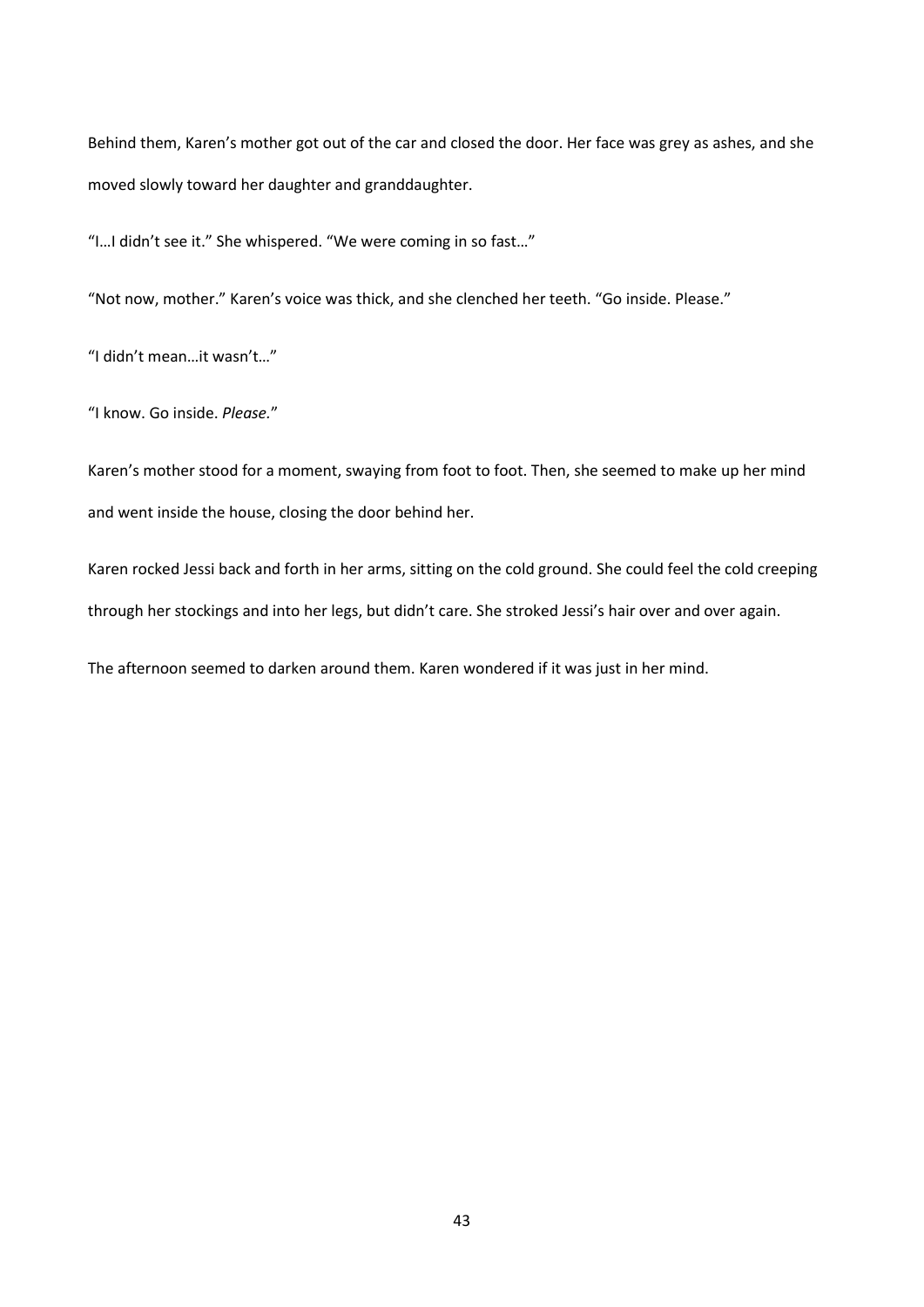Behind them, Karen's mother got out of the car and closed the door. Her face was grey as ashes, and she moved slowly toward her daughter and granddaughter.

"I…I didn't see it." She whispered. "We were coming in so fast…"

"Not now, mother." Karen's voice was thick, and she clenched her teeth. "Go inside. Please."

"I didn't mean…it wasn't…"

"I know. Go inside. *Please.*"

Karen's mother stood for a moment, swaying from foot to foot. Then, she seemed to make up her mind and went inside the house, closing the door behind her.

Karen rocked Jessi back and forth in her arms, sitting on the cold ground. She could feel the cold creeping through her stockings and into her legs, but didn't care. She stroked Jessi's hair over and over again.

The afternoon seemed to darken around them. Karen wondered if it was just in her mind.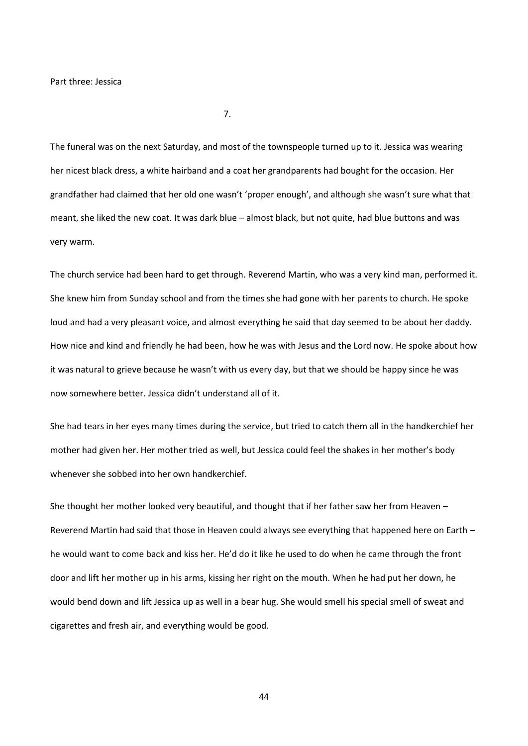# Part three: Jessica

## 7.

The funeral was on the next Saturday, and most of the townspeople turned up to it. Jessica was wearing her nicest black dress, a white hairband and a coat her grandparents had bought for the occasion. Her grandfather had claimed that her old one wasn't 'proper enough', and although she wasn't sure what that meant, she liked the new coat. It was dark blue – almost black, but not quite, had blue buttons and was very warm.

The church service had been hard to get through. Reverend Martin, who was a very kind man, performed it. She knew him from Sunday school and from the times she had gone with her parents to church. He spoke loud and had a very pleasant voice, and almost everything he said that day seemed to be about her daddy. How nice and kind and friendly he had been, how he was with Jesus and the Lord now. He spoke about how it was natural to grieve because he wasn't with us every day, but that we should be happy since he was now somewhere better. Jessica didn't understand all of it.

She had tears in her eyes many times during the service, but tried to catch them all in the handkerchief her mother had given her. Her mother tried as well, but Jessica could feel the shakes in her mother's body whenever she sobbed into her own handkerchief.

She thought her mother looked very beautiful, and thought that if her father saw her from Heaven – Reverend Martin had said that those in Heaven could always see everything that happened here on Earth – he would want to come back and kiss her. He'd do it like he used to do when he came through the front door and lift her mother up in his arms, kissing her right on the mouth. When he had put her down, he would bend down and lift Jessica up as well in a bear hug. She would smell his special smell of sweat and cigarettes and fresh air, and everything would be good.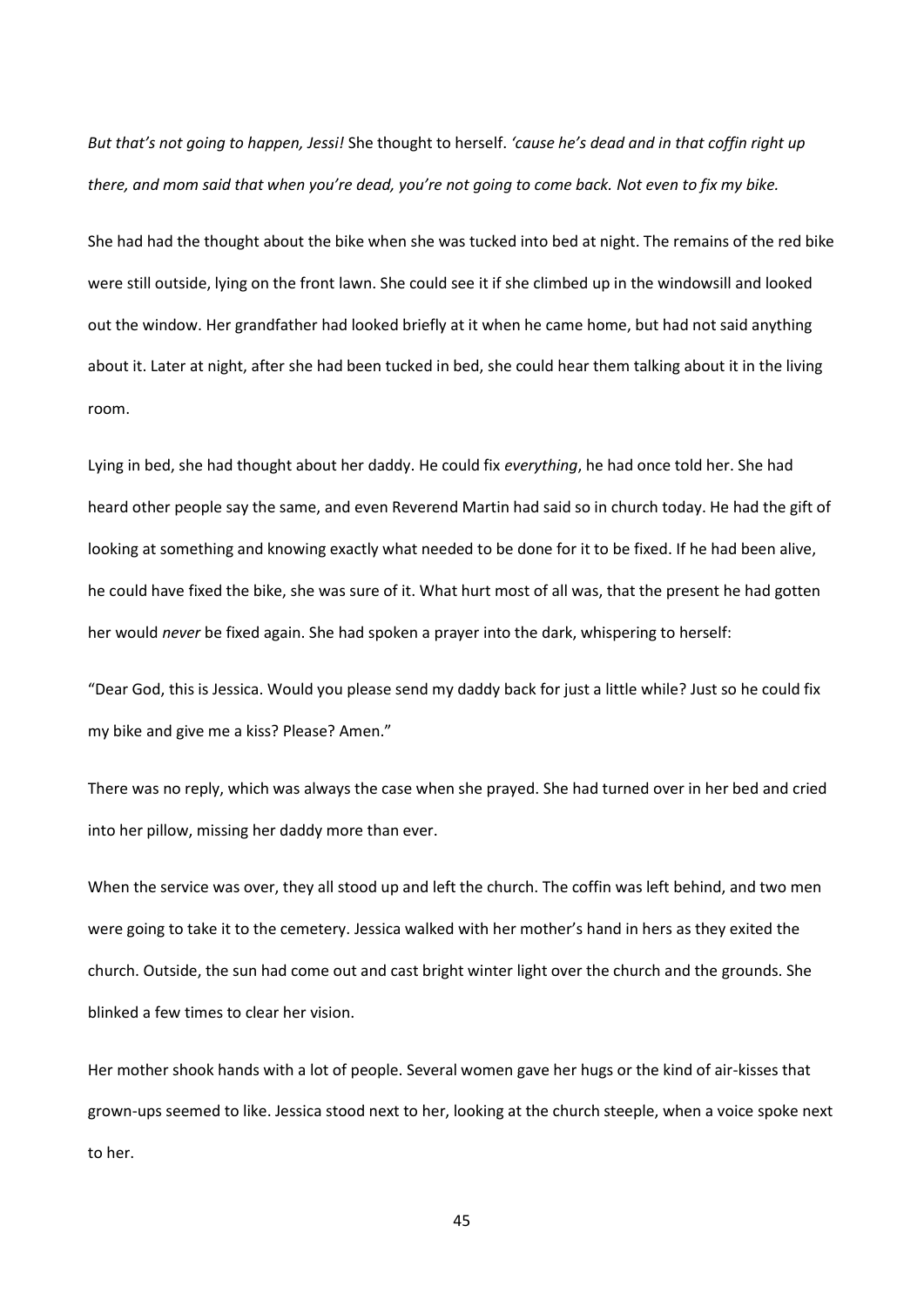*But that's not going to happen, Jessi!* She thought to herself. *'cause he's dead and in that coffin right up there, and mom said that when you're dead, you're not going to come back. Not even to fix my bike.*

She had had the thought about the bike when she was tucked into bed at night. The remains of the red bike were still outside, lying on the front lawn. She could see it if she climbed up in the windowsill and looked out the window. Her grandfather had looked briefly at it when he came home, but had not said anything about it. Later at night, after she had been tucked in bed, she could hear them talking about it in the living room.

Lying in bed, she had thought about her daddy. He could fix *everything*, he had once told her. She had heard other people say the same, and even Reverend Martin had said so in church today. He had the gift of looking at something and knowing exactly what needed to be done for it to be fixed. If he had been alive, he could have fixed the bike, she was sure of it. What hurt most of all was, that the present he had gotten her would *never* be fixed again. She had spoken a prayer into the dark, whispering to herself:

"Dear God, this is Jessica. Would you please send my daddy back for just a little while? Just so he could fix my bike and give me a kiss? Please? Amen."

There was no reply, which was always the case when she prayed. She had turned over in her bed and cried into her pillow, missing her daddy more than ever.

When the service was over, they all stood up and left the church. The coffin was left behind, and two men were going to take it to the cemetery. Jessica walked with her mother's hand in hers as they exited the church. Outside, the sun had come out and cast bright winter light over the church and the grounds. She blinked a few times to clear her vision.

Her mother shook hands with a lot of people. Several women gave her hugs or the kind of air-kisses that grown-ups seemed to like. Jessica stood next to her, looking at the church steeple, when a voice spoke next to her.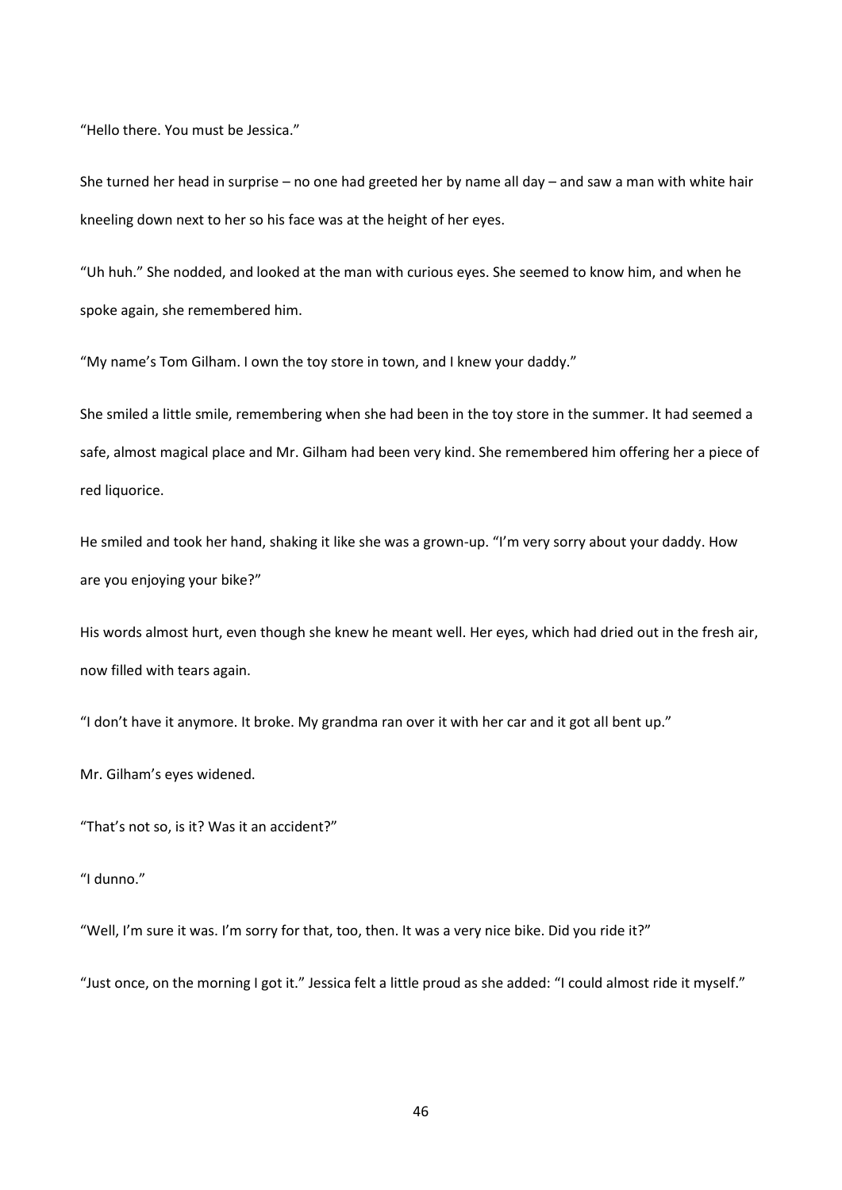"Hello there. You must be Jessica."

She turned her head in surprise – no one had greeted her by name all day – and saw a man with white hair kneeling down next to her so his face was at the height of her eyes.

"Uh huh." She nodded, and looked at the man with curious eyes. She seemed to know him, and when he spoke again, she remembered him.

"My name's Tom Gilham. I own the toy store in town, and I knew your daddy."

She smiled a little smile, remembering when she had been in the toy store in the summer. It had seemed a safe, almost magical place and Mr. Gilham had been very kind. She remembered him offering her a piece of red liquorice.

He smiled and took her hand, shaking it like she was a grown-up. "I'm very sorry about your daddy. How are you enjoying your bike?"

His words almost hurt, even though she knew he meant well. Her eyes, which had dried out in the fresh air, now filled with tears again.

"I don't have it anymore. It broke. My grandma ran over it with her car and it got all bent up."

Mr. Gilham's eyes widened.

"That's not so, is it? Was it an accident?"

"I dunno."

"Well, I'm sure it was. I'm sorry for that, too, then. It was a very nice bike. Did you ride it?"

"Just once, on the morning I got it." Jessica felt a little proud as she added: "I could almost ride it myself."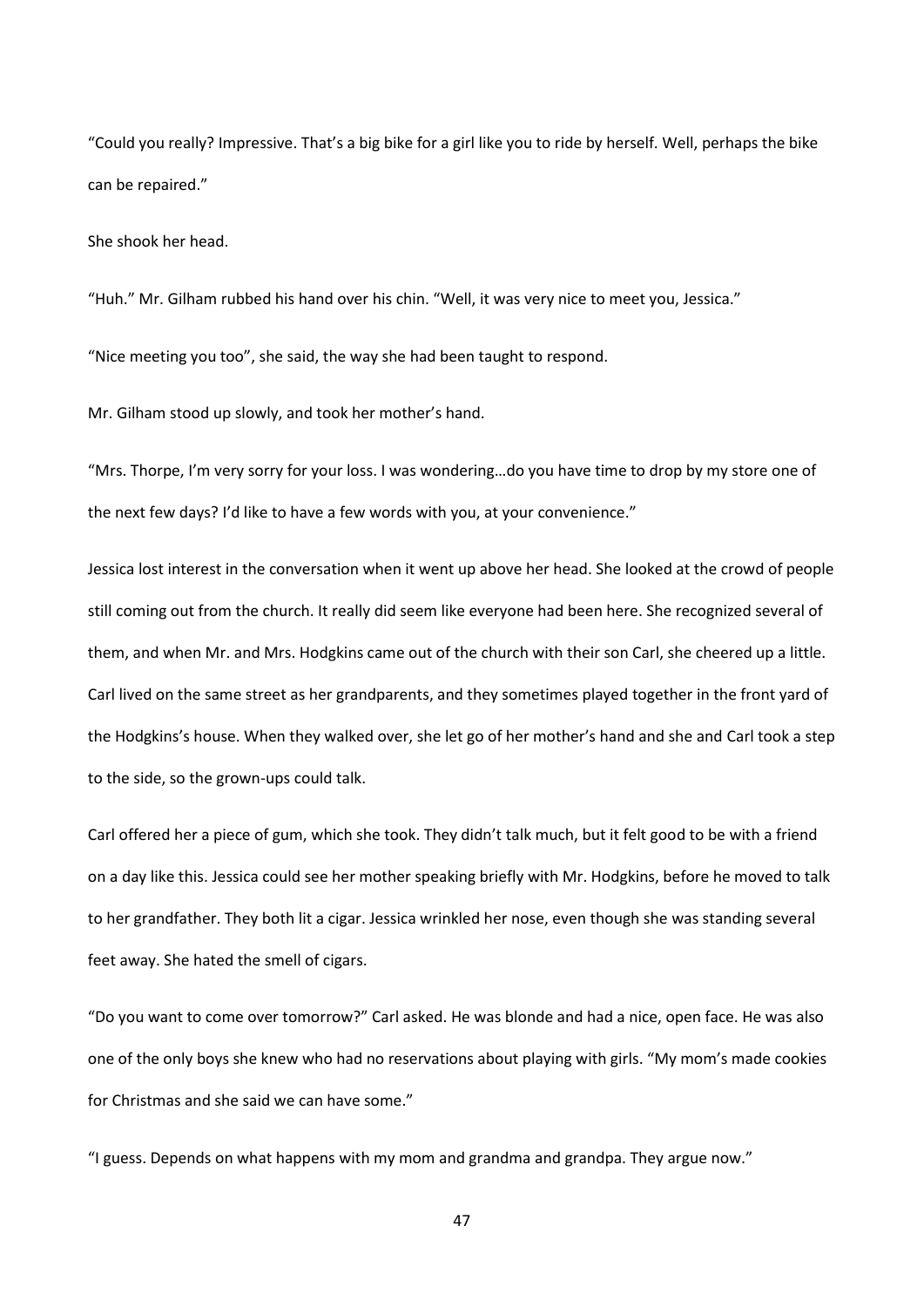"Could you really? Impressive. That's a big bike for a girl like you to ride by herself. Well, perhaps the bike can be repaired."

She shook her head.

"Huh." Mr. Gilham rubbed his hand over his chin. "Well, it was very nice to meet you, Jessica."

"Nice meeting you too", she said, the way she had been taught to respond.

Mr. Gilham stood up slowly, and took her mother's hand.

"Mrs. Thorpe, I'm very sorry for your loss. I was wondering…do you have time to drop by my store one of the next few days? I'd like to have a few words with you, at your convenience."

Jessica lost interest in the conversation when it went up above her head. She looked at the crowd of people still coming out from the church. It really did seem like everyone had been here. She recognized several of them, and when Mr. and Mrs. Hodgkins came out of the church with their son Carl, she cheered up a little. Carl lived on the same street as her grandparents, and they sometimes played together in the front yard of the Hodgkins's house. When they walked over, she let go of her mother's hand and she and Carl took a step to the side, so the grown-ups could talk.

Carl offered her a piece of gum, which she took. They didn't talk much, but it felt good to be with a friend on a day like this. Jessica could see her mother speaking briefly with Mr. Hodgkins, before he moved to talk to her grandfather. They both lit a cigar. Jessica wrinkled her nose, even though she was standing several feet away. She hated the smell of cigars.

"Do you want to come over tomorrow?" Carl asked. He was blonde and had a nice, open face. He was also one of the only boys she knew who had no reservations about playing with girls. "My mom's made cookies for Christmas and she said we can have some."

"I guess. Depends on what happens with my mom and grandma and grandpa. They argue now."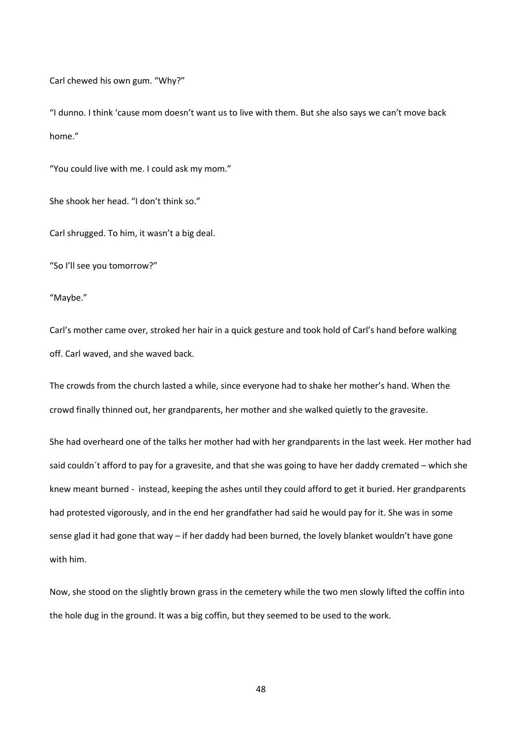Carl chewed his own gum. “Why?”

“I dunno. I think ‘cause mom doesn’t want us to live with them. But she also says we can’t move back home.”

“You could live with me. I could ask my mom.”

She shook her head. “I don’t think so.”

Carl shrugged. To him, it wasn’t a big deal.

“So I’ll see you tomorrow?”

“Maybe.”

Carl’s mother came over, stroked her hair in a quick gesture and took hold of Carl’s hand before walking off. Carl waved, and she waved back.

The crowds from the church lasted a while, since everyone had to shake her mother’s hand. When the crowd finally thinned out, her grandparents, her mother and she walked quietly to the gravesite.

She had overheard one of the talks her mother had with her grandparents in the last week. Her mother had said couldn´t afford to pay for a gravesite, and that she was going to have her daddy cremated – which she knew meant burned - instead, keeping the ashes until they could afford to get it buried. Her grandparents had protested vigorously, and in the end her grandfather had said he would pay for it. She was in some sense glad it had gone that way – if her daddy had been burned, the lovely blanket wouldn’t have gone with him.

Now, she stood on the slightly brown grass in the cemetery while the two men slowly lifted the coffin into the hole dug in the ground. It was a big coffin, but they seemed to be used to the work.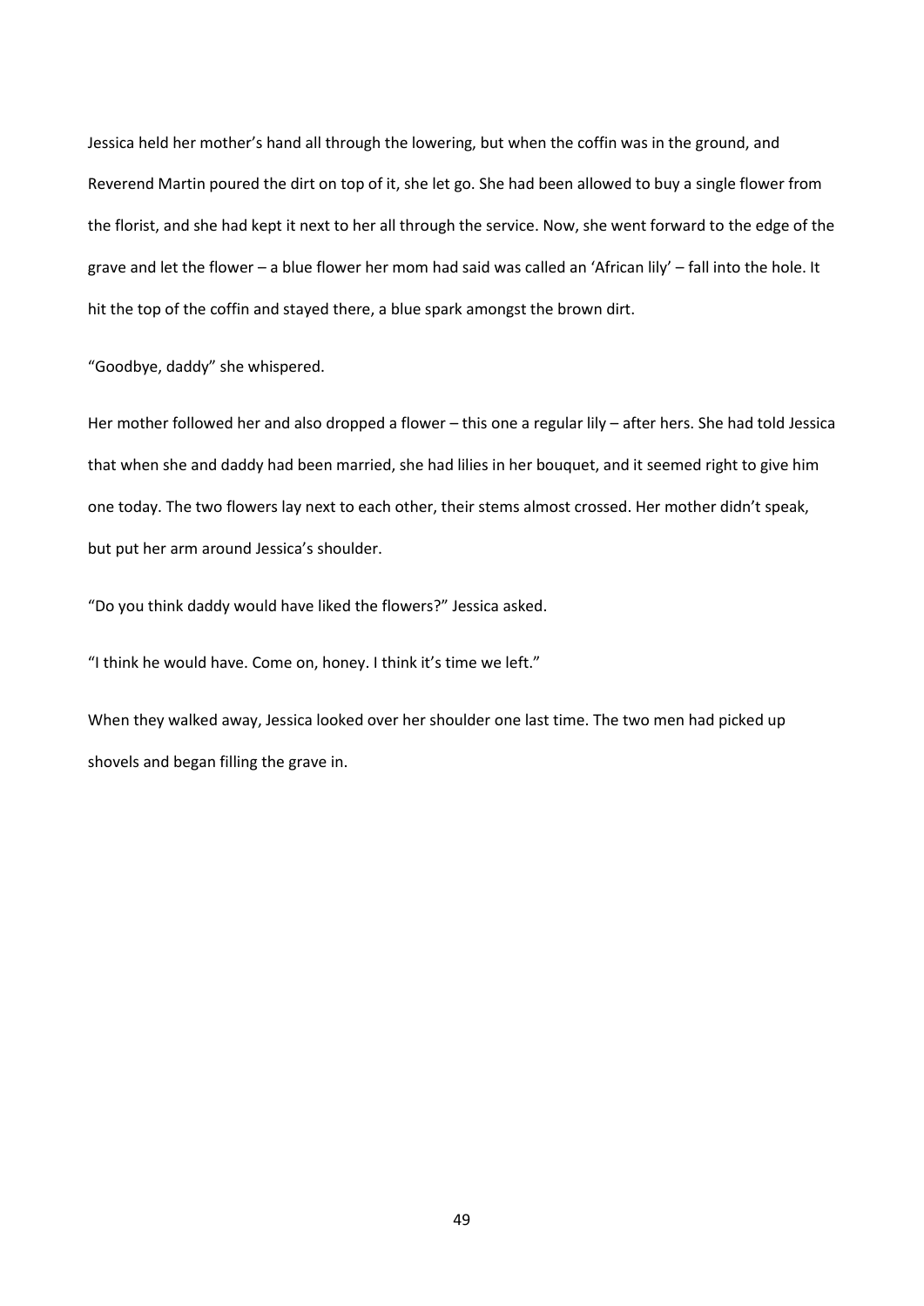Jessica held her mother's hand all through the lowering, but when the coffin was in the ground, and Reverend Martin poured the dirt on top of it, she let go. She had been allowed to buy a single flower from the florist, and she had kept it next to her all through the service. Now, she went forward to the edge of the grave and let the flower – a blue flower her mom had said was called an 'African lily' – fall into the hole. It hit the top of the coffin and stayed there, a blue spark amongst the brown dirt.

"Goodbye, daddy" she whispered.

Her mother followed her and also dropped a flower – this one a regular lily – after hers. She had told Jessica that when she and daddy had been married, she had lilies in her bouquet, and it seemed right to give him one today. The two flowers lay next to each other, their stems almost crossed. Her mother didn't speak, but put her arm around Jessica's shoulder.

"Do you think daddy would have liked the flowers?" Jessica asked.

"I think he would have. Come on, honey. I think it's time we left."

When they walked away, Jessica looked over her shoulder one last time. The two men had picked up shovels and began filling the grave in.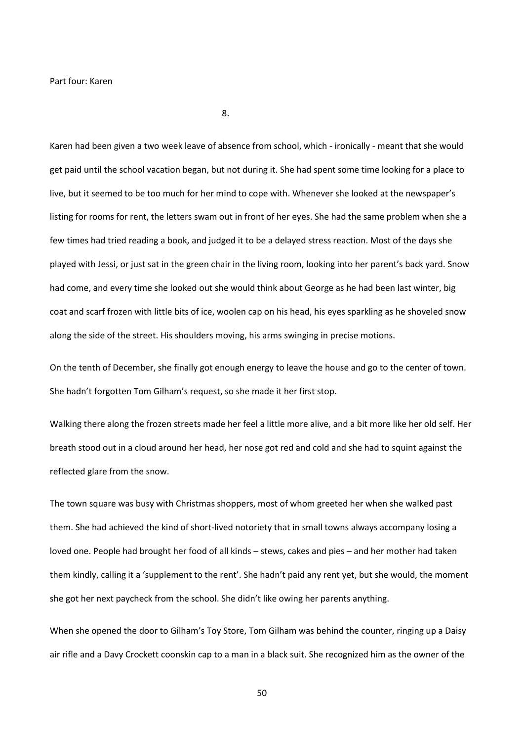## Part four: Karen

### 8.

Karen had been given a two week leave of absence from school, which - ironically - meant that she would get paid until the school vacation began, but not during it. She had spent some time looking for a place to live, but it seemed to be too much for her mind to cope with. Whenever she looked at the newspaper's listing for rooms for rent, the letters swam out in front of her eyes. She had the same problem when she a few times had tried reading a book, and judged it to be a delayed stress reaction. Most of the days she played with Jessi, or just sat in the green chair in the living room, looking into her parent's back yard. Snow had come, and every time she looked out she would think about George as he had been last winter, big coat and scarf frozen with little bits of ice, woolen cap on his head, his eyes sparkling as he shoveled snow along the side of the street. His shoulders moving, his arms swinging in precise motions.

On the tenth of December, she finally got enough energy to leave the house and go to the center of town. She hadn't forgotten Tom Gilham's request, so she made it her first stop.

Walking there along the frozen streets made her feel a little more alive, and a bit more like her old self. Her breath stood out in a cloud around her head, her nose got red and cold and she had to squint against the reflected glare from the snow.

The town square was busy with Christmas shoppers, most of whom greeted her when she walked past them. She had achieved the kind of short-lived notoriety that in small towns always accompany losing a loved one. People had brought her food of all kinds – stews, cakes and pies – and her mother had taken them kindly, calling it a 'supplement to the rent'. She hadn't paid any rent yet, but she would, the moment she got her next paycheck from the school. She didn't like owing her parents anything.

When she opened the door to Gilham's Toy Store, Tom Gilham was behind the counter, ringing up a Daisy air rifle and a Davy Crockett coonskin cap to a man in a black suit. She recognized him as the owner of the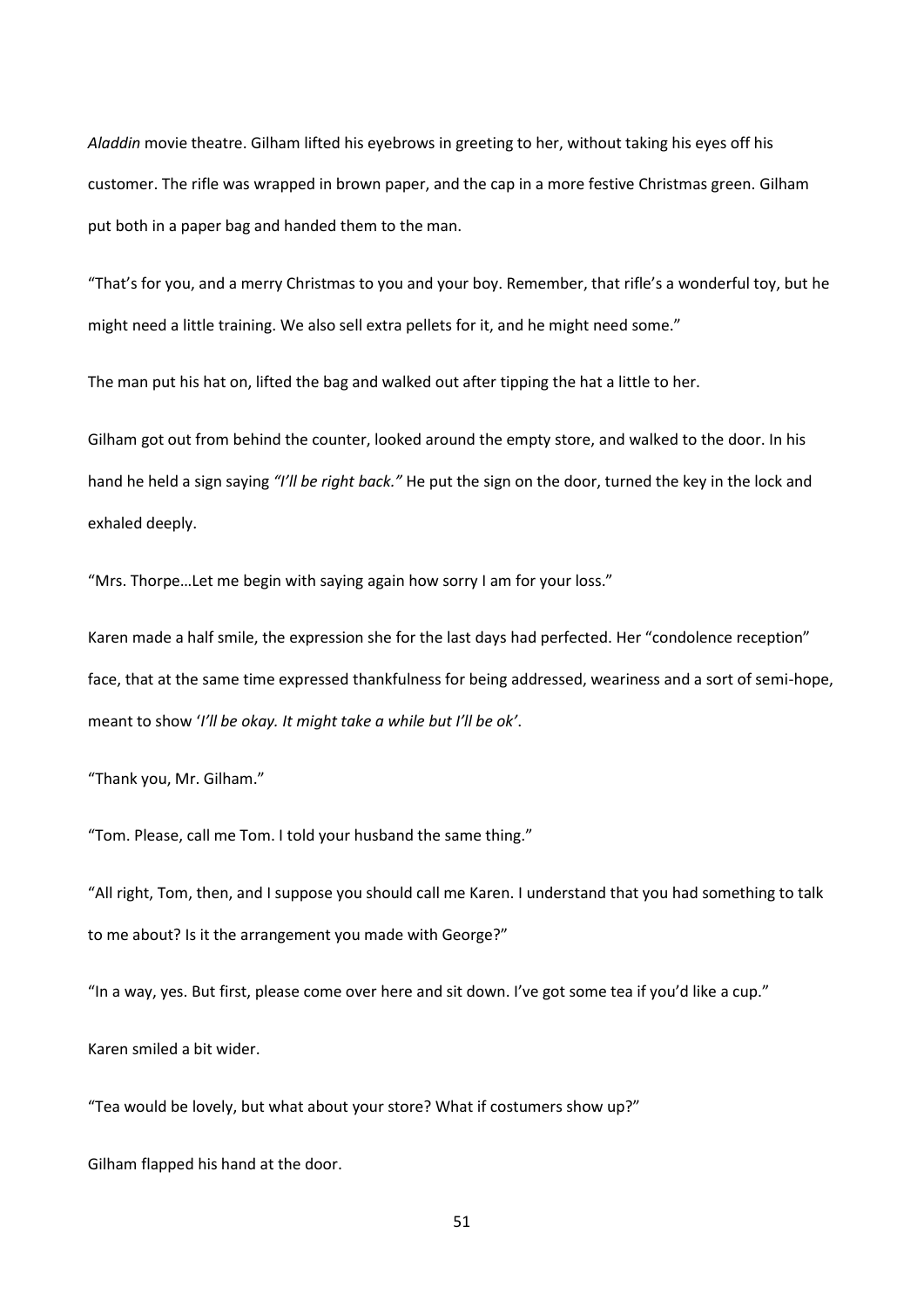*Aladdin* movie theatre. Gilham lifted his eyebrows in greeting to her, without taking his eyes off his customer. The rifle was wrapped in brown paper, and the cap in a more festive Christmas green. Gilham put both in a paper bag and handed them to the man.

"That's for you, and a merry Christmas to you and your boy. Remember, that rifle's a wonderful toy, but he might need a little training. We also sell extra pellets for it, and he might need some."

The man put his hat on, lifted the bag and walked out after tipping the hat a little to her.

Gilham got out from behind the counter, looked around the empty store, and walked to the door. In his hand he held a sign saying *"I'll be right back."* He put the sign on the door, turned the key in the lock and exhaled deeply.

"Mrs. Thorpe…Let me begin with saying again how sorry I am for your loss."

Karen made a half smile, the expression she for the last days had perfected. Her "condolence reception" face, that at the same time expressed thankfulness for being addressed, weariness and a sort of semi-hope, meant to show '*I'll be okay. It might take a while but I'll be ok'*.

"Thank you, Mr. Gilham."

"Tom. Please, call me Tom. I told your husband the same thing."

"All right, Tom, then, and I suppose you should call me Karen. I understand that you had something to talk to me about? Is it the arrangement you made with George?"

"In a way, yes. But first, please come over here and sit down. I've got some tea if you'd like a cup."

Karen smiled a bit wider.

"Tea would be lovely, but what about your store? What if costumers show up?"

Gilham flapped his hand at the door.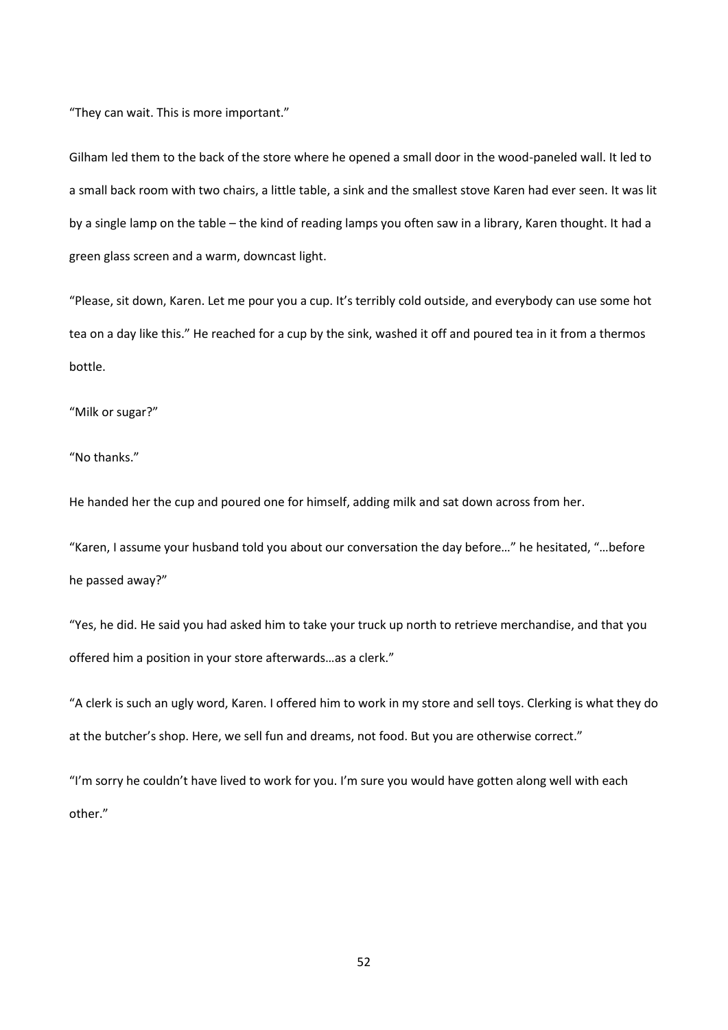"They can wait. This is more important."

Gilham led them to the back of the store where he opened a small door in the wood-paneled wall. It led to a small back room with two chairs, a little table, a sink and the smallest stove Karen had ever seen. It was lit by a single lamp on the table – the kind of reading lamps you often saw in a library, Karen thought. It had a green glass screen and a warm, downcast light.

"Please, sit down, Karen. Let me pour you a cup. It's terribly cold outside, and everybody can use some hot tea on a day like this." He reached for a cup by the sink, washed it off and poured tea in it from a thermos bottle.

"Milk or sugar?"

"No thanks."

He handed her the cup and poured one for himself, adding milk and sat down across from her.

"Karen, I assume your husband told you about our conversation the day before…" he hesitated, "…before he passed away?"

"Yes, he did. He said you had asked him to take your truck up north to retrieve merchandise, and that you offered him a position in your store afterwards…as a clerk."

"A clerk is such an ugly word, Karen. I offered him to work in my store and sell toys. Clerking is what they do at the butcher's shop. Here, we sell fun and dreams, not food. But you are otherwise correct."

"I'm sorry he couldn't have lived to work for you. I'm sure you would have gotten along well with each other."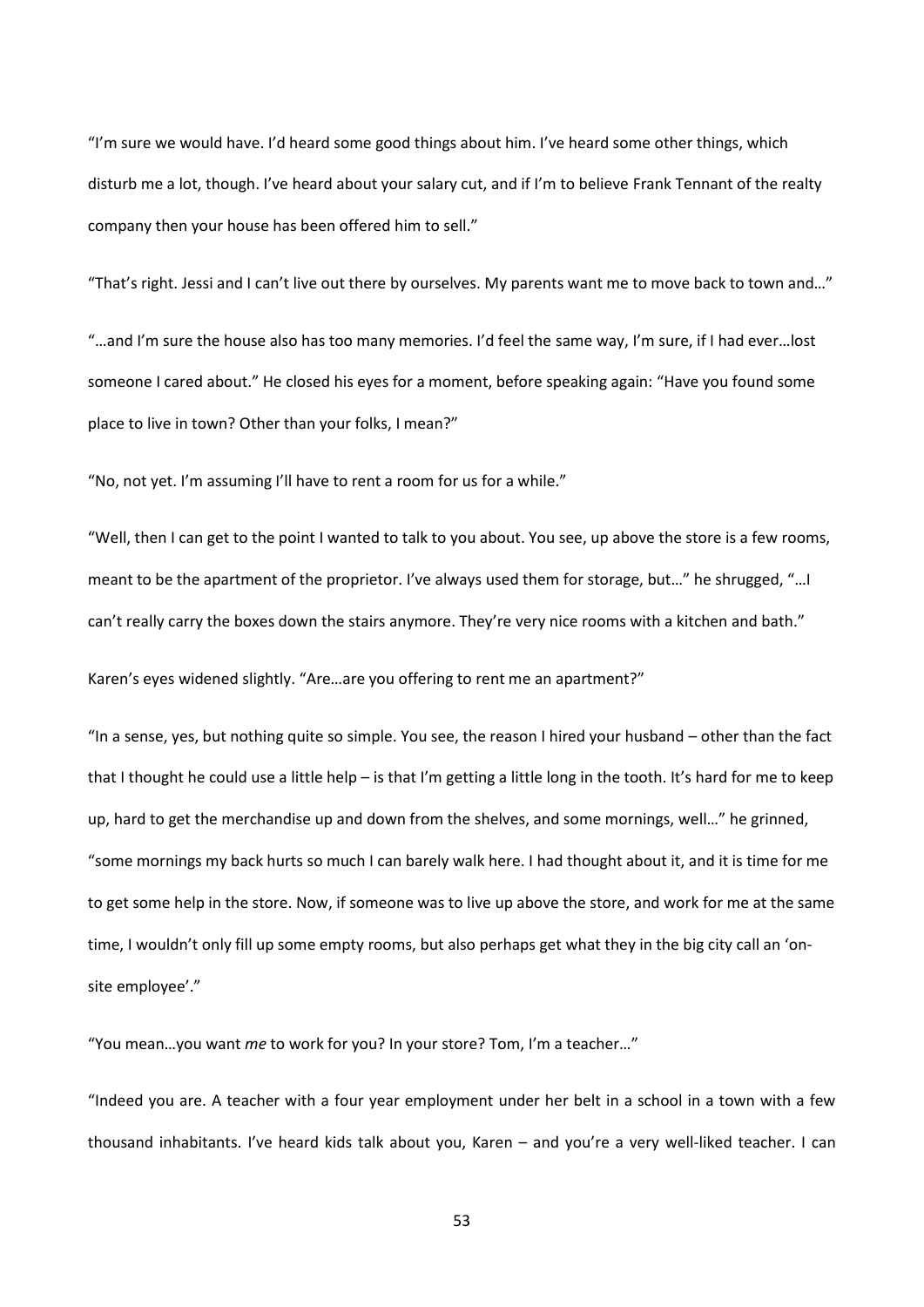"I'm sure we would have. I'd heard some good things about him. I've heard some other things, which disturb me a lot, though. I've heard about your salary cut, and if I'm to believe Frank Tennant of the realty company then your house has been offered him to sell."

"That's right. Jessi and I can't live out there by ourselves. My parents want me to move back to town and…"

"…and I'm sure the house also has too many memories. I'd feel the same way, I'm sure, if I had ever…lost someone I cared about." He closed his eyes for a moment, before speaking again: "Have you found some place to live in town? Other than your folks, I mean?"

"No, not yet. I'm assuming I'll have to rent a room for us for a while."

"Well, then I can get to the point I wanted to talk to you about. You see, up above the store is a few rooms, meant to be the apartment of the proprietor. I've always used them for storage, but…" he shrugged, "…I can't really carry the boxes down the stairs anymore. They're very nice rooms with a kitchen and bath."

Karen's eyes widened slightly. "Are…are you offering to rent me an apartment?"

"In a sense, yes, but nothing quite so simple. You see, the reason I hired your husband – other than the fact that I thought he could use a little help – is that I'm getting a little long in the tooth. It's hard for me to keep up, hard to get the merchandise up and down from the shelves, and some mornings, well…" he grinned, "some mornings my back hurts so much I can barely walk here. I had thought about it, and it is time for me to get some help in the store. Now, if someone was to live up above the store, and work for me at the same time, I wouldn't only fill up some empty rooms, but also perhaps get what they in the big city call an 'on-site employee'."

"You mean…you want *me* to work for you? In your store? Tom, I'm a teacher…"

"Indeed you are. A teacher with a four year employment under her belt in a school in a town with a few thousand inhabitants. I've heard kids talk about you, Karen – and you're a very well-liked teacher. I can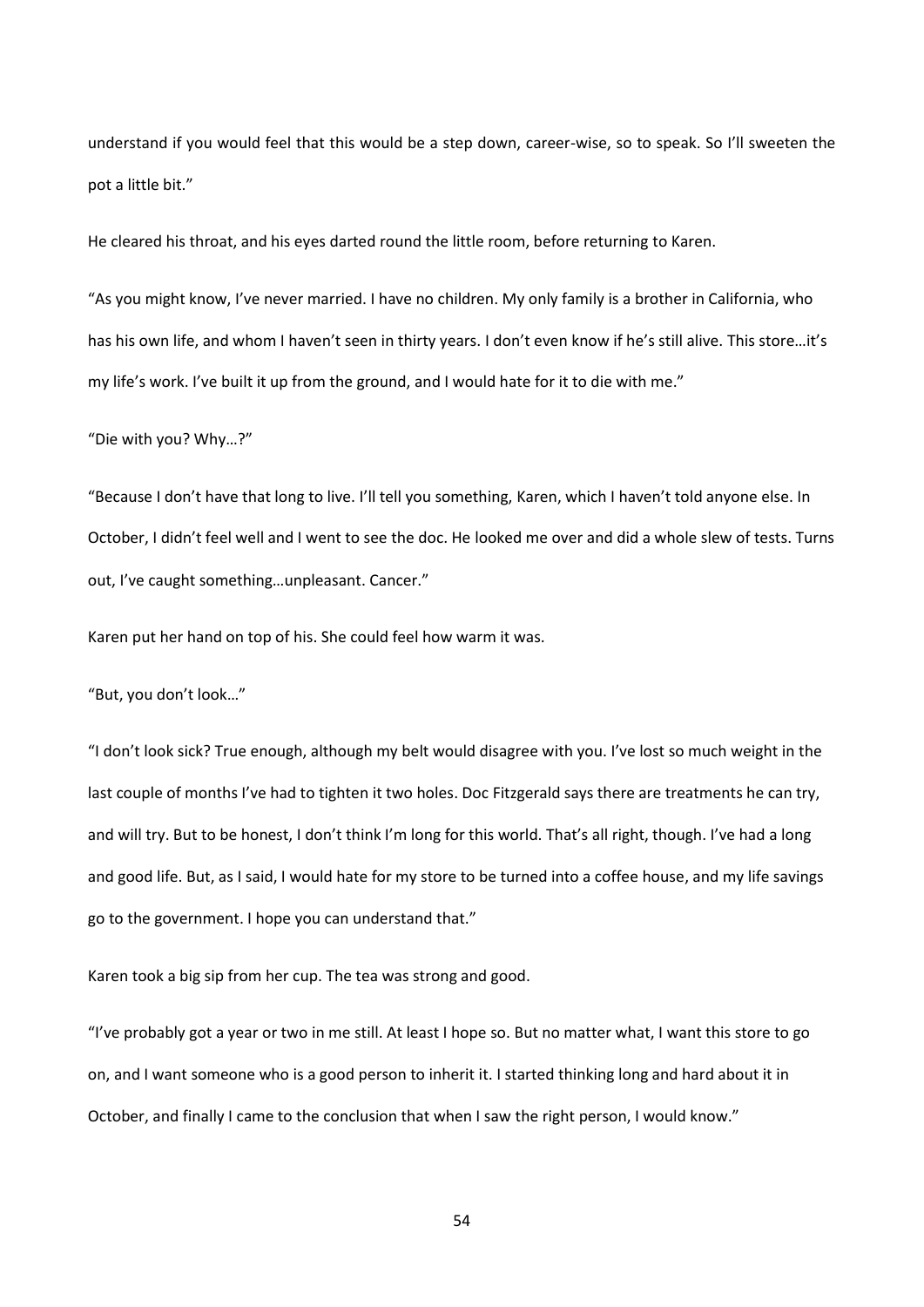understand if you would feel that this would be a step down, career-wise, so to speak. So I'll sweeten the pot a little bit."

He cleared his throat, and his eyes darted round the little room, before returning to Karen.

"As you might know, I've never married. I have no children. My only family is a brother in California, who has his own life, and whom I haven't seen in thirty years. I don't even know if he's still alive. This store…it's my life's work. I've built it up from the ground, and I would hate for it to die with me."

"Die with you? Why…?"

"Because I don't have that long to live. I'll tell you something, Karen, which I haven't told anyone else. In October, I didn't feel well and I went to see the doc. He looked me over and did a whole slew of tests. Turns out, I've caught something…unpleasant. Cancer."

Karen put her hand on top of his. She could feel how warm it was.

"But, you don't look…"

"I don't look sick? True enough, although my belt would disagree with you. I've lost so much weight in the last couple of months I've had to tighten it two holes. Doc Fitzgerald says there are treatments he can try, and will try. But to be honest, I don't think I'm long for this world. That's all right, though. I've had a long and good life. But, as I said, I would hate for my store to be turned into a coffee house, and my life savings go to the government. I hope you can understand that."

Karen took a big sip from her cup. The tea was strong and good.

"I've probably got a year or two in me still. At least I hope so. But no matter what, I want this store to go on, and I want someone who is a good person to inherit it. I started thinking long and hard about it in October, and finally I came to the conclusion that when I saw the right person, I would know."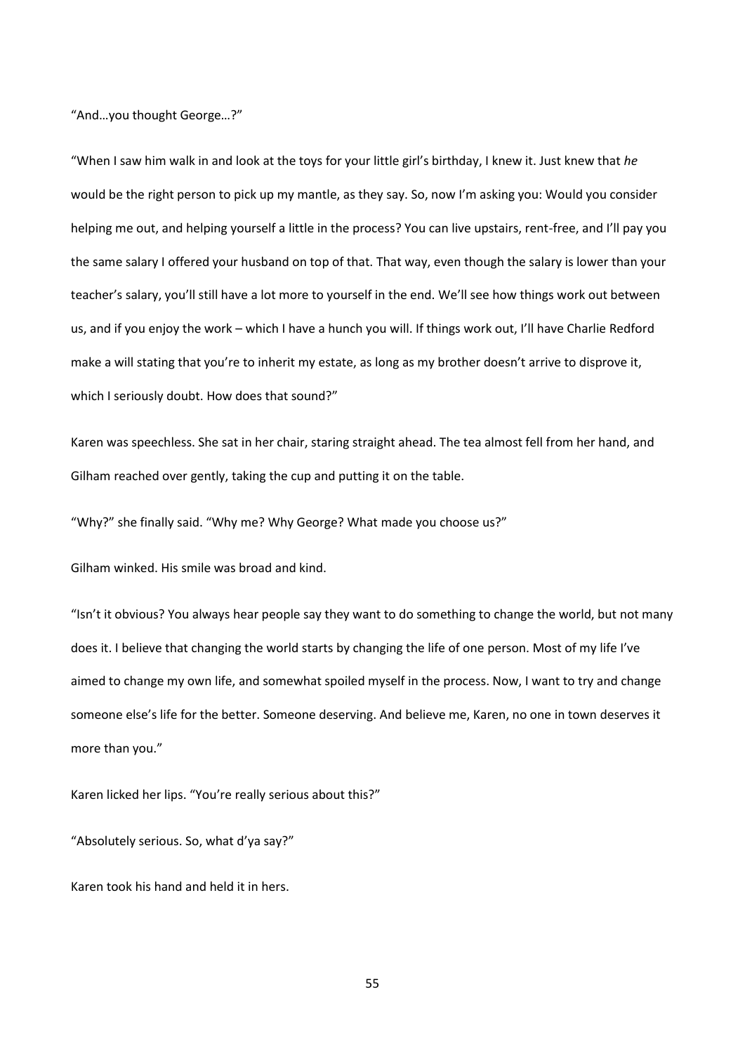"And…you thought George…?"

"When I saw him walk in and look at the toys for your little girl's birthday, I knew it. Just knew that *he* would be the right person to pick up my mantle, as they say. So, now I'm asking you: Would you consider helping me out, and helping yourself a little in the process? You can live upstairs, rent-free, and I'll pay you the same salary I offered your husband on top of that. That way, even though the salary is lower than your teacher's salary, you'll still have a lot more to yourself in the end. We'll see how things work out between us, and if you enjoy the work – which I have a hunch you will. If things work out, I'll have Charlie Redford make a will stating that you're to inherit my estate, as long as my brother doesn't arrive to disprove it, which I seriously doubt. How does that sound?"

Karen was speechless. She sat in her chair, staring straight ahead. The tea almost fell from her hand, and Gilham reached over gently, taking the cup and putting it on the table.

"Why?" she finally said. "Why me? Why George? What made you choose us?"

Gilham winked. His smile was broad and kind.

"Isn't it obvious? You always hear people say they want to do something to change the world, but not many does it. I believe that changing the world starts by changing the life of one person. Most of my life I've aimed to change my own life, and somewhat spoiled myself in the process. Now, I want to try and change someone else's life for the better. Someone deserving. And believe me, Karen, no one in town deserves it more than you."

Karen licked her lips. "You're really serious about this?"

"Absolutely serious. So, what d'ya say?"

Karen took his hand and held it in hers.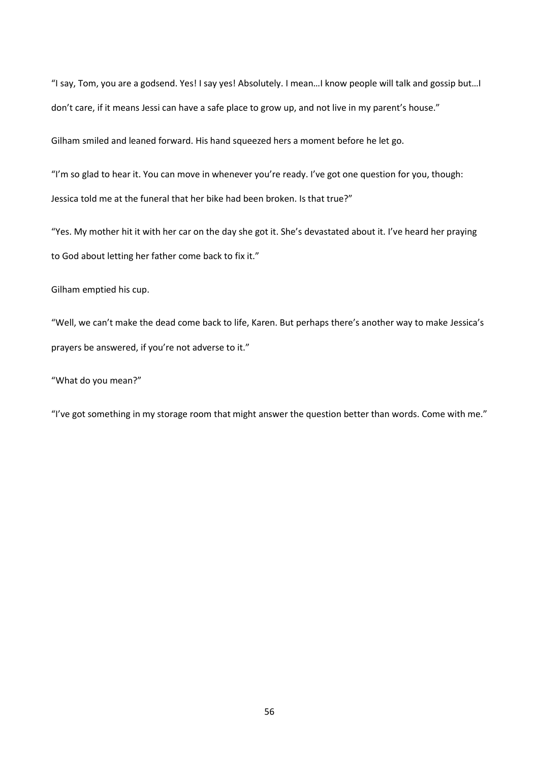"I say, Tom, you are a godsend. Yes! I say yes! Absolutely. I mean…I know people will talk and gossip but…I don't care, if it means Jessi can have a safe place to grow up, and not live in my parent's house."

Gilham smiled and leaned forward. His hand squeezed hers a moment before he let go.

"I'm so glad to hear it. You can move in whenever you're ready. I've got one question for you, though: Jessica told me at the funeral that her bike had been broken. Is that true?"

"Yes. My mother hit it with her car on the day she got it. She's devastated about it. I've heard her praying to God about letting her father come back to fix it."

Gilham emptied his cup.

"Well, we can't make the dead come back to life, Karen. But perhaps there's another way to make Jessica's prayers be answered, if you're not adverse to it."

"What do you mean?"

"I've got something in my storage room that might answer the question better than words. Come with me."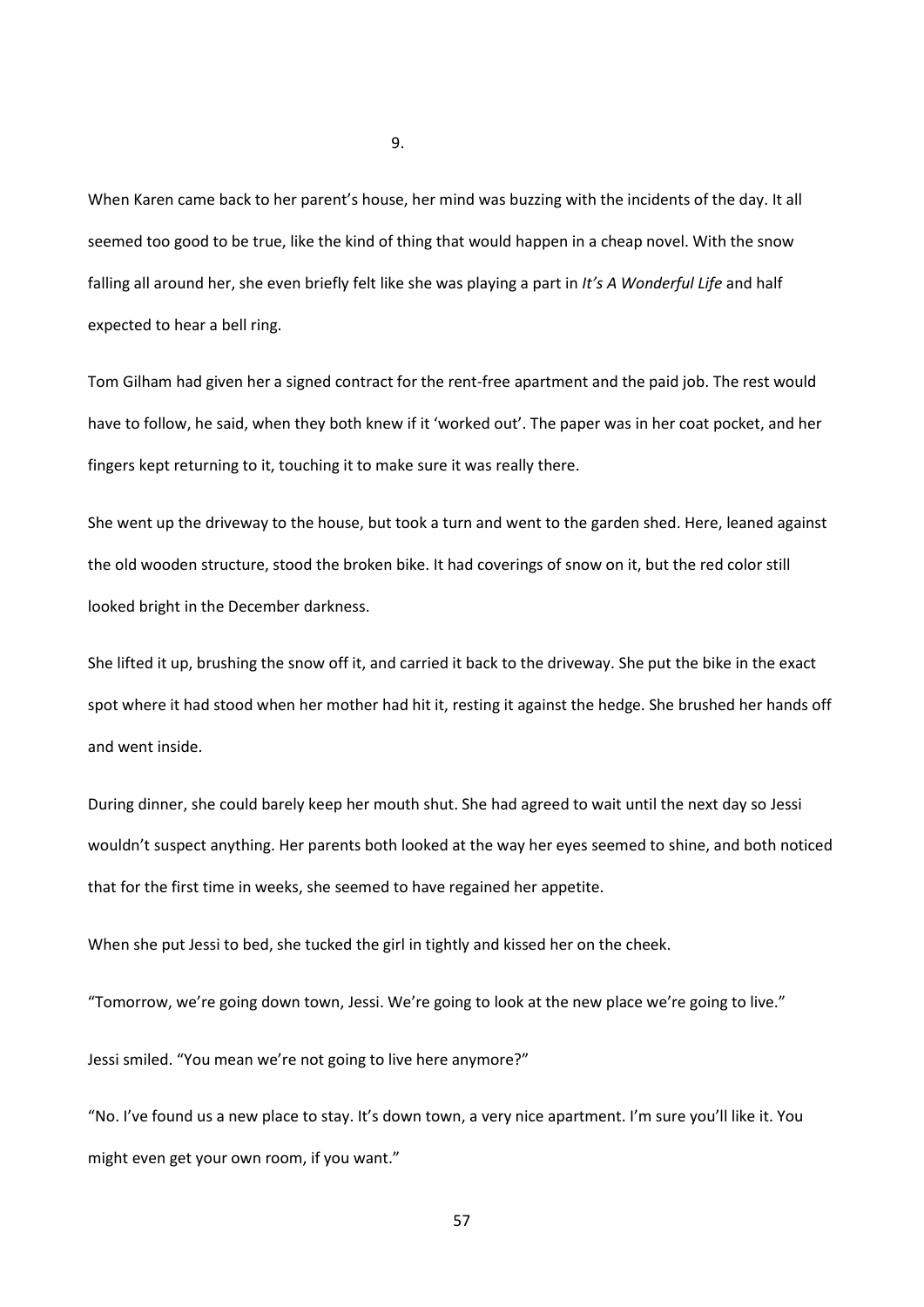## 9.

When Karen came back to her parent's house, her mind was buzzing with the incidents of the day. It all seemed too good to be true, like the kind of thing that would happen in a cheap novel. With the snow falling all around her, she even briefly felt like she was playing a part in *It's A Wonderful Life* and half expected to hear a bell ring.

Tom Gilham had given her a signed contract for the rent-free apartment and the paid job. The rest would have to follow, he said, when they both knew if it 'worked out'. The paper was in her coat pocket, and her fingers kept returning to it, touching it to make sure it was really there.

She went up the driveway to the house, but took a turn and went to the garden shed. Here, leaned against the old wooden structure, stood the broken bike. It had coverings of snow on it, but the red color still looked bright in the December darkness.

She lifted it up, brushing the snow off it, and carried it back to the driveway. She put the bike in the exact spot where it had stood when her mother had hit it, resting it against the hedge. She brushed her hands off and went inside.

During dinner, she could barely keep her mouth shut. She had agreed to wait until the next day so Jessi wouldn't suspect anything. Her parents both looked at the way her eyes seemed to shine, and both noticed that for the first time in weeks, she seemed to have regained her appetite.

When she put Jessi to bed, she tucked the girl in tightly and kissed her on the cheek.

"Tomorrow, we're going down town, Jessi. We're going to look at the new place we're going to live."

Jessi smiled. "You mean we're not going to live here anymore?"

"No. I've found us a new place to stay. It's down town, a very nice apartment. I'm sure you'll like it. You might even get your own room, if you want."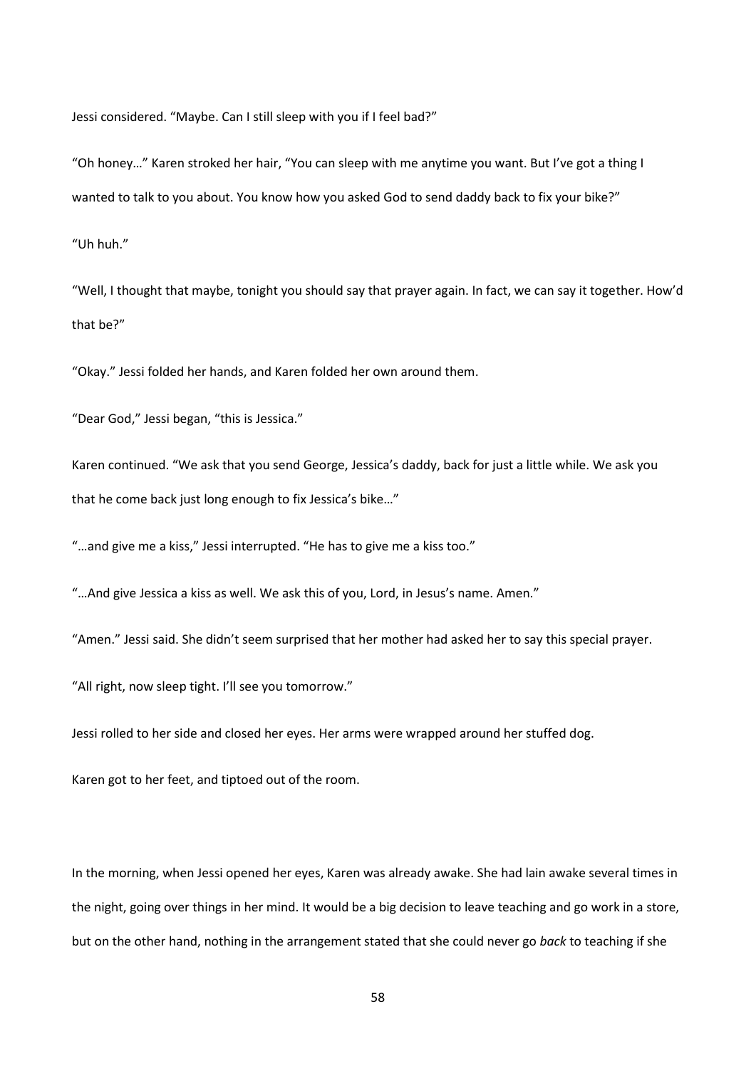Jessi considered. “Maybe. Can I still sleep with you if I feel bad?”

“Oh honey…” Karen stroked her hair, “You can sleep with me anytime you want. But I’ve got a thing I wanted to talk to you about. You know how you asked God to send daddy back to fix your bike?”

“Uh huh.”

“Well, I thought that maybe, tonight you should say that prayer again. In fact, we can say it together. How’d that be?”

“Okay.” Jessi folded her hands, and Karen folded her own around them.

“Dear God,” Jessi began, “this is Jessica.”

Karen continued. “We ask that you send George, Jessica’s daddy, back for just a little while. We ask you that he come back just long enough to fix Jessica’s bike…”

“…and give me a kiss,” Jessi interrupted. “He has to give me a kiss too.”

“…And give Jessica a kiss as well. We ask this of you, Lord, in Jesus’s name. Amen.”

“Amen.” Jessi said. She didn’t seem surprised that her mother had asked her to say this special prayer.

“All right, now sleep tight. I’ll see you tomorrow.”

Jessi rolled to her side and closed her eyes. Her arms were wrapped around her stuffed dog.

Karen got to her feet, and tiptoed out of the room.

In the morning, when Jessi opened her eyes, Karen was already awake. She had lain awake several times in the night, going over things in her mind. It would be a big decision to leave teaching and go work in a store, but on the other hand, nothing in the arrangement stated that she could never go *back* to teaching if she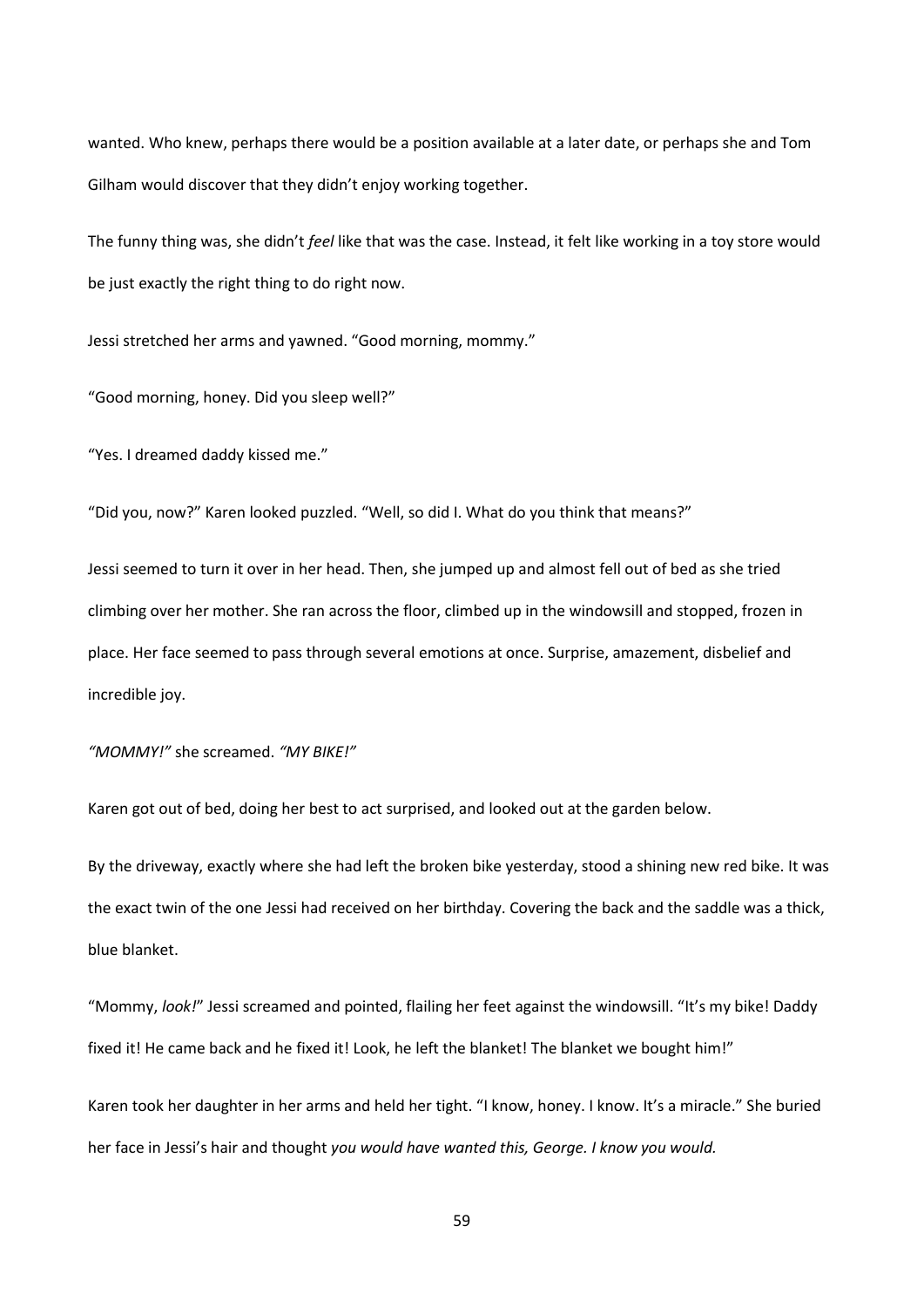wanted. Who knew, perhaps there would be a position available at a later date, or perhaps she and Tom Gilham would discover that they didn't enjoy working together.

The funny thing was, she didn't *feel* like that was the case. Instead, it felt like working in a toy store would be just exactly the right thing to do right now.

Jessi stretched her arms and yawned. "Good morning, mommy."

"Good morning, honey. Did you sleep well?"

"Yes. I dreamed daddy kissed me."

"Did you, now?" Karen looked puzzled. "Well, so did I. What do you think that means?"

Jessi seemed to turn it over in her head. Then, she jumped up and almost fell out of bed as she tried climbing over her mother. She ran across the floor, climbed up in the windowsill and stopped, frozen in place. Her face seemed to pass through several emotions at once. Surprise, amazement, disbelief and incredible joy.

*"MOMMY!"* she screamed. *"MY BIKE!"*

Karen got out of bed, doing her best to act surprised, and looked out at the garden below.

By the driveway, exactly where she had left the broken bike yesterday, stood a shining new red bike. It was the exact twin of the one Jessi had received on her birthday. Covering the back and the saddle was a thick, blue blanket.

"Mommy, *look!*" Jessi screamed and pointed, flailing her feet against the windowsill. "It's my bike! Daddy fixed it! He came back and he fixed it! Look, he left the blanket! The blanket we bought him!"

Karen took her daughter in her arms and held her tight. "I know, honey. I know. It's a miracle." She buried her face in Jessi's hair and thought *you would have wanted this, George. I know you would.*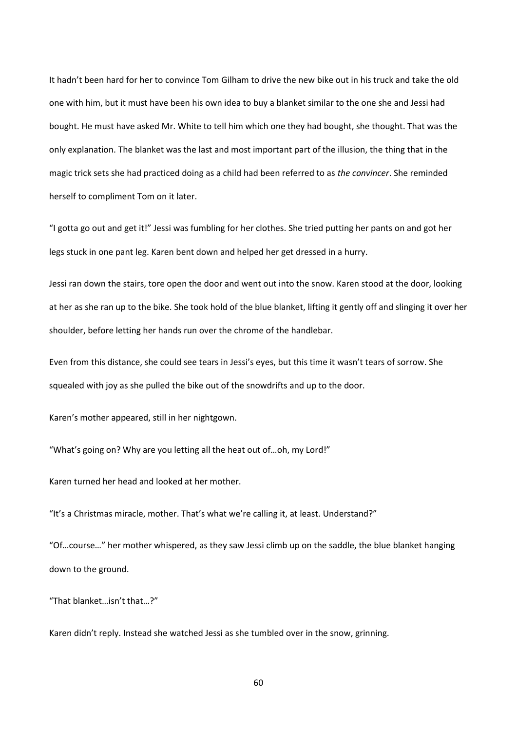It hadn't been hard for her to convince Tom Gilham to drive the new bike out in his truck and take the old one with him, but it must have been his own idea to buy a blanket similar to the one she and Jessi had bought. He must have asked Mr. White to tell him which one they had bought, she thought. That was the only explanation. The blanket was the last and most important part of the illusion, the thing that in the magic trick sets she had practiced doing as a child had been referred to as *the convincer*. She reminded herself to compliment Tom on it later.

"I gotta go out and get it!" Jessi was fumbling for her clothes. She tried putting her pants on and got her legs stuck in one pant leg. Karen bent down and helped her get dressed in a hurry.

Jessi ran down the stairs, tore open the door and went out into the snow. Karen stood at the door, looking at her as she ran up to the bike. She took hold of the blue blanket, lifting it gently off and slinging it over her shoulder, before letting her hands run over the chrome of the handlebar.

Even from this distance, she could see tears in Jessi's eyes, but this time it wasn't tears of sorrow. She squealed with joy as she pulled the bike out of the snowdrifts and up to the door.

Karen's mother appeared, still in her nightgown.

"What's going on? Why are you letting all the heat out of…oh, my Lord!"

Karen turned her head and looked at her mother.

"It's a Christmas miracle, mother. That's what we're calling it, at least. Understand?"

"Of…course…" her mother whispered, as they saw Jessi climb up on the saddle, the blue blanket hanging down to the ground.

"That blanket…isn't that…?"

Karen didn't reply. Instead she watched Jessi as she tumbled over in the snow, grinning.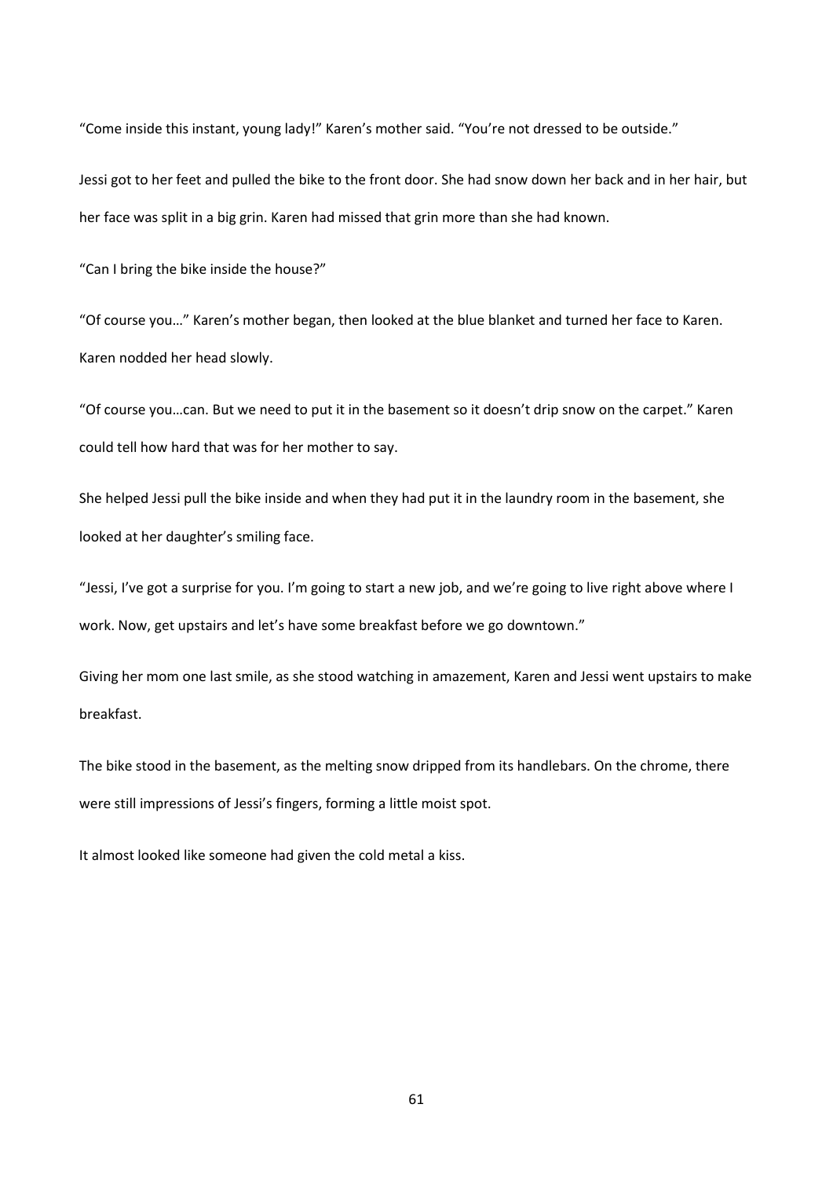"Come inside this instant, young lady!" Karen's mother said. "You're not dressed to be outside."

Jessi got to her feet and pulled the bike to the front door. She had snow down her back and in her hair, but her face was split in a big grin. Karen had missed that grin more than she had known.

"Can I bring the bike inside the house?"

"Of course you…" Karen's mother began, then looked at the blue blanket and turned her face to Karen. Karen nodded her head slowly.

"Of course you…can. But we need to put it in the basement so it doesn't drip snow on the carpet." Karen could tell how hard that was for her mother to say.

She helped Jessi pull the bike inside and when they had put it in the laundry room in the basement, she looked at her daughter's smiling face.

"Jessi, I've got a surprise for you. I'm going to start a new job, and we're going to live right above where I work. Now, get upstairs and let's have some breakfast before we go downtown."

Giving her mom one last smile, as she stood watching in amazement, Karen and Jessi went upstairs to make breakfast.

The bike stood in the basement, as the melting snow dripped from its handlebars. On the chrome, there were still impressions of Jessi's fingers, forming a little moist spot.

It almost looked like someone had given the cold metal a kiss.